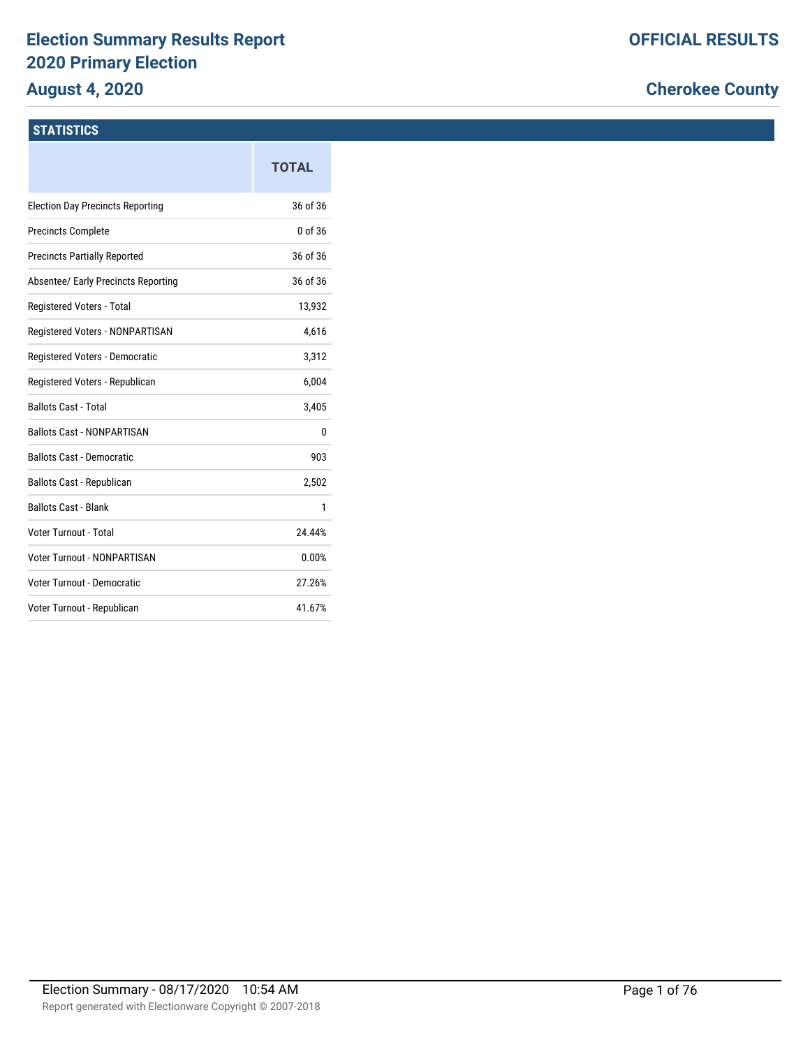# Election Summary Results Report
## 2020 Primary Election
## August 4, 2020

**OFFICIAL RESULTS**

**Cherokee County**

### STATISTICS

| | TOTAL |
|---|---|
| Election Day Precincts Reporting | 36 of 36 |
| Precincts Complete | 0 of 36 |
| Precincts Partially Reported | 36 of 36 |
| Absentee/ Early Precincts Reporting | 36 of 36 |
| Registered Voters - Total | 13,932 |
| Registered Voters - NONPARTISAN | 4,616 |
| Registered Voters - Democratic | 3,312 |
| Registered Voters - Republican | 6,004 |
| Ballots Cast - Total | 3,405 |
| Ballots Cast - NONPARTISAN | 0 |
| Ballots Cast - Democratic | 903 |
| Ballots Cast - Republican | 2,502 |
| Ballots Cast - Blank | 1 |
| Voter Turnout - Total | 24.44% |
| Voter Turnout - NONPARTISAN | 0.00% |
| Voter Turnout - Democratic | 27.26% |
| Voter Turnout - Republican | 41.67% |

Election Summary - 08/17/2020 10:54 AM

Report generated with Electionware Copyright © 2007-2018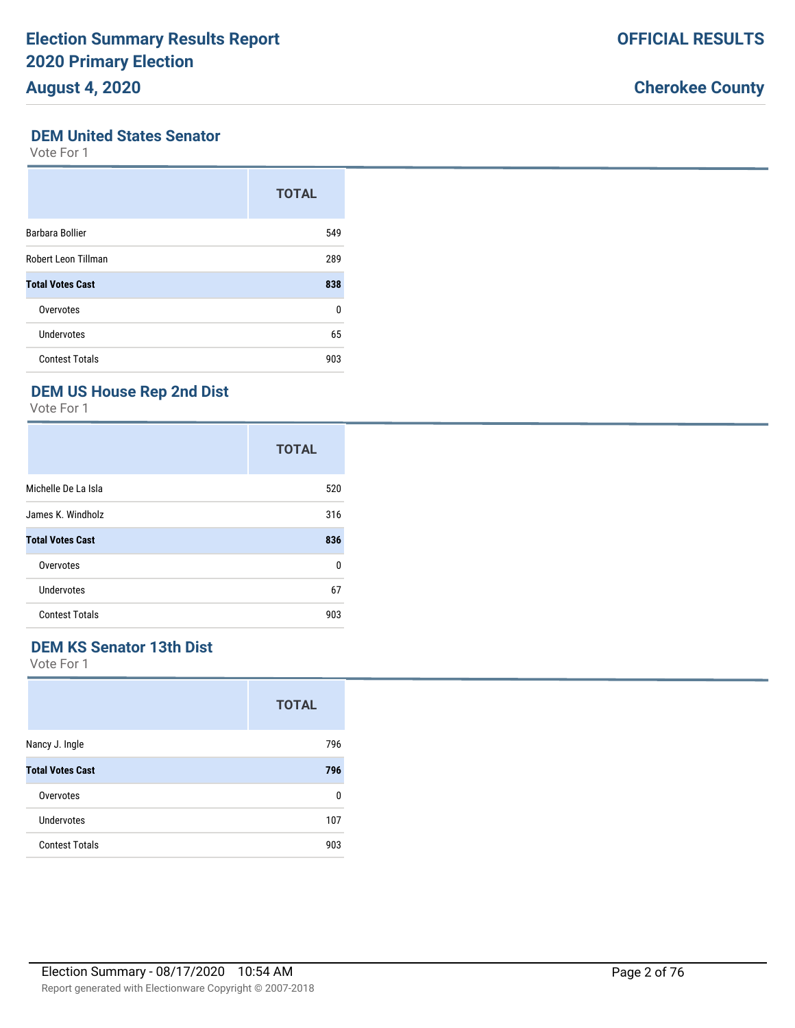## DEM United States Senator

Vote For 1

| | TOTAL |
|---|---|
| Barbara Bollier | 549 |
| Robert Leon Tillman | 289 |
| **Total Votes Cast** | **838** |
| Overvotes | 0 |
| Undervotes | 65 |
| Contest Totals | 903 |

## DEM US House Rep 2nd Dist

Vote For 1

| | TOTAL |
|---|---|
| Michelle De La Isla | 520 |
| James K. Windholz | 316 |
| **Total Votes Cast** | **836** |
| Overvotes | 0 |
| Undervotes | 67 |
| Contest Totals | 903 |

## DEM KS Senator 13th Dist

Vote For 1

| | TOTAL |
|---|---|
| Nancy J. Ingle | 796 |
| **Total Votes Cast** | **796** |
| Overvotes | 0 |
| Undervotes | 107 |
| Contest Totals | 903 |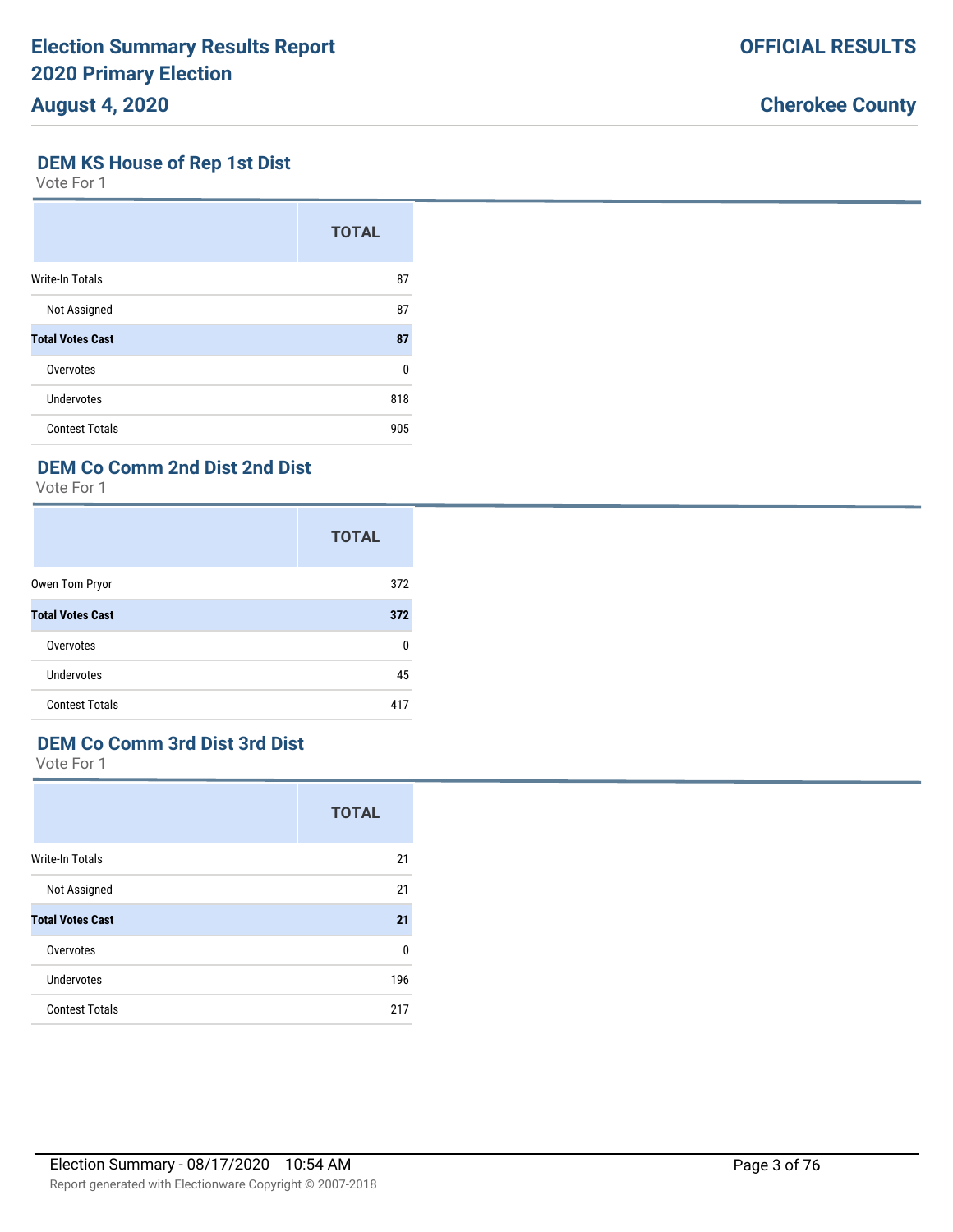## DEM KS House of Rep 1st Dist

Vote For 1

| | TOTAL |
|---|---|
| Write-In Totals | 87 |
| Not Assigned | 87 |
| **Total Votes Cast** | **87** |
| Overvotes | 0 |
| Undervotes | 818 |
| Contest Totals | 905 |

## DEM Co Comm 2nd Dist 2nd Dist

Vote For 1

| | TOTAL |
|---|---|
| Owen Tom Pryor | 372 |
| **Total Votes Cast** | **372** |
| Overvotes | 0 |
| Undervotes | 45 |
| Contest Totals | 417 |

## DEM Co Comm 3rd Dist 3rd Dist

Vote For 1

| | TOTAL |
|---|---|
| Write-In Totals | 21 |
| Not Assigned | 21 |
| **Total Votes Cast** | **21** |
| Overvotes | 0 |
| Undervotes | 196 |
| Contest Totals | 217 |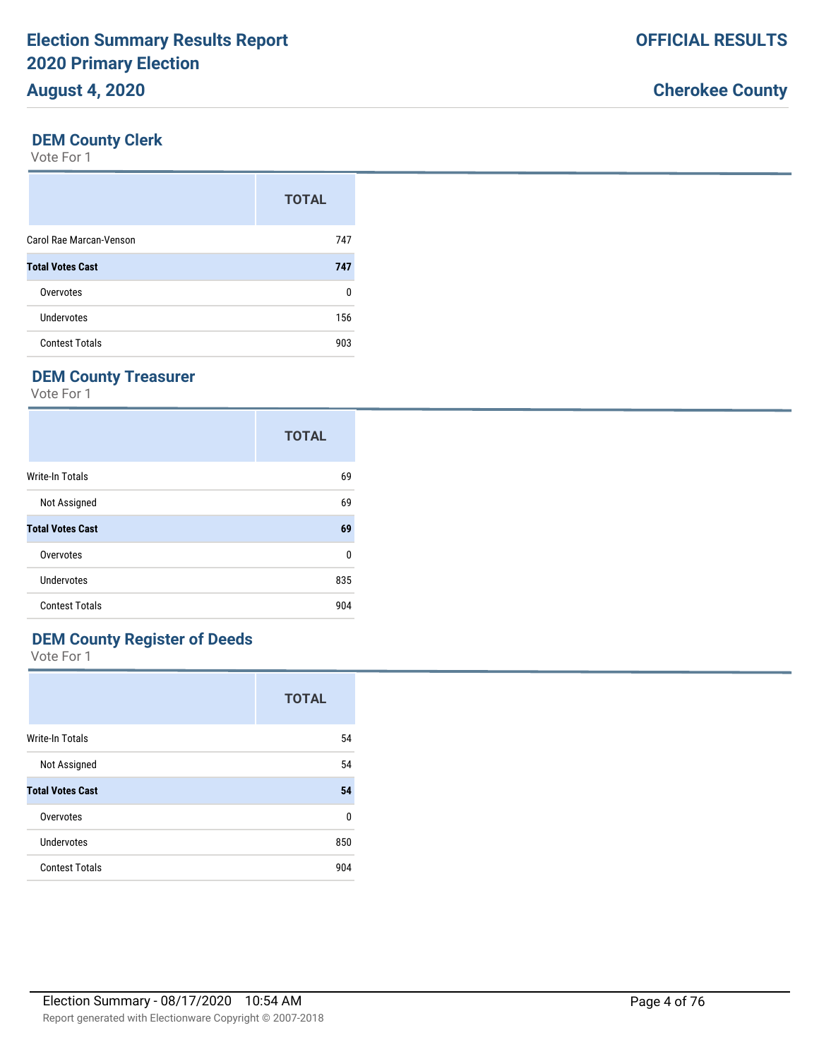## DEM County Clerk

Vote For 1

| | TOTAL |
|---|---|
| Carol Rae Marcan-Venson | 747 |
| **Total Votes Cast** | **747** |
| Overvotes | 0 |
| Undervotes | 156 |
| Contest Totals | 903 |

## DEM County Treasurer

Vote For 1

| | TOTAL |
|---|---|
| Write-In Totals | 69 |
| Not Assigned | 69 |
| **Total Votes Cast** | **69** |
| Overvotes | 0 |
| Undervotes | 835 |
| Contest Totals | 904 |

## DEM County Register of Deeds

Vote For 1

| | TOTAL |
|---|---|
| Write-In Totals | 54 |
| Not Assigned | 54 |
| **Total Votes Cast** | **54** |
| Overvotes | 0 |
| Undervotes | 850 |
| Contest Totals | 904 |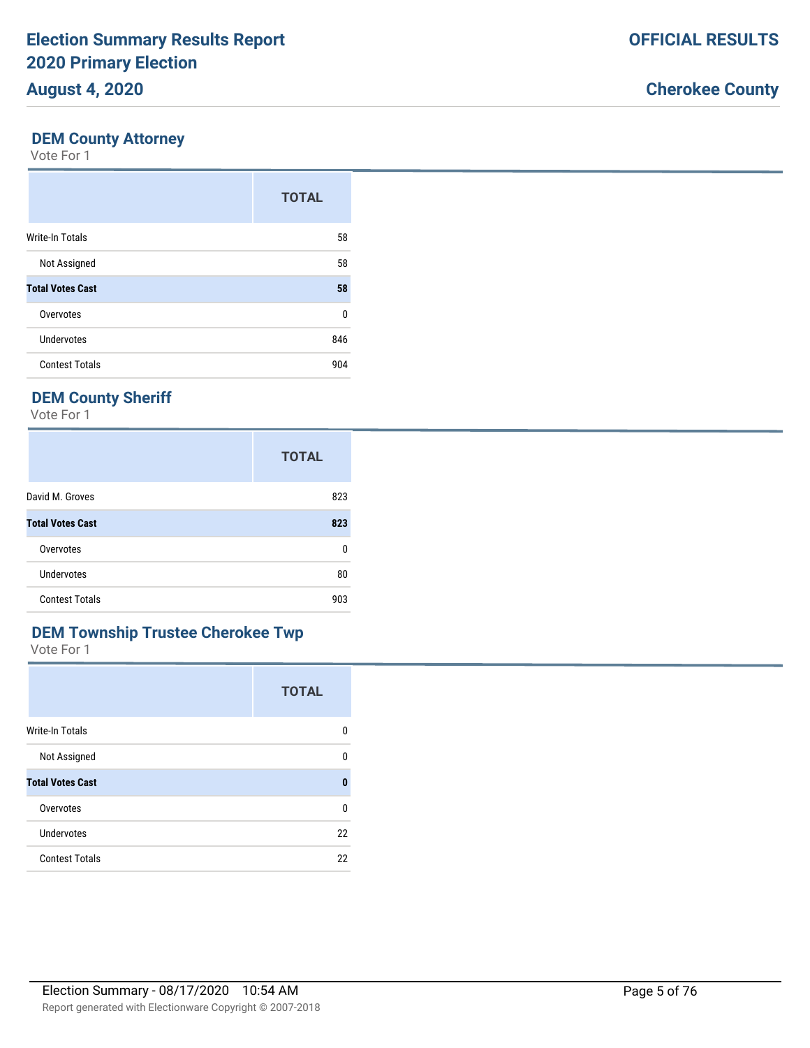## DEM County Attorney

Vote For 1

| | TOTAL |
|---|---|
| Write-In Totals | 58 |
| Not Assigned | 58 |
| **Total Votes Cast** | **58** |
| Overvotes | 0 |
| Undervotes | 846 |
| Contest Totals | 904 |

## DEM County Sheriff

Vote For 1

| | TOTAL |
|---|---|
| David M. Groves | 823 |
| **Total Votes Cast** | **823** |
| Overvotes | 0 |
| Undervotes | 80 |
| Contest Totals | 903 |

## DEM Township Trustee Cherokee Twp

Vote For 1

| | TOTAL |
|---|---|
| Write-In Totals | 0 |
| Not Assigned | 0 |
| **Total Votes Cast** | **0** |
| Overvotes | 0 |
| Undervotes | 22 |
| Contest Totals | 22 |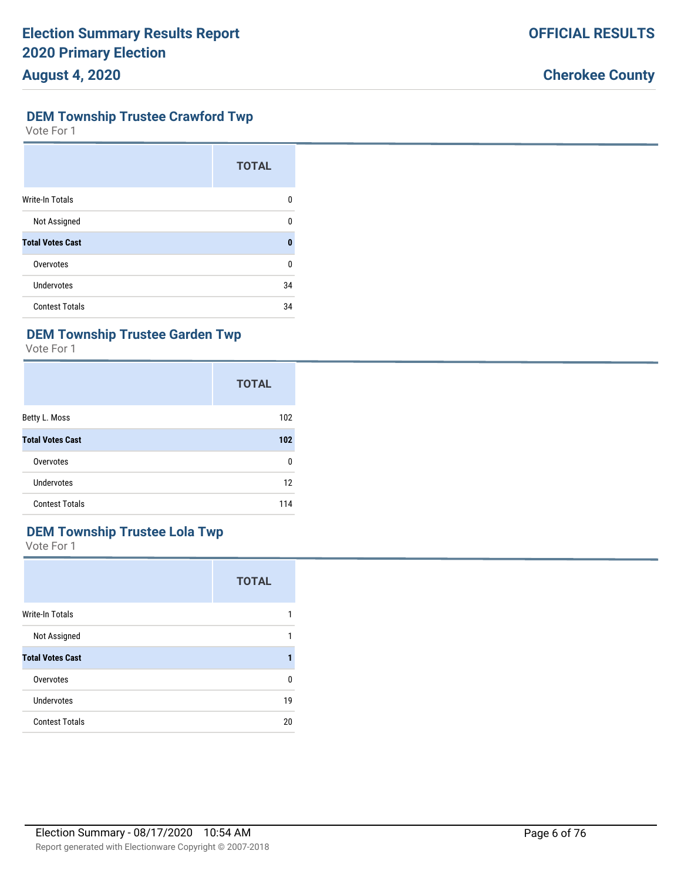## DEM Township Trustee Crawford Twp

Vote For 1

| | TOTAL |
|---|---|
| Write-In Totals | 0 |
| Not Assigned | 0 |
| **Total Votes Cast** | **0** |
| Overvotes | 0 |
| Undervotes | 34 |
| Contest Totals | 34 |

## DEM Township Trustee Garden Twp

Vote For 1

| | TOTAL |
|---|---|
| Betty L. Moss | 102 |
| **Total Votes Cast** | **102** |
| Overvotes | 0 |
| Undervotes | 12 |
| Contest Totals | 114 |

## DEM Township Trustee Lola Twp

Vote For 1

| | TOTAL |
|---|---|
| Write-In Totals | 1 |
| Not Assigned | 1 |
| **Total Votes Cast** | **1** |
| Overvotes | 0 |
| Undervotes | 19 |
| Contest Totals | 20 |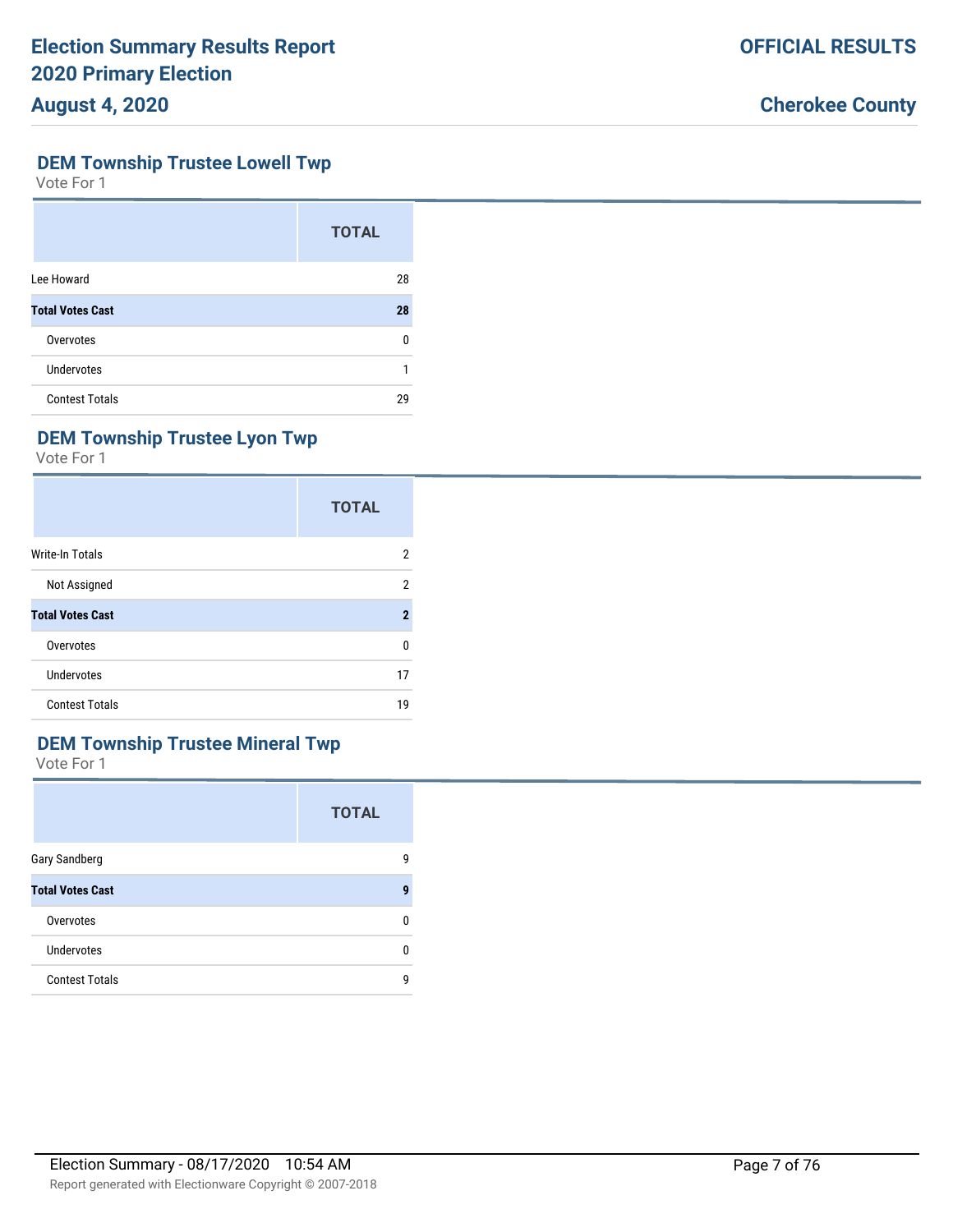## DEM Township Trustee Lowell Twp

Vote For 1

| | TOTAL |
|---|---|
| Lee Howard | 28 |
| **Total Votes Cast** | **28** |
| Overvotes | 0 |
| Undervotes | 1 |
| Contest Totals | 29 |

## DEM Township Trustee Lyon Twp

Vote For 1

| | TOTAL |
|---|---|
| Write-In Totals | 2 |
| Not Assigned | 2 |
| **Total Votes Cast** | **2** |
| Overvotes | 0 |
| Undervotes | 17 |
| Contest Totals | 19 |

## DEM Township Trustee Mineral Twp

Vote For 1

| | TOTAL |
|---|---|
| Gary Sandberg | 9 |
| **Total Votes Cast** | **9** |
| Overvotes | 0 |
| Undervotes | 0 |
| Contest Totals | 9 |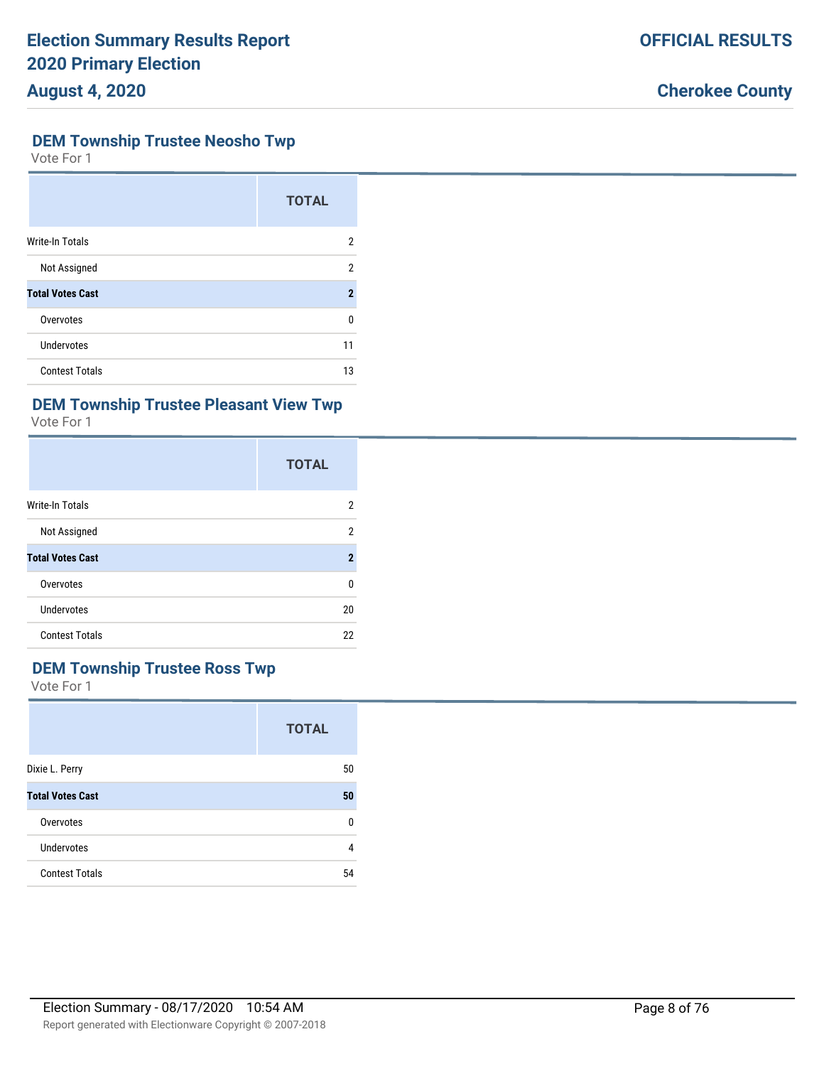## DEM Township Trustee Neosho Twp

Vote For 1

| | TOTAL |
|---|---|
| Write-In Totals | 2 |
| Not Assigned | 2 |
| **Total Votes Cast** | **2** |
| Overvotes | 0 |
| Undervotes | 11 |
| Contest Totals | 13 |

## DEM Township Trustee Pleasant View Twp

Vote For 1

| | TOTAL |
|---|---|
| Write-In Totals | 2 |
| Not Assigned | 2 |
| **Total Votes Cast** | **2** |
| Overvotes | 0 |
| Undervotes | 20 |
| Contest Totals | 22 |

## DEM Township Trustee Ross Twp

Vote For 1

| | TOTAL |
|---|---|
| Dixie L. Perry | 50 |
| **Total Votes Cast** | **50** |
| Overvotes | 0 |
| Undervotes | 4 |
| Contest Totals | 54 |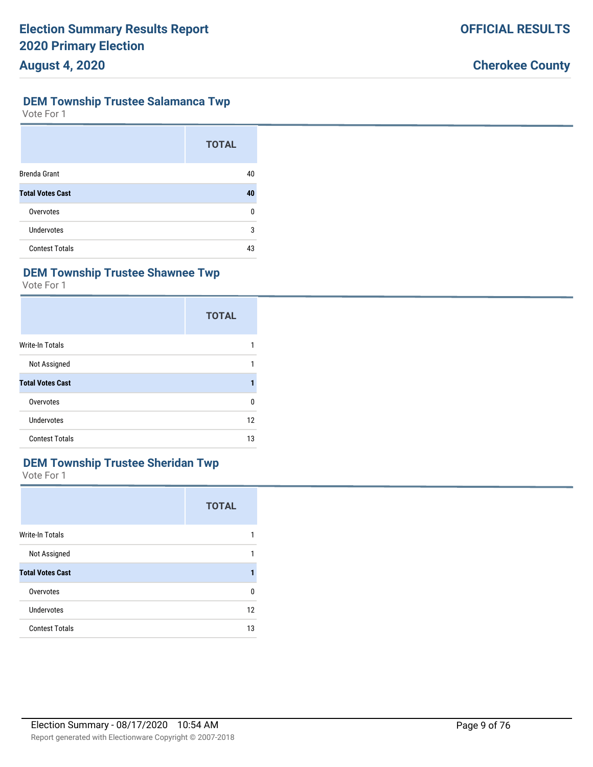## DEM Township Trustee Salamanca Twp

Vote For 1

| | TOTAL |
|---|---|
| Brenda Grant | 40 |
| **Total Votes Cast** | **40** |
| Overvotes | 0 |
| Undervotes | 3 |
| Contest Totals | 43 |

## DEM Township Trustee Shawnee Twp

Vote For 1

| | TOTAL |
|---|---|
| Write-In Totals | 1 |
| Not Assigned | 1 |
| **Total Votes Cast** | **1** |
| Overvotes | 0 |
| Undervotes | 12 |
| Contest Totals | 13 |

## DEM Township Trustee Sheridan Twp

Vote For 1

| | TOTAL |
|---|---|
| Write-In Totals | 1 |
| Not Assigned | 1 |
| **Total Votes Cast** | **1** |
| Overvotes | 0 |
| Undervotes | 12 |
| Contest Totals | 13 |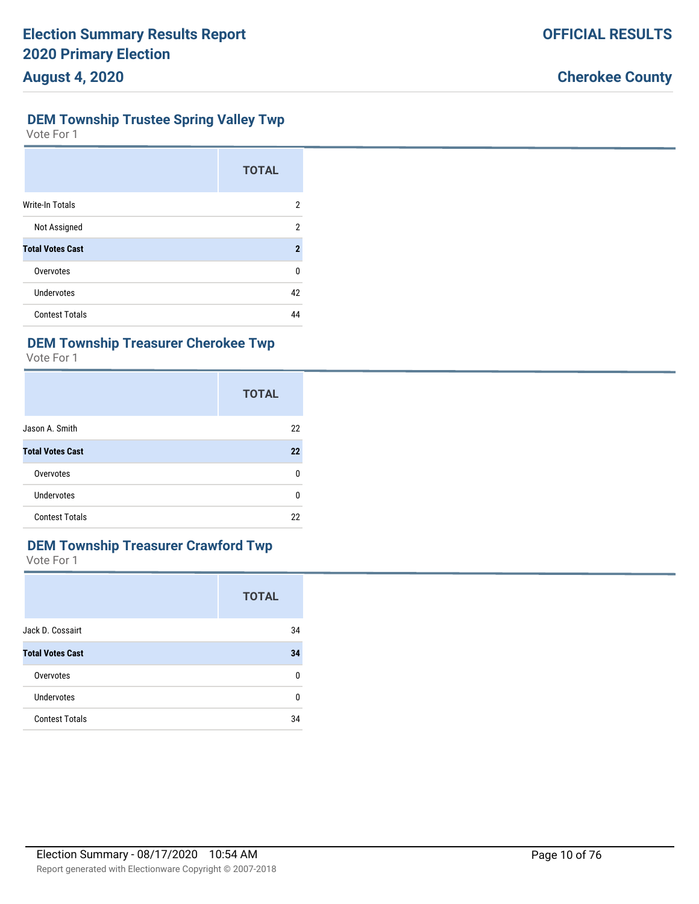## DEM Township Trustee Spring Valley Twp

Vote For 1

| | TOTAL |
|---|---|
| Write-In Totals | 2 |
| Not Assigned | 2 |
| **Total Votes Cast** | **2** |
| Overvotes | 0 |
| Undervotes | 42 |
| Contest Totals | 44 |

## DEM Township Treasurer Cherokee Twp

Vote For 1

| | TOTAL |
|---|---|
| Jason A. Smith | 22 |
| **Total Votes Cast** | **22** |
| Overvotes | 0 |
| Undervotes | 0 |
| Contest Totals | 22 |

## DEM Township Treasurer Crawford Twp

Vote For 1

| | TOTAL |
|---|---|
| Jack D. Cossairt | 34 |
| **Total Votes Cast** | **34** |
| Overvotes | 0 |
| Undervotes | 0 |
| Contest Totals | 34 |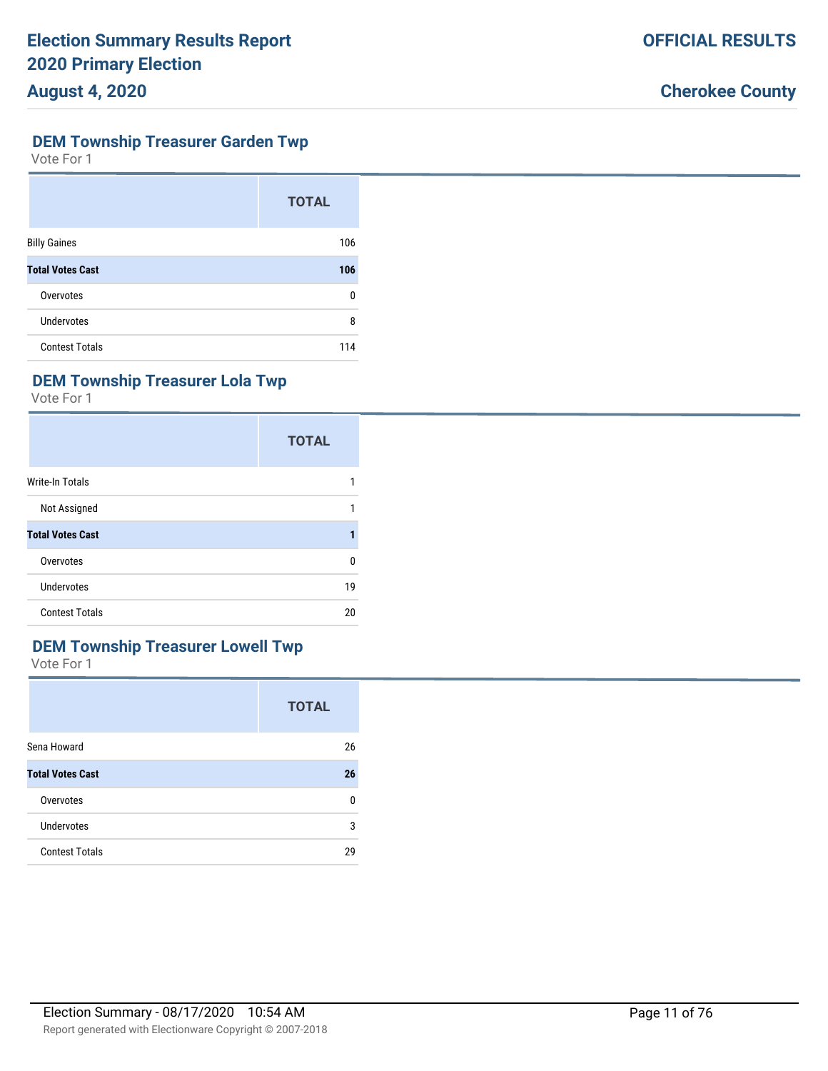## DEM Township Treasurer Garden Twp

Vote For 1

| | TOTAL |
|---|---|
| Billy Gaines | 106 |
| **Total Votes Cast** | **106** |
| Overvotes | 0 |
| Undervotes | 8 |
| Contest Totals | 114 |

## DEM Township Treasurer Lola Twp

Vote For 1

| | TOTAL |
|---|---|
| Write-In Totals | 1 |
| Not Assigned | 1 |
| **Total Votes Cast** | **1** |
| Overvotes | 0 |
| Undervotes | 19 |
| Contest Totals | 20 |

## DEM Township Treasurer Lowell Twp

Vote For 1

| | TOTAL |
|---|---|
| Sena Howard | 26 |
| **Total Votes Cast** | **26** |
| Overvotes | 0 |
| Undervotes | 3 |
| Contest Totals | 29 |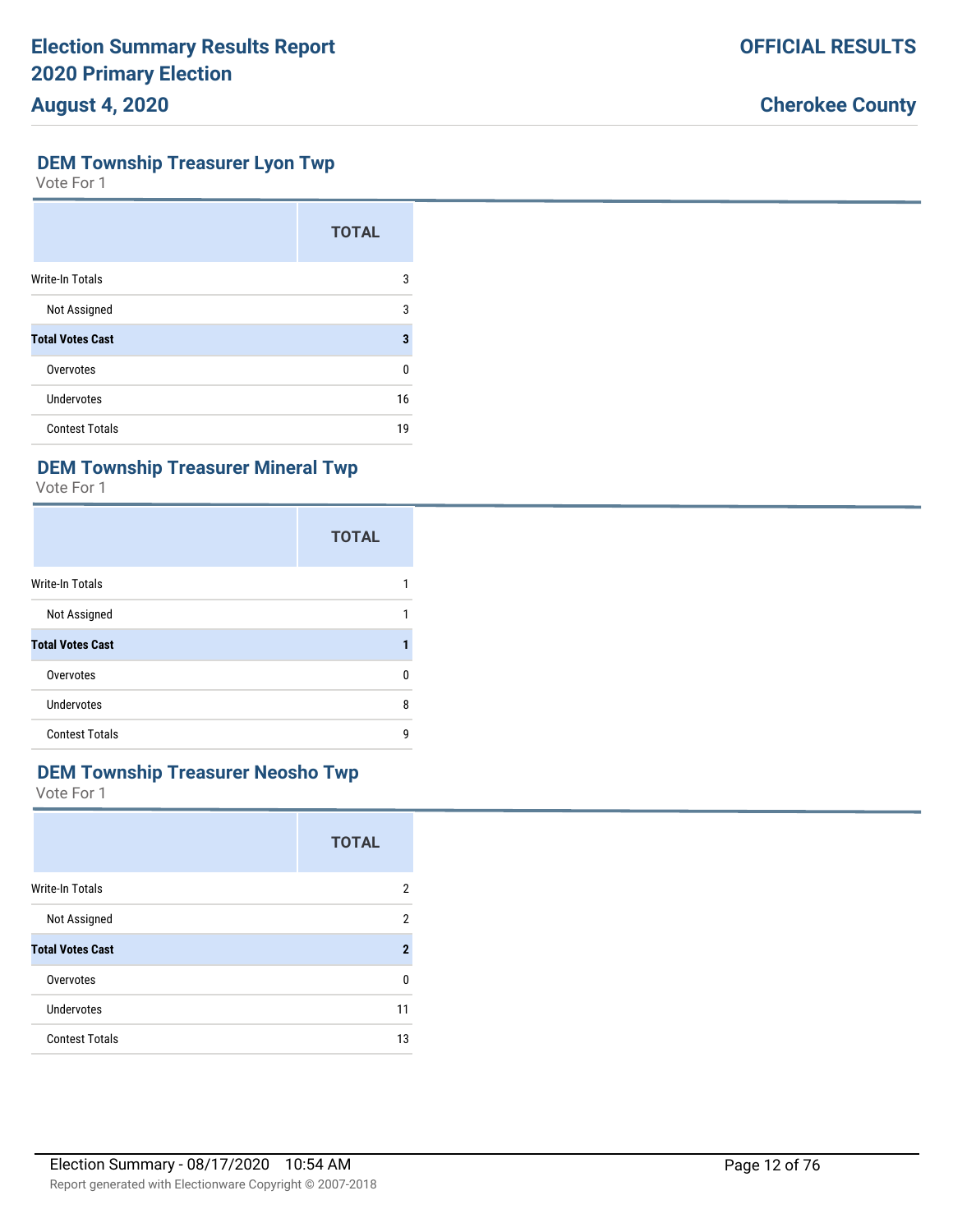## DEM Township Treasurer Lyon Twp

Vote For 1

| | TOTAL |
|---|---|
| Write-In Totals | 3 |
| Not Assigned | 3 |
| **Total Votes Cast** | **3** |
| Overvotes | 0 |
| Undervotes | 16 |
| Contest Totals | 19 |

## DEM Township Treasurer Mineral Twp

Vote For 1

| | TOTAL |
|---|---|
| Write-In Totals | 1 |
| Not Assigned | 1 |
| **Total Votes Cast** | **1** |
| Overvotes | 0 |
| Undervotes | 8 |
| Contest Totals | 9 |

## DEM Township Treasurer Neosho Twp

Vote For 1

| | TOTAL |
|---|---|
| Write-In Totals | 2 |
| Not Assigned | 2 |
| **Total Votes Cast** | **2** |
| Overvotes | 0 |
| Undervotes | 11 |
| Contest Totals | 13 |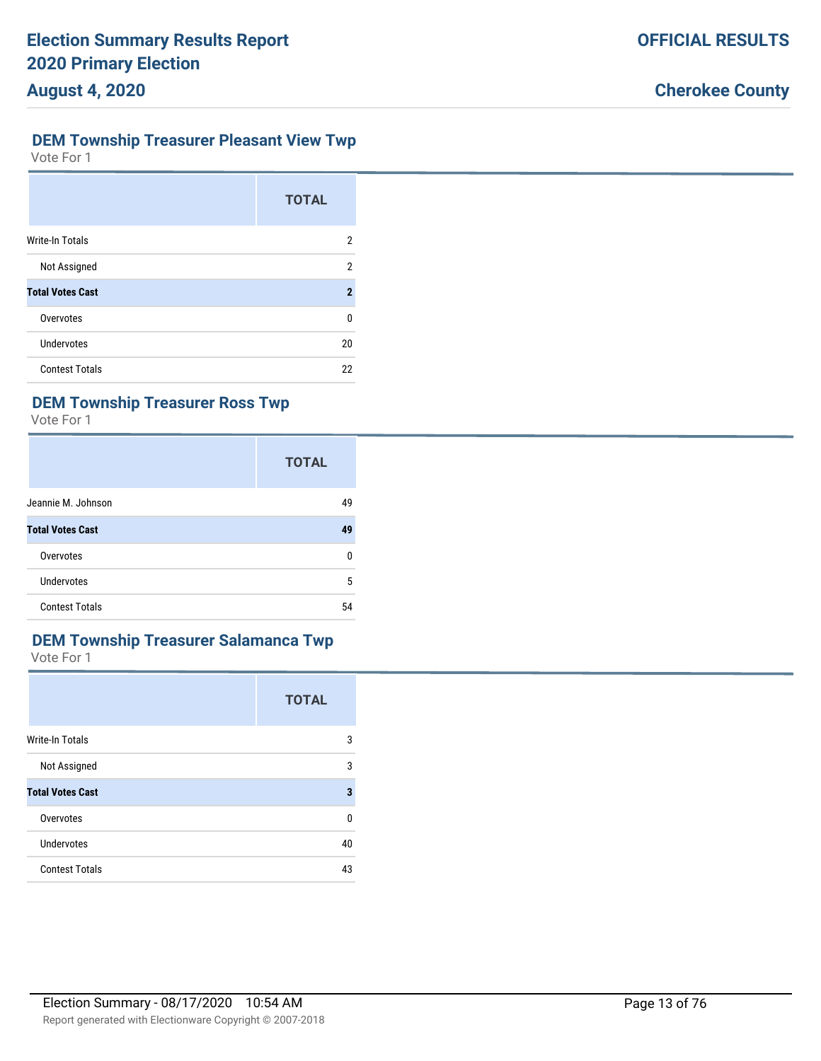## DEM Township Treasurer Pleasant View Twp

Vote For 1

| | TOTAL |
|---|---|
| Write-In Totals | 2 |
| Not Assigned | 2 |
| **Total Votes Cast** | **2** |
| Overvotes | 0 |
| Undervotes | 20 |
| Contest Totals | 22 |

## DEM Township Treasurer Ross Twp

Vote For 1

| | TOTAL |
|---|---|
| Jeannie M. Johnson | 49 |
| **Total Votes Cast** | **49** |
| Overvotes | 0 |
| Undervotes | 5 |
| Contest Totals | 54 |

## DEM Township Treasurer Salamanca Twp

Vote For 1

| | TOTAL |
|---|---|
| Write-In Totals | 3 |
| Not Assigned | 3 |
| **Total Votes Cast** | **3** |
| Overvotes | 0 |
| Undervotes | 40 |
| Contest Totals | 43 |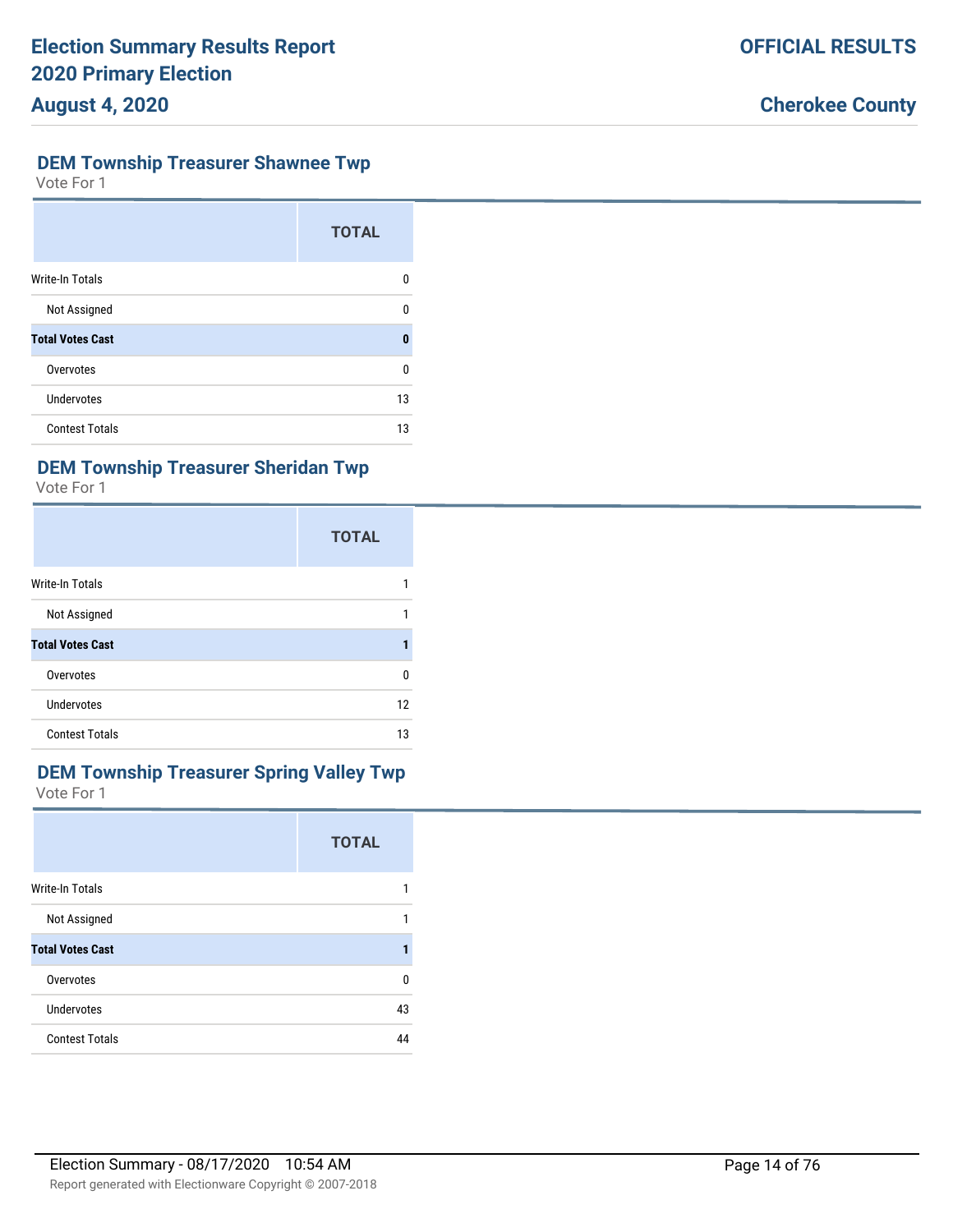## DEM Township Treasurer Shawnee Twp

Vote For 1

| | TOTAL |
|---|---|
| Write-In Totals | 0 |
| Not Assigned | 0 |
| **Total Votes Cast** | **0** |
| Overvotes | 0 |
| Undervotes | 13 |
| Contest Totals | 13 |

## DEM Township Treasurer Sheridan Twp

Vote For 1

| | TOTAL |
|---|---|
| Write-In Totals | 1 |
| Not Assigned | 1 |
| **Total Votes Cast** | **1** |
| Overvotes | 0 |
| Undervotes | 12 |
| Contest Totals | 13 |

## DEM Township Treasurer Spring Valley Twp

Vote For 1

| | TOTAL |
|---|---|
| Write-In Totals | 1 |
| Not Assigned | 1 |
| **Total Votes Cast** | **1** |
| Overvotes | 0 |
| Undervotes | 43 |
| Contest Totals | 44 |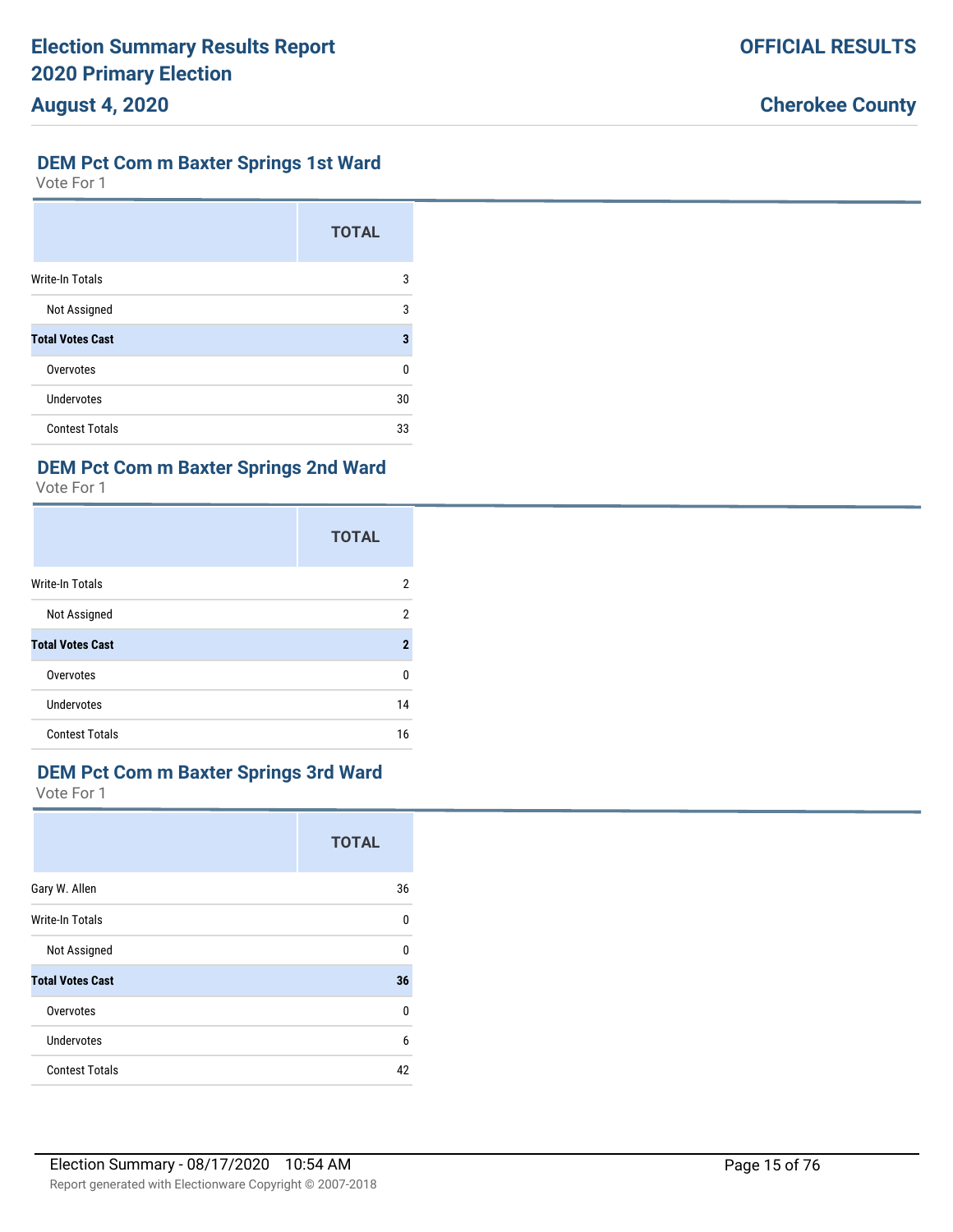## DEM Pct Com m Baxter Springs 1st Ward

Vote For 1

| | TOTAL |
|---|---|
| Write-In Totals | 3 |
| Not Assigned | 3 |
| **Total Votes Cast** | **3** |
| Overvotes | 0 |
| Undervotes | 30 |
| Contest Totals | 33 |

## DEM Pct Com m Baxter Springs 2nd Ward

Vote For 1

| | TOTAL |
|---|---|
| Write-In Totals | 2 |
| Not Assigned | 2 |
| **Total Votes Cast** | **2** |
| Overvotes | 0 |
| Undervotes | 14 |
| Contest Totals | 16 |

## DEM Pct Com m Baxter Springs 3rd Ward

Vote For 1

| | TOTAL |
|---|---|
| Gary W. Allen | 36 |
| Write-In Totals | 0 |
| Not Assigned | 0 |
| **Total Votes Cast** | **36** |
| Overvotes | 0 |
| Undervotes | 6 |
| Contest Totals | 42 |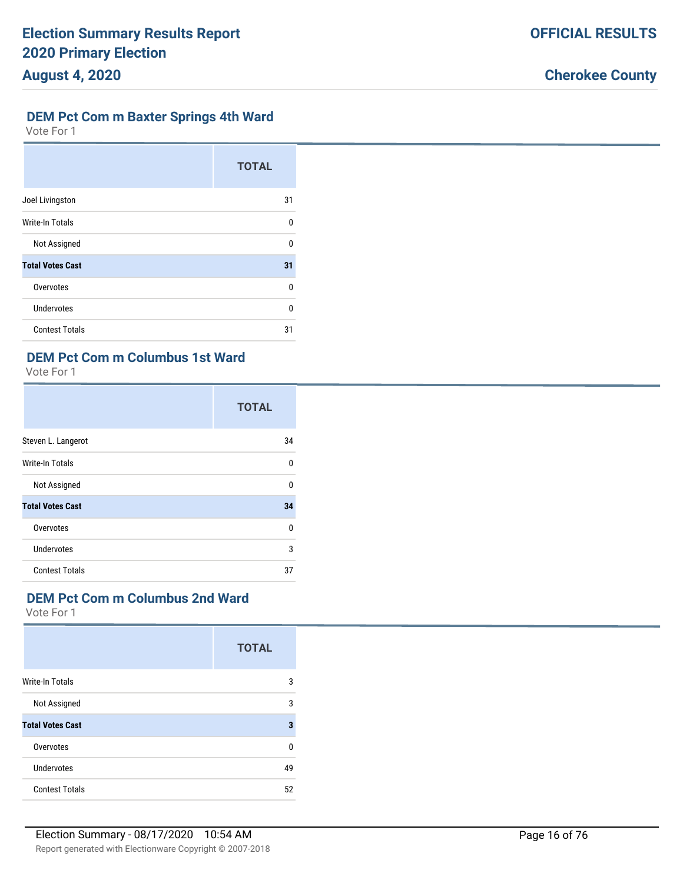## DEM Pct Com m Baxter Springs 4th Ward

Vote For 1

| | TOTAL |
|---|---|
| Joel Livingston | 31 |
| Write-In Totals | 0 |
| Not Assigned | 0 |
| **Total Votes Cast** | **31** |
| Overvotes | 0 |
| Undervotes | 0 |
| Contest Totals | 31 |

## DEM Pct Com m Columbus 1st Ward

Vote For 1

| | TOTAL |
|---|---|
| Steven L. Langerot | 34 |
| Write-In Totals | 0 |
| Not Assigned | 0 |
| **Total Votes Cast** | **34** |
| Overvotes | 0 |
| Undervotes | 3 |
| Contest Totals | 37 |

## DEM Pct Com m Columbus 2nd Ward

Vote For 1

| | TOTAL |
|---|---|
| Write-In Totals | 3 |
| Not Assigned | 3 |
| **Total Votes Cast** | **3** |
| Overvotes | 0 |
| Undervotes | 49 |
| Contest Totals | 52 |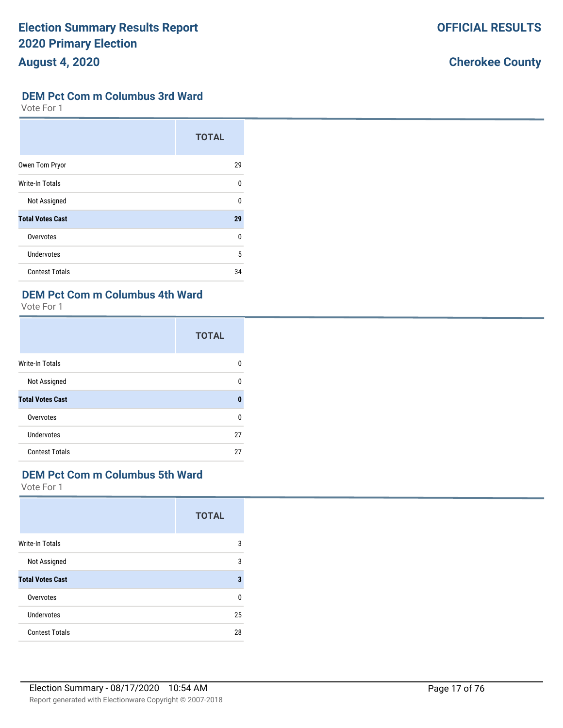## DEM Pct Com m Columbus 3rd Ward

Vote For 1

| | TOTAL |
|---|---|
| Owen Tom Pryor | 29 |
| Write-In Totals | 0 |
| Not Assigned | 0 |
| **Total Votes Cast** | **29** |
| Overvotes | 0 |
| Undervotes | 5 |
| Contest Totals | 34 |

## DEM Pct Com m Columbus 4th Ward

Vote For 1

| | TOTAL |
|---|---|
| Write-In Totals | 0 |
| Not Assigned | 0 |
| **Total Votes Cast** | **0** |
| Overvotes | 0 |
| Undervotes | 27 |
| Contest Totals | 27 |

## DEM Pct Com m Columbus 5th Ward

Vote For 1

| | TOTAL |
|---|---|
| Write-In Totals | 3 |
| Not Assigned | 3 |
| **Total Votes Cast** | **3** |
| Overvotes | 0 |
| Undervotes | 25 |
| Contest Totals | 28 |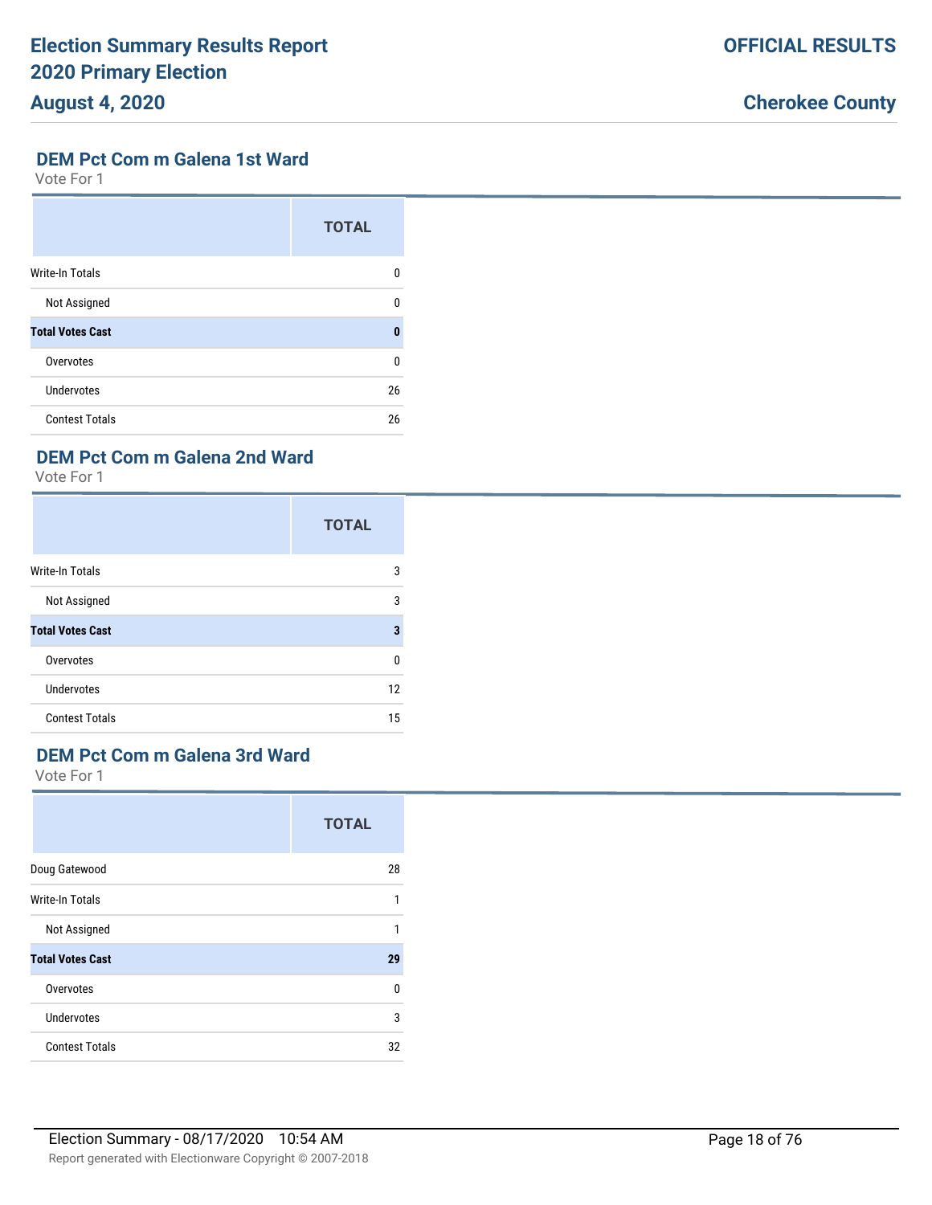## DEM Pct Com m Galena 1st Ward

Vote For 1

| | TOTAL |
|---|---|
| Write-In Totals | 0 |
| Not Assigned | 0 |
| **Total Votes Cast** | **0** |
| Overvotes | 0 |
| Undervotes | 26 |
| Contest Totals | 26 |

## DEM Pct Com m Galena 2nd Ward

Vote For 1

| | TOTAL |
|---|---|
| Write-In Totals | 3 |
| Not Assigned | 3 |
| **Total Votes Cast** | **3** |
| Overvotes | 0 |
| Undervotes | 12 |
| Contest Totals | 15 |

## DEM Pct Com m Galena 3rd Ward

Vote For 1

| | TOTAL |
|---|---|
| Doug Gatewood | 28 |
| Write-In Totals | 1 |
| Not Assigned | 1 |
| **Total Votes Cast** | **29** |
| Overvotes | 0 |
| Undervotes | 3 |
| Contest Totals | 32 |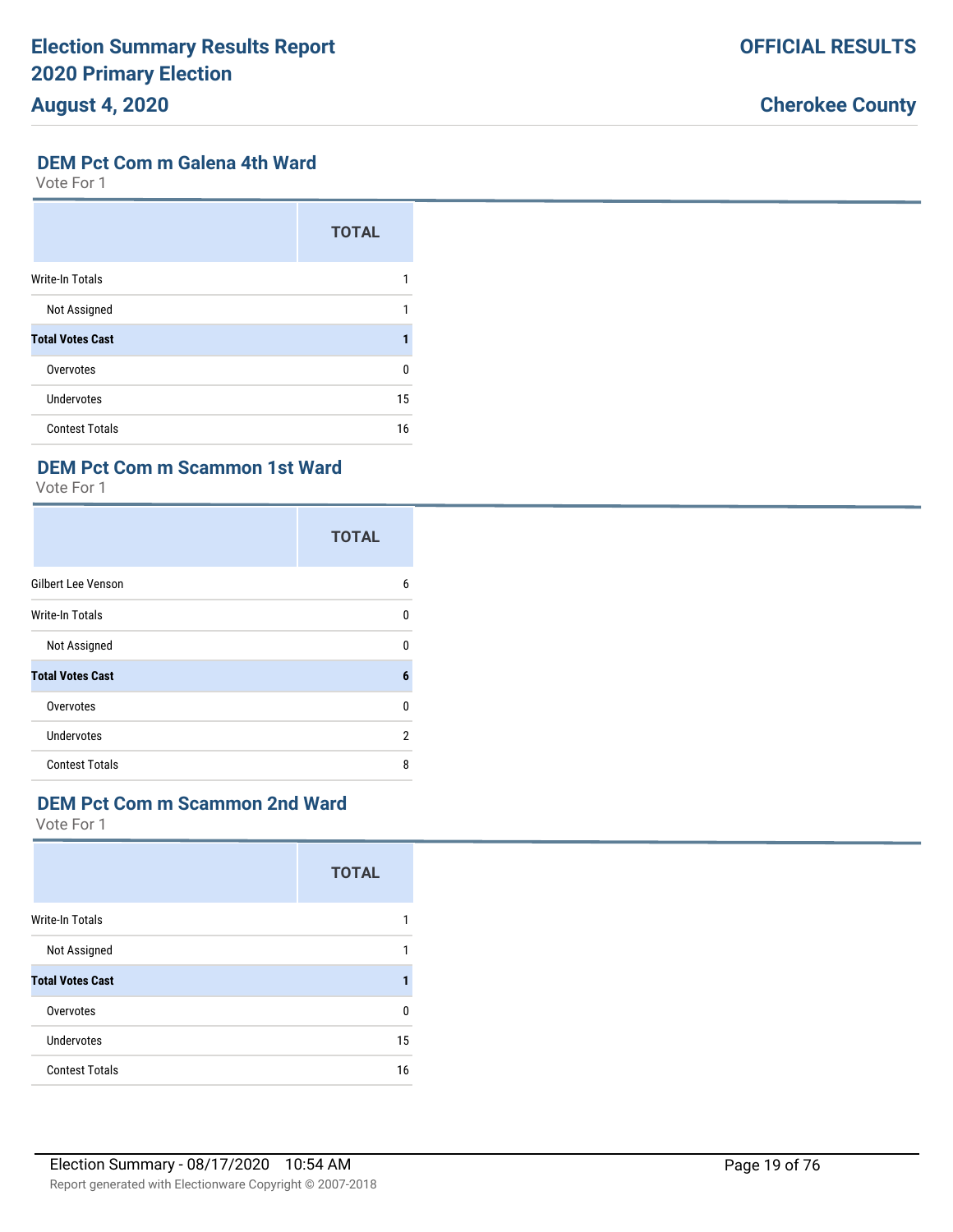## DEM Pct Com m Galena 4th Ward

Vote For 1

| | TOTAL |
|---|---|
| Write-In Totals | 1 |
| Not Assigned | 1 |
| **Total Votes Cast** | **1** |
| Overvotes | 0 |
| Undervotes | 15 |
| Contest Totals | 16 |

## DEM Pct Com m Scammon 1st Ward

Vote For 1

| | TOTAL |
|---|---|
| Gilbert Lee Venson | 6 |
| Write-In Totals | 0 |
| Not Assigned | 0 |
| **Total Votes Cast** | **6** |
| Overvotes | 0 |
| Undervotes | 2 |
| Contest Totals | 8 |

## DEM Pct Com m Scammon 2nd Ward

Vote For 1

| | TOTAL |
|---|---|
| Write-In Totals | 1 |
| Not Assigned | 1 |
| **Total Votes Cast** | **1** |
| Overvotes | 0 |
| Undervotes | 15 |
| Contest Totals | 16 |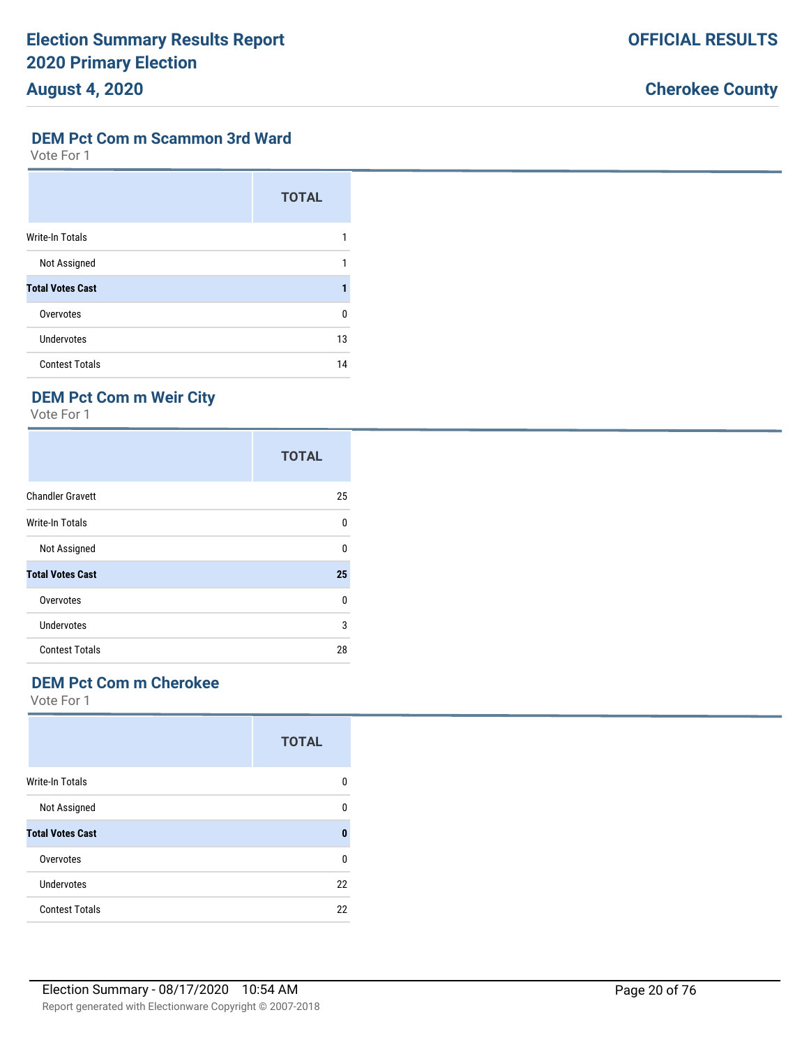## DEM Pct Com m Scammon 3rd Ward

Vote For 1

| | TOTAL |
|---|---|
| Write-In Totals | 1 |
| Not Assigned | 1 |
| **Total Votes Cast** | **1** |
| Overvotes | 0 |
| Undervotes | 13 |
| Contest Totals | 14 |

## DEM Pct Com m Weir City

Vote For 1

| | TOTAL |
|---|---|
| Chandler Gravett | 25 |
| Write-In Totals | 0 |
| Not Assigned | 0 |
| **Total Votes Cast** | **25** |
| Overvotes | 0 |
| Undervotes | 3 |
| Contest Totals | 28 |

## DEM Pct Com m Cherokee

Vote For 1

| | TOTAL |
|---|---|
| Write-In Totals | 0 |
| Not Assigned | 0 |
| **Total Votes Cast** | **0** |
| Overvotes | 0 |
| Undervotes | 22 |
| Contest Totals | 22 |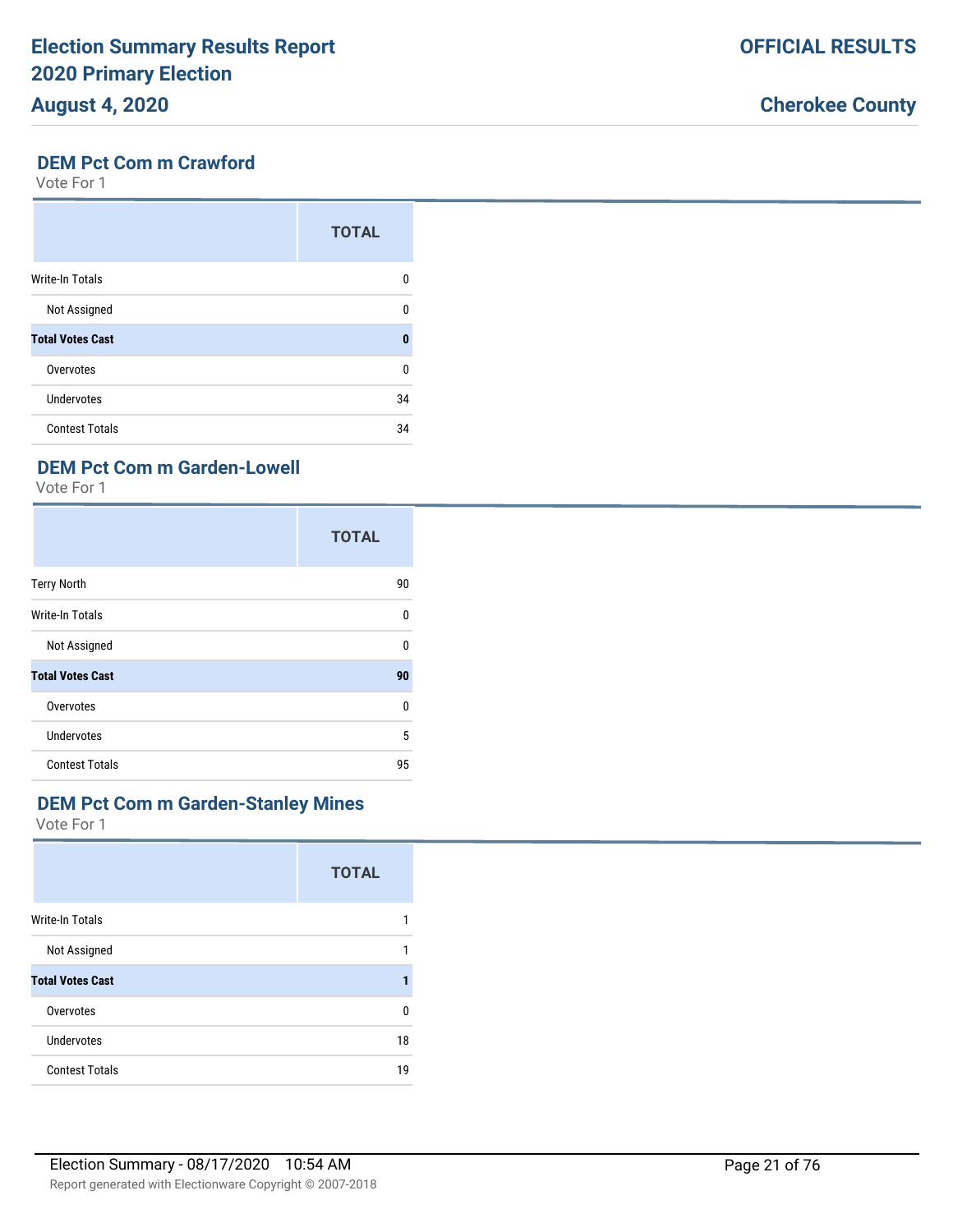## DEM Pct Com m Crawford

Vote For 1

| | TOTAL |
|---|---|
| Write-In Totals | 0 |
| Not Assigned | 0 |
| **Total Votes Cast** | **0** |
| Overvotes | 0 |
| Undervotes | 34 |
| Contest Totals | 34 |

## DEM Pct Com m Garden-Lowell

Vote For 1

| | TOTAL |
|---|---|
| Terry North | 90 |
| Write-In Totals | 0 |
| Not Assigned | 0 |
| **Total Votes Cast** | **90** |
| Overvotes | 0 |
| Undervotes | 5 |
| Contest Totals | 95 |

## DEM Pct Com m Garden-Stanley Mines

Vote For 1

| | TOTAL |
|---|---|
| Write-In Totals | 1 |
| Not Assigned | 1 |
| **Total Votes Cast** | **1** |
| Overvotes | 0 |
| Undervotes | 18 |
| Contest Totals | 19 |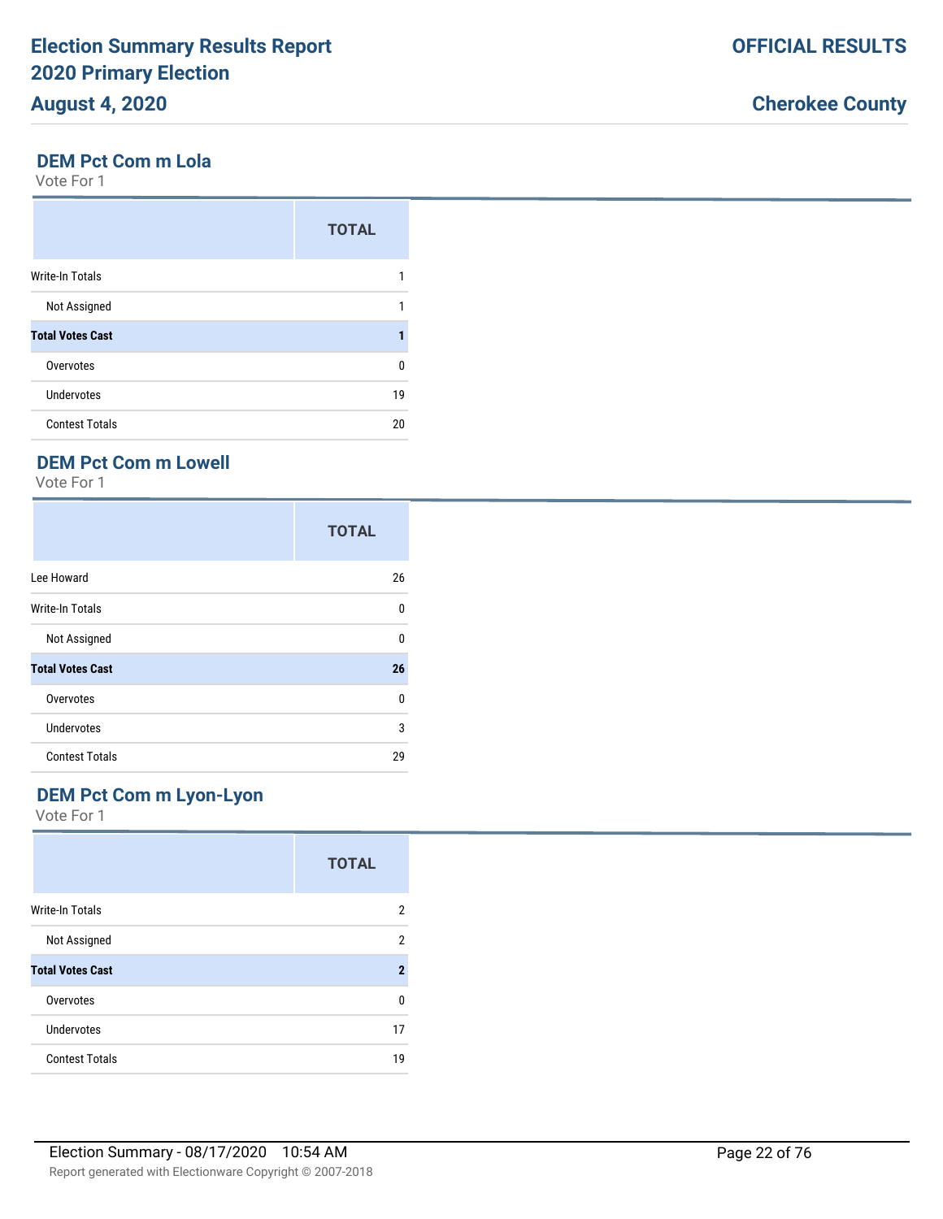## DEM Pct Com m Lola

Vote For 1

| | TOTAL |
|---|---|
| Write-In Totals | 1 |
| Not Assigned | 1 |
| **Total Votes Cast** | **1** |
| Overvotes | 0 |
| Undervotes | 19 |
| Contest Totals | 20 |

## DEM Pct Com m Lowell

Vote For 1

| | TOTAL |
|---|---|
| Lee Howard | 26 |
| Write-In Totals | 0 |
| Not Assigned | 0 |
| **Total Votes Cast** | **26** |
| Overvotes | 0 |
| Undervotes | 3 |
| Contest Totals | 29 |

## DEM Pct Com m Lyon-Lyon

Vote For 1

| | TOTAL |
|---|---|
| Write-In Totals | 2 |
| Not Assigned | 2 |
| **Total Votes Cast** | **2** |
| Overvotes | 0 |
| Undervotes | 17 |
| Contest Totals | 19 |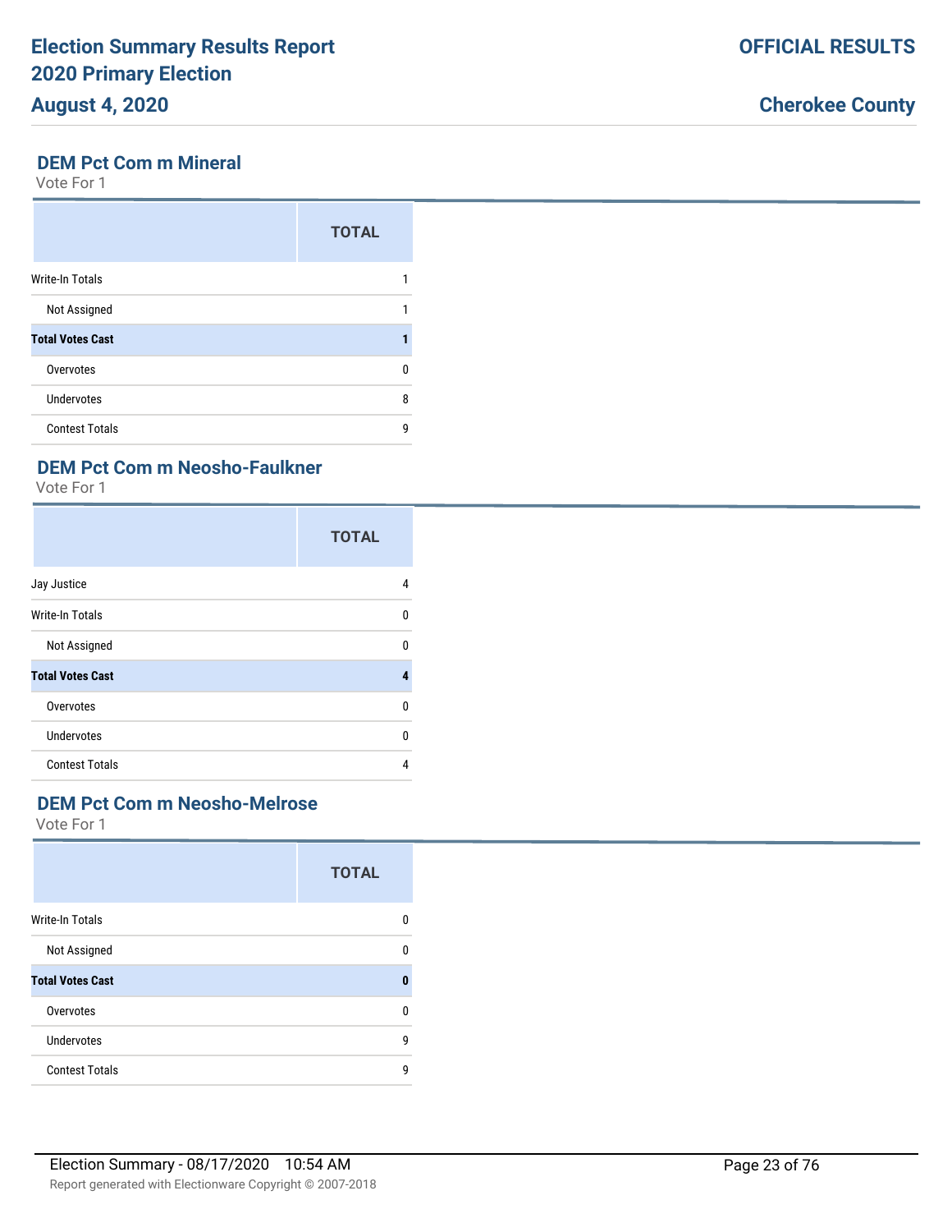## DEM Pct Com m Mineral

Vote For 1

| | TOTAL |
|---|---|
| Write-In Totals | 1 |
| Not Assigned | 1 |
| **Total Votes Cast** | **1** |
| Overvotes | 0 |
| Undervotes | 8 |
| Contest Totals | 9 |

## DEM Pct Com m Neosho-Faulkner

Vote For 1

| | TOTAL |
|---|---|
| Jay Justice | 4 |
| Write-In Totals | 0 |
| Not Assigned | 0 |
| **Total Votes Cast** | **4** |
| Overvotes | 0 |
| Undervotes | 0 |
| Contest Totals | 4 |

## DEM Pct Com m Neosho-Melrose

Vote For 1

| | TOTAL |
|---|---|
| Write-In Totals | 0 |
| Not Assigned | 0 |
| **Total Votes Cast** | **0** |
| Overvotes | 0 |
| Undervotes | 9 |
| Contest Totals | 9 |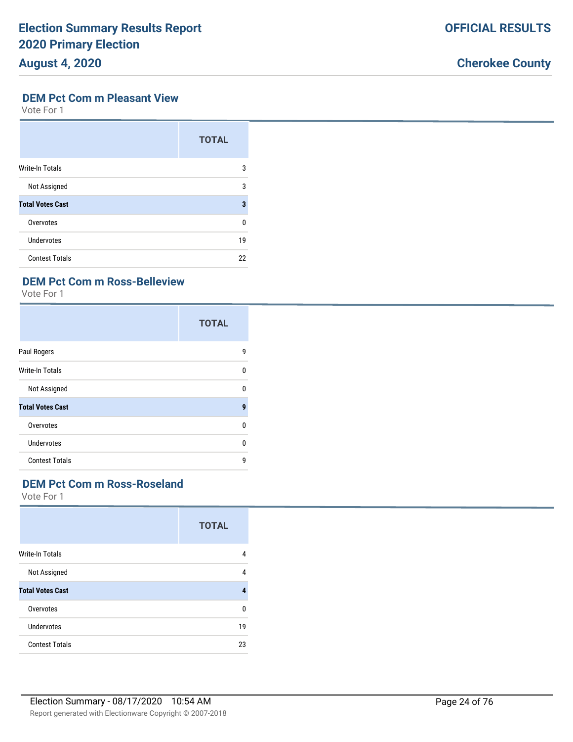## DEM Pct Com m Pleasant View

Vote For 1

| | TOTAL |
|---|---|
| Write-In Totals | 3 |
| Not Assigned | 3 |
| **Total Votes Cast** | **3** |
| Overvotes | 0 |
| Undervotes | 19 |
| Contest Totals | 22 |

## DEM Pct Com m Ross-Belleview

Vote For 1

| | TOTAL |
|---|---|
| Paul Rogers | 9 |
| Write-In Totals | 0 |
| Not Assigned | 0 |
| **Total Votes Cast** | **9** |
| Overvotes | 0 |
| Undervotes | 0 |
| Contest Totals | 9 |

## DEM Pct Com m Ross-Roseland

Vote For 1

| | TOTAL |
|---|---|
| Write-In Totals | 4 |
| Not Assigned | 4 |
| **Total Votes Cast** | **4** |
| Overvotes | 0 |
| Undervotes | 19 |
| Contest Totals | 23 |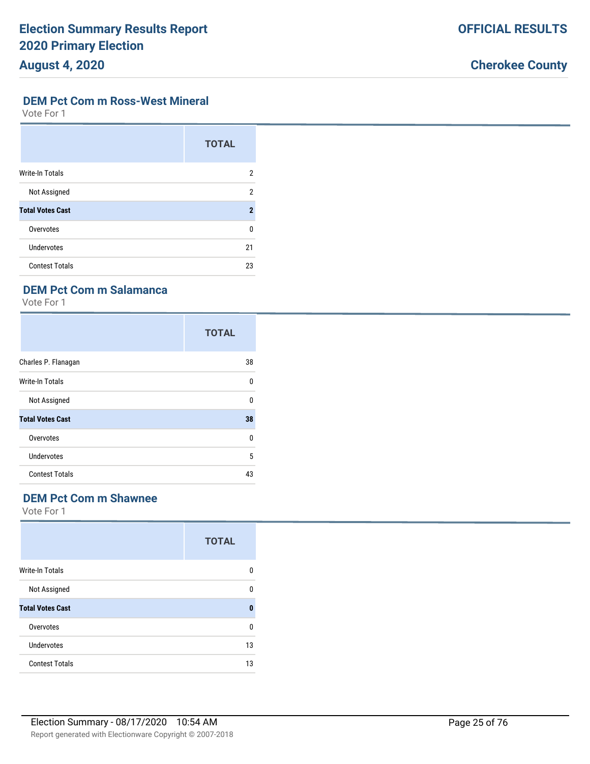## DEM Pct Com m Ross-West Mineral

Vote For 1

| | TOTAL |
|---|---|
| Write-In Totals | 2 |
| Not Assigned | 2 |
| **Total Votes Cast** | **2** |
| Overvotes | 0 |
| Undervotes | 21 |
| Contest Totals | 23 |

## DEM Pct Com m Salamanca

Vote For 1

| | TOTAL |
|---|---|
| Charles P. Flanagan | 38 |
| Write-In Totals | 0 |
| Not Assigned | 0 |
| **Total Votes Cast** | **38** |
| Overvotes | 0 |
| Undervotes | 5 |
| Contest Totals | 43 |

## DEM Pct Com m Shawnee

Vote For 1

| | TOTAL |
|---|---|
| Write-In Totals | 0 |
| Not Assigned | 0 |
| **Total Votes Cast** | **0** |
| Overvotes | 0 |
| Undervotes | 13 |
| Contest Totals | 13 |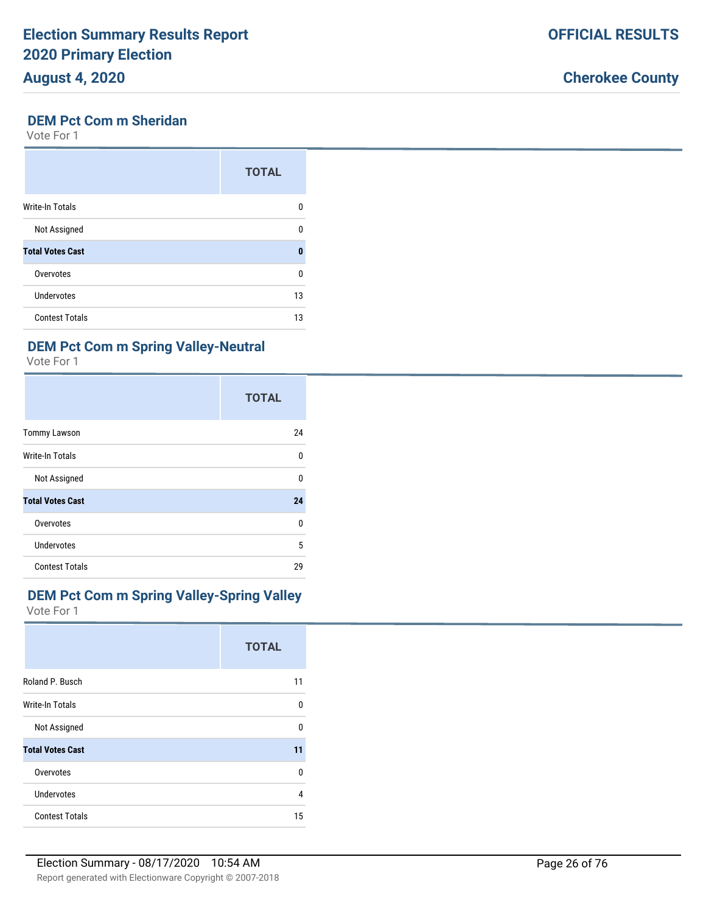## DEM Pct Com m Sheridan

Vote For 1

| | TOTAL |
|---|---|
| Write-In Totals | 0 |
| Not Assigned | 0 |
| **Total Votes Cast** | **0** |
| Overvotes | 0 |
| Undervotes | 13 |
| Contest Totals | 13 |

## DEM Pct Com m Spring Valley-Neutral

Vote For 1

| | TOTAL |
|---|---|
| Tommy Lawson | 24 |
| Write-In Totals | 0 |
| Not Assigned | 0 |
| **Total Votes Cast** | **24** |
| Overvotes | 0 |
| Undervotes | 5 |
| Contest Totals | 29 |

## DEM Pct Com m Spring Valley-Spring Valley

Vote For 1

| | TOTAL |
|---|---|
| Roland P. Busch | 11 |
| Write-In Totals | 0 |
| Not Assigned | 0 |
| **Total Votes Cast** | **11** |
| Overvotes | 0 |
| Undervotes | 4 |
| Contest Totals | 15 |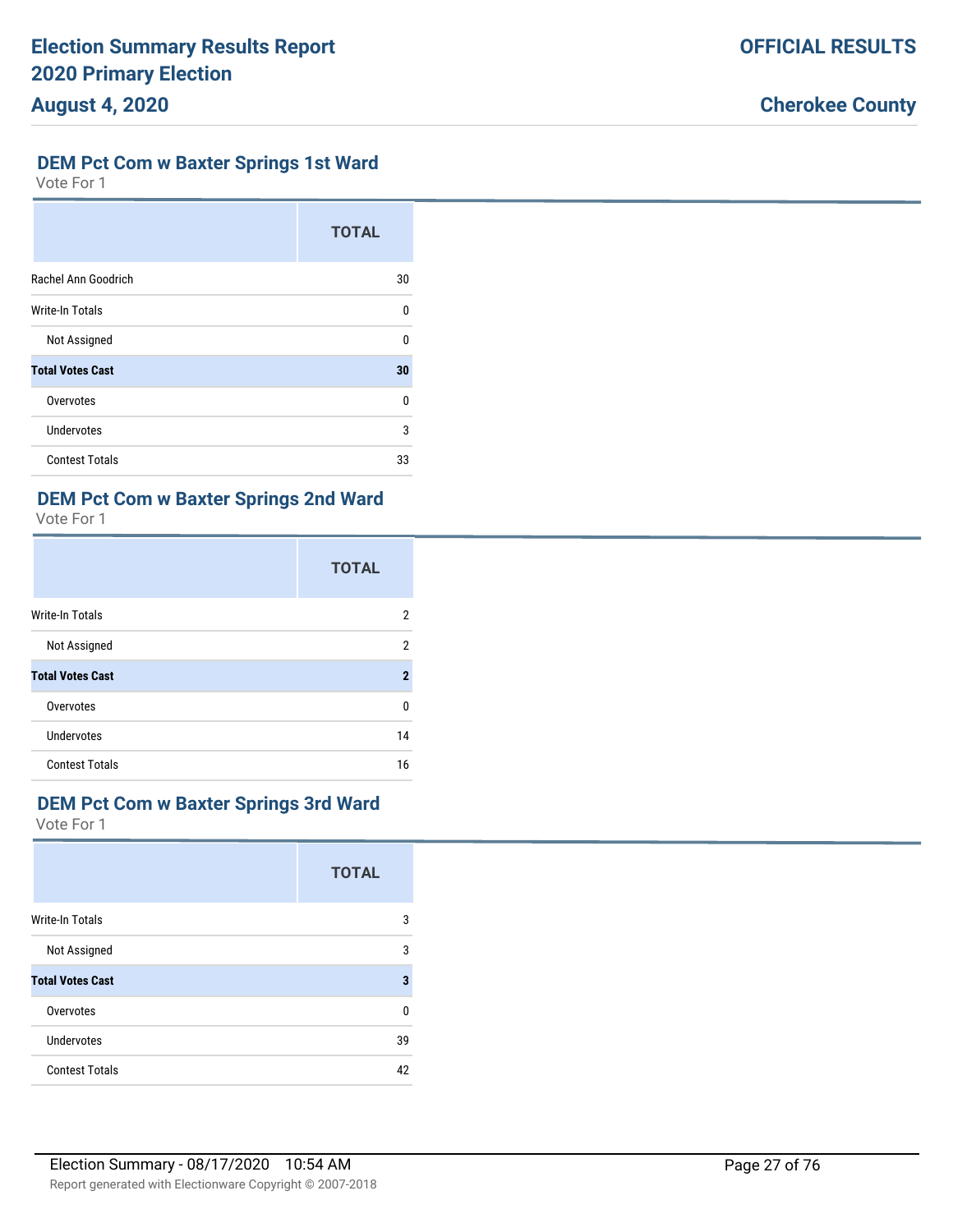## DEM Pct Com w Baxter Springs 1st Ward

Vote For 1

| | TOTAL |
|---|---|
| Rachel Ann Goodrich | 30 |
| Write-In Totals | 0 |
| Not Assigned | 0 |
| **Total Votes Cast** | **30** |
| Overvotes | 0 |
| Undervotes | 3 |
| Contest Totals | 33 |

## DEM Pct Com w Baxter Springs 2nd Ward

Vote For 1

| | TOTAL |
|---|---|
| Write-In Totals | 2 |
| Not Assigned | 2 |
| **Total Votes Cast** | **2** |
| Overvotes | 0 |
| Undervotes | 14 |
| Contest Totals | 16 |

## DEM Pct Com w Baxter Springs 3rd Ward

Vote For 1

| | TOTAL |
|---|---|
| Write-In Totals | 3 |
| Not Assigned | 3 |
| **Total Votes Cast** | **3** |
| Overvotes | 0 |
| Undervotes | 39 |
| Contest Totals | 42 |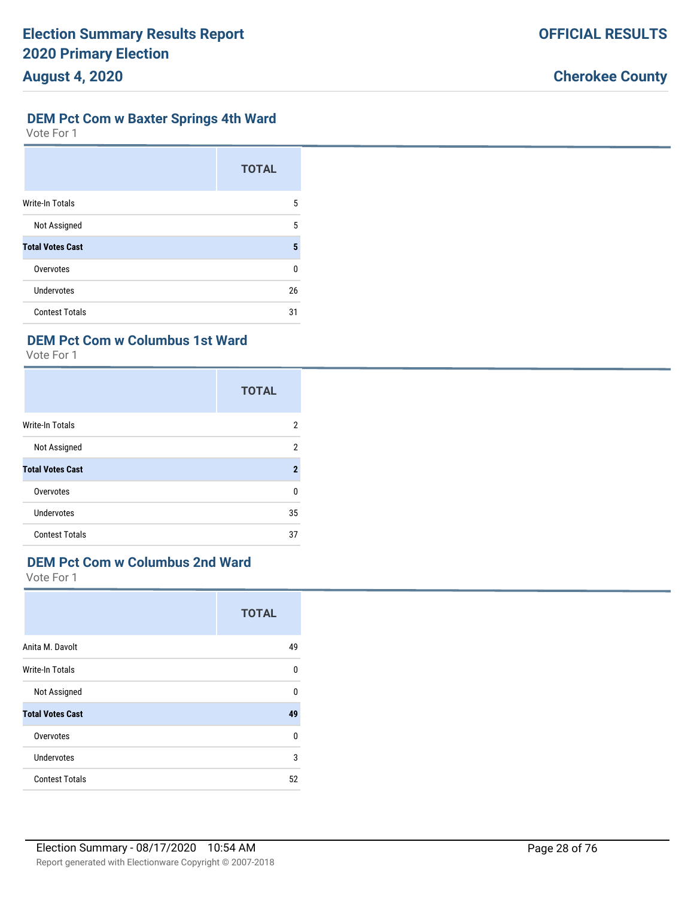## DEM Pct Com w Baxter Springs 4th Ward

Vote For 1

| | TOTAL |
|---|---|
| Write-In Totals | 5 |
| Not Assigned | 5 |
| **Total Votes Cast** | **5** |
| Overvotes | 0 |
| Undervotes | 26 |
| Contest Totals | 31 |

## DEM Pct Com w Columbus 1st Ward

Vote For 1

| | TOTAL |
|---|---|
| Write-In Totals | 2 |
| Not Assigned | 2 |
| **Total Votes Cast** | **2** |
| Overvotes | 0 |
| Undervotes | 35 |
| Contest Totals | 37 |

## DEM Pct Com w Columbus 2nd Ward

Vote For 1

| | TOTAL |
|---|---|
| Anita M. Davolt | 49 |
| Write-In Totals | 0 |
| Not Assigned | 0 |
| **Total Votes Cast** | **49** |
| Overvotes | 0 |
| Undervotes | 3 |
| Contest Totals | 52 |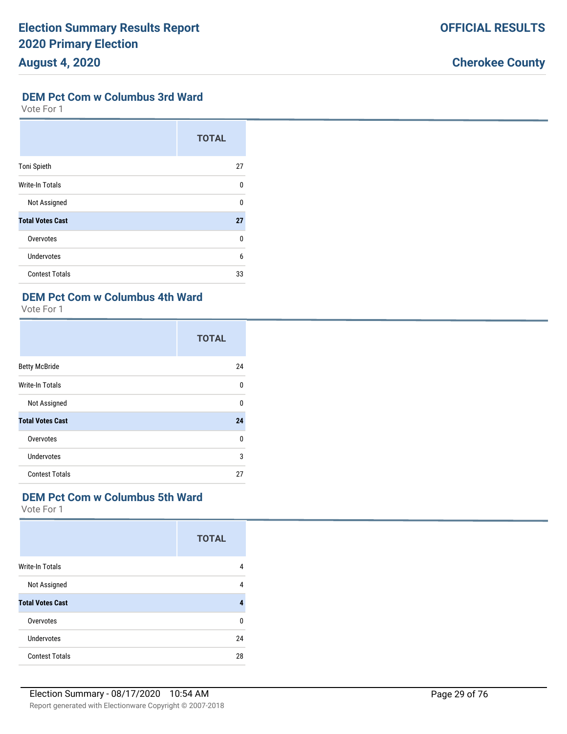## DEM Pct Com w Columbus 3rd Ward

Vote For 1

| | TOTAL |
|---|---|
| Toni Spieth | 27 |
| Write-In Totals | 0 |
| Not Assigned | 0 |
| **Total Votes Cast** | **27** |
| Overvotes | 0 |
| Undervotes | 6 |
| Contest Totals | 33 |

## DEM Pct Com w Columbus 4th Ward

Vote For 1

| | TOTAL |
|---|---|
| Betty McBride | 24 |
| Write-In Totals | 0 |
| Not Assigned | 0 |
| **Total Votes Cast** | **24** |
| Overvotes | 0 |
| Undervotes | 3 |
| Contest Totals | 27 |

## DEM Pct Com w Columbus 5th Ward

Vote For 1

| | TOTAL |
|---|---|
| Write-In Totals | 4 |
| Not Assigned | 4 |
| **Total Votes Cast** | **4** |
| Overvotes | 0 |
| Undervotes | 24 |
| Contest Totals | 28 |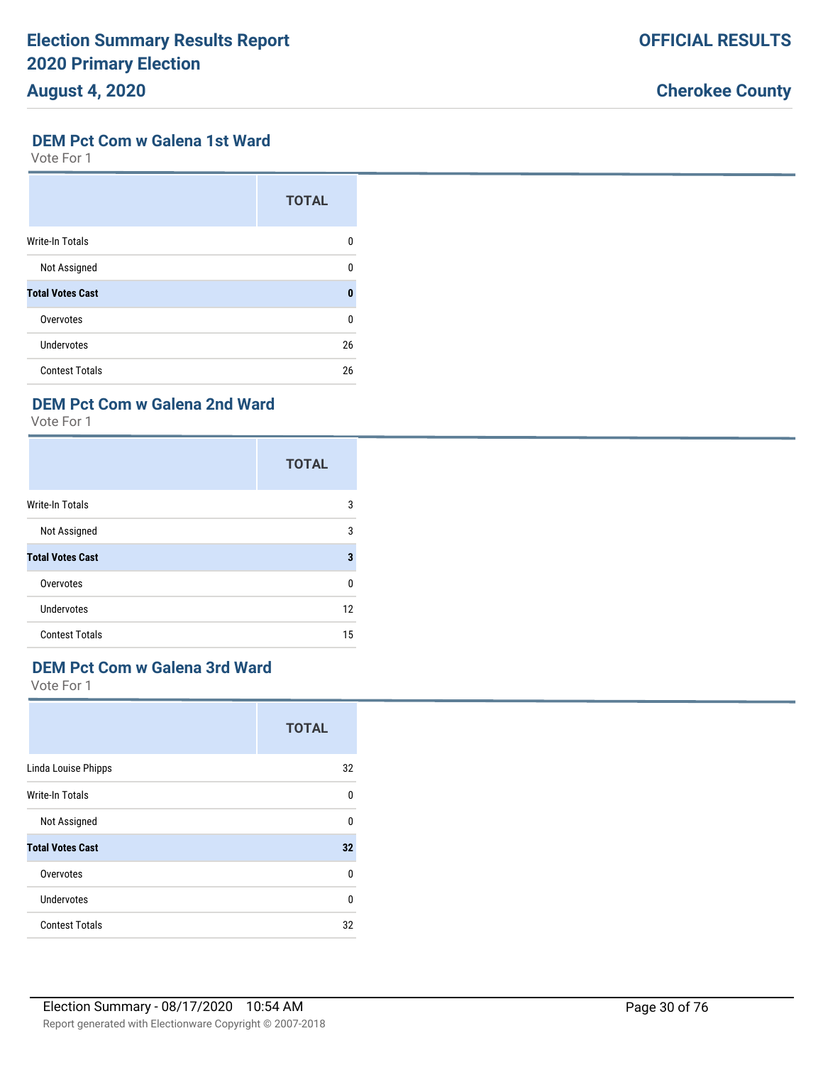## DEM Pct Com w Galena 1st Ward

Vote For 1

| | TOTAL |
|---|---|
| Write-In Totals | 0 |
| Not Assigned | 0 |
| **Total Votes Cast** | **0** |
| Overvotes | 0 |
| Undervotes | 26 |
| Contest Totals | 26 |

## DEM Pct Com w Galena 2nd Ward

Vote For 1

| | TOTAL |
|---|---|
| Write-In Totals | 3 |
| Not Assigned | 3 |
| **Total Votes Cast** | **3** |
| Overvotes | 0 |
| Undervotes | 12 |
| Contest Totals | 15 |

## DEM Pct Com w Galena 3rd Ward

Vote For 1

| | TOTAL |
|---|---|
| Linda Louise Phipps | 32 |
| Write-In Totals | 0 |
| Not Assigned | 0 |
| **Total Votes Cast** | **32** |
| Overvotes | 0 |
| Undervotes | 0 |
| Contest Totals | 32 |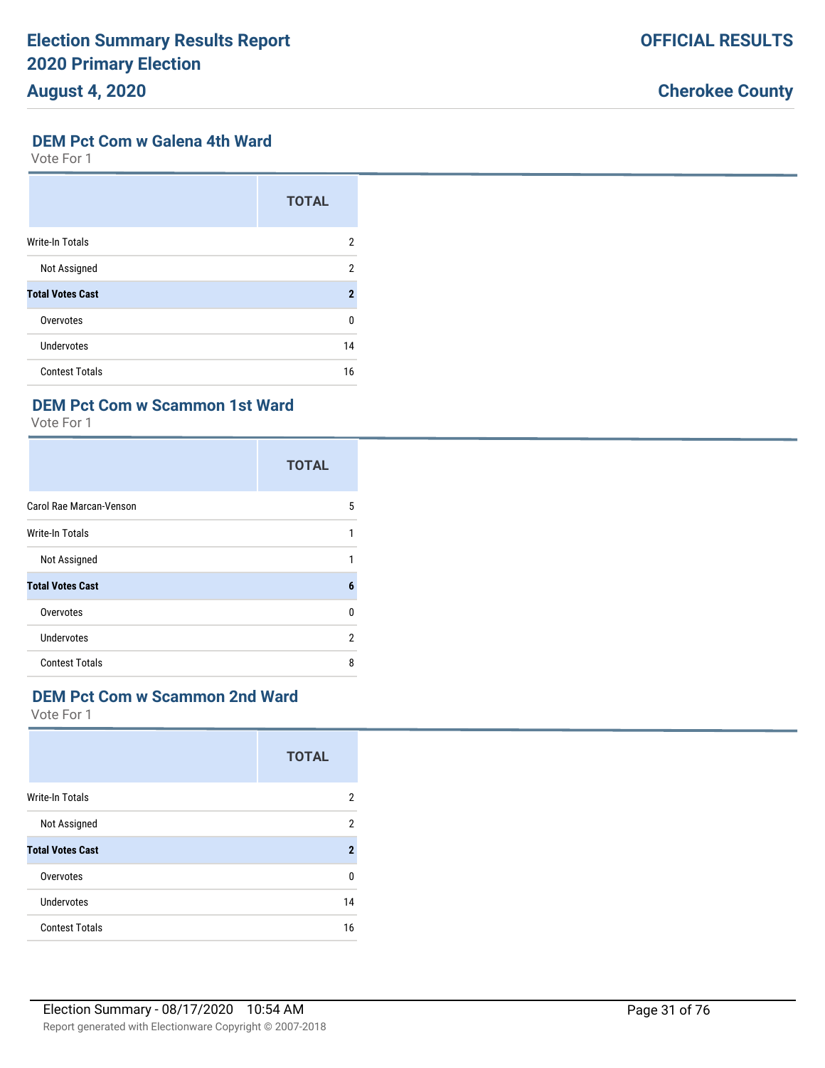## DEM Pct Com w Galena 4th Ward

Vote For 1

| | TOTAL |
|---|---|
| Write-In Totals | 2 |
| Not Assigned | 2 |
| **Total Votes Cast** | **2** |
| Overvotes | 0 |
| Undervotes | 14 |
| Contest Totals | 16 |

## DEM Pct Com w Scammon 1st Ward

Vote For 1

| | TOTAL |
|---|---|
| Carol Rae Marcan-Venson | 5 |
| Write-In Totals | 1 |
| Not Assigned | 1 |
| **Total Votes Cast** | **6** |
| Overvotes | 0 |
| Undervotes | 2 |
| Contest Totals | 8 |

## DEM Pct Com w Scammon 2nd Ward

Vote For 1

| | TOTAL |
|---|---|
| Write-In Totals | 2 |
| Not Assigned | 2 |
| **Total Votes Cast** | **2** |
| Overvotes | 0 |
| Undervotes | 14 |
| Contest Totals | 16 |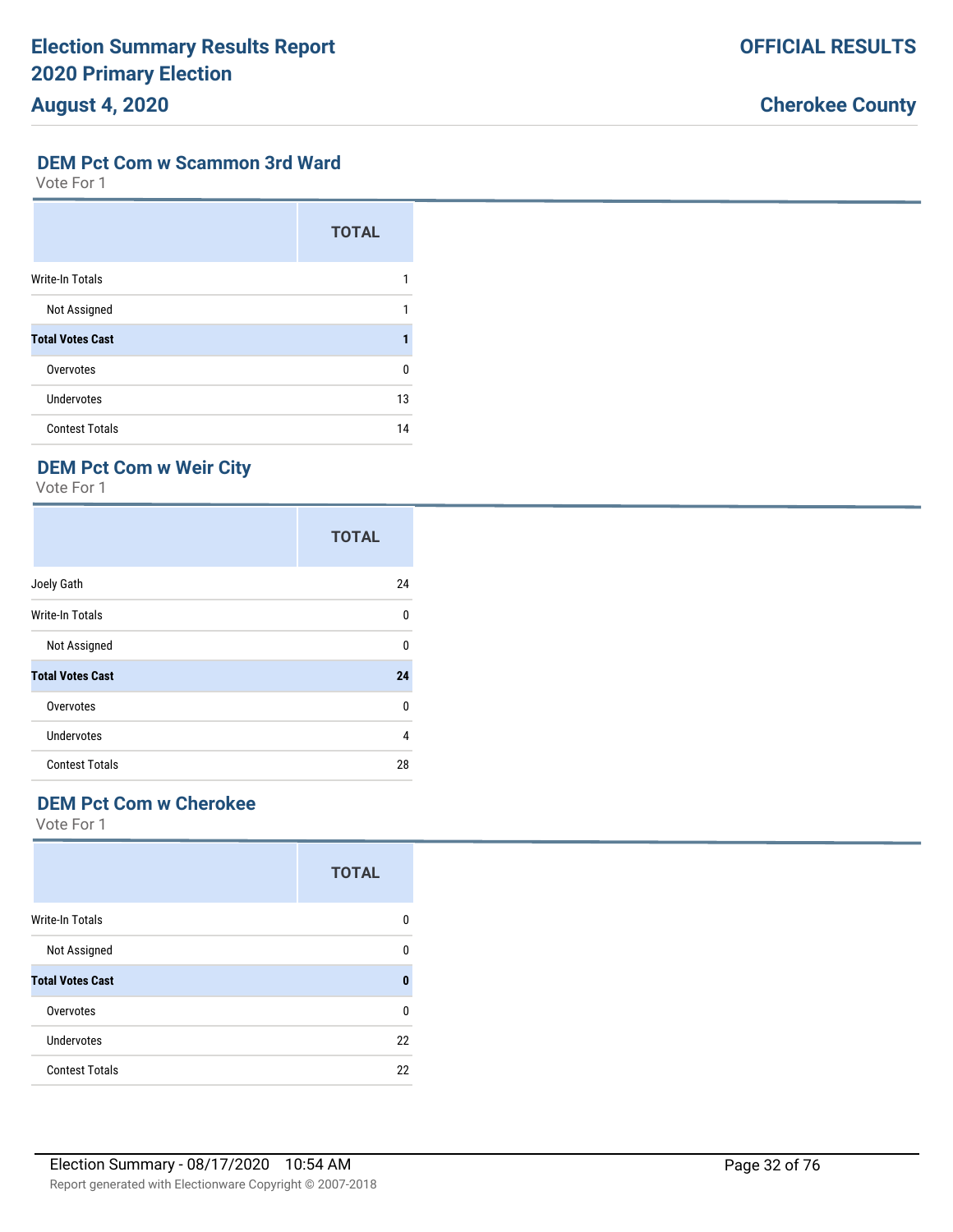## DEM Pct Com w Scammon 3rd Ward

Vote For 1

| | TOTAL |
|---|---|
| Write-In Totals | 1 |
| Not Assigned | 1 |
| **Total Votes Cast** | **1** |
| Overvotes | 0 |
| Undervotes | 13 |
| Contest Totals | 14 |

## DEM Pct Com w Weir City

Vote For 1

| | TOTAL |
|---|---|
| Joely Gath | 24 |
| Write-In Totals | 0 |
| Not Assigned | 0 |
| **Total Votes Cast** | **24** |
| Overvotes | 0 |
| Undervotes | 4 |
| Contest Totals | 28 |

## DEM Pct Com w Cherokee

Vote For 1

| | TOTAL |
|---|---|
| Write-In Totals | 0 |
| Not Assigned | 0 |
| **Total Votes Cast** | **0** |
| Overvotes | 0 |
| Undervotes | 22 |
| Contest Totals | 22 |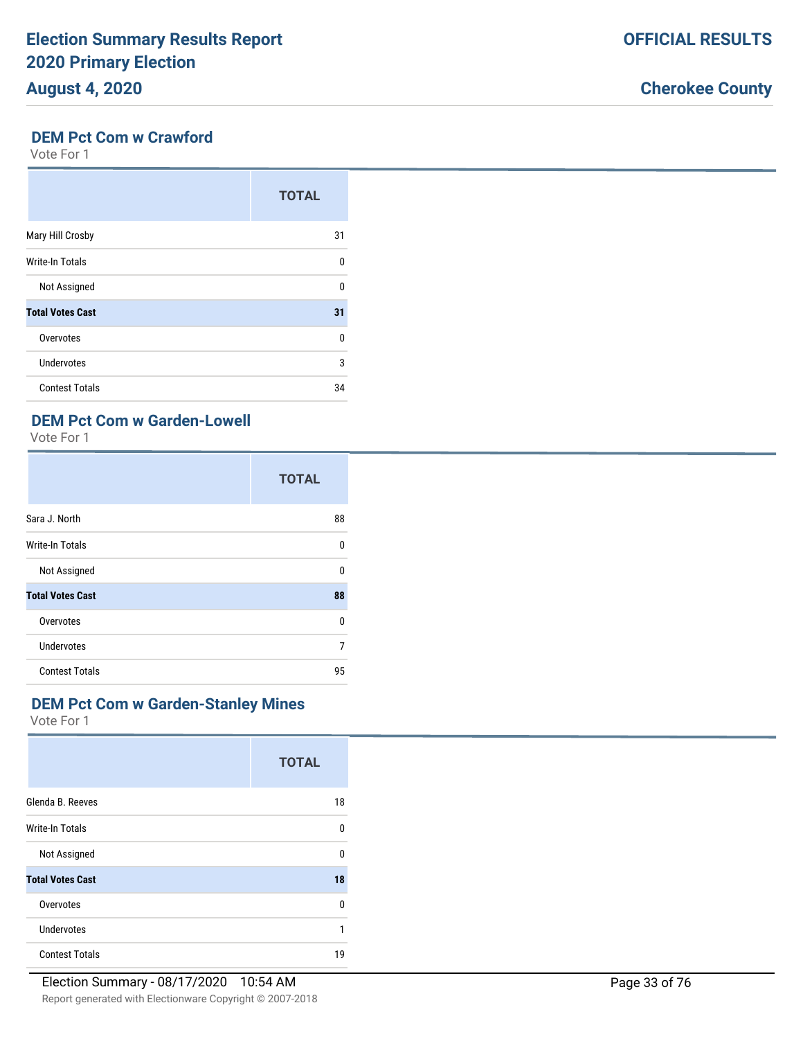## DEM Pct Com w Crawford

Vote For 1

| | TOTAL |
|---|---|
| Mary Hill Crosby | 31 |
| Write-In Totals | 0 |
| Not Assigned | 0 |
| **Total Votes Cast** | **31** |
| Overvotes | 0 |
| Undervotes | 3 |
| Contest Totals | 34 |

## DEM Pct Com w Garden-Lowell

Vote For 1

| | TOTAL |
|---|---|
| Sara J. North | 88 |
| Write-In Totals | 0 |
| Not Assigned | 0 |
| **Total Votes Cast** | **88** |
| Overvotes | 0 |
| Undervotes | 7 |
| Contest Totals | 95 |

## DEM Pct Com w Garden-Stanley Mines

Vote For 1

| | TOTAL |
|---|---|
| Glenda B. Reeves | 18 |
| Write-In Totals | 0 |
| Not Assigned | 0 |
| **Total Votes Cast** | **18** |
| Overvotes | 0 |
| Undervotes | 1 |
| Contest Totals | 19 |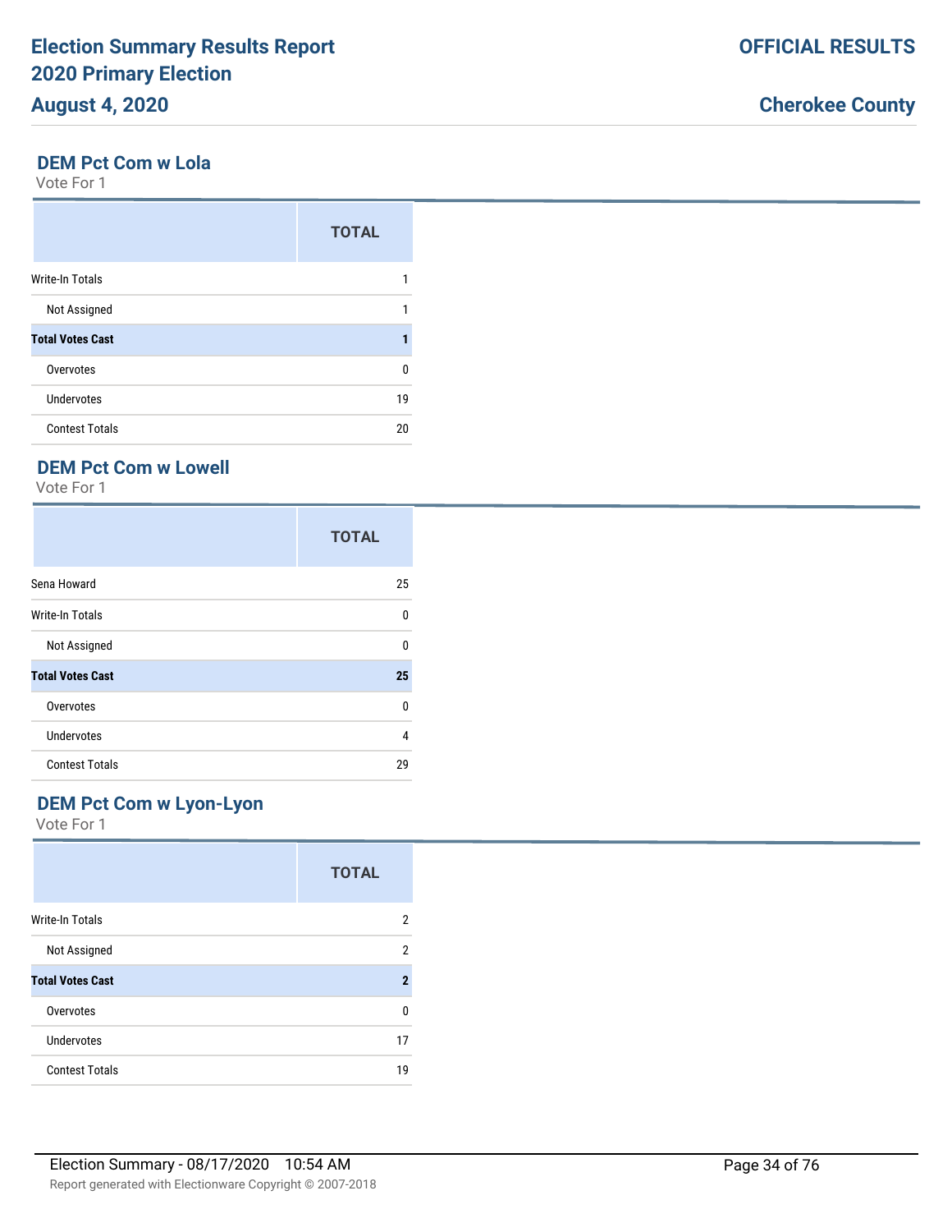## DEM Pct Com w Lola

Vote For 1

| | TOTAL |
|---|---|
| Write-In Totals | 1 |
| Not Assigned | 1 |
| **Total Votes Cast** | **1** |
| Overvotes | 0 |
| Undervotes | 19 |
| Contest Totals | 20 |

## DEM Pct Com w Lowell

Vote For 1

| | TOTAL |
|---|---|
| Sena Howard | 25 |
| Write-In Totals | 0 |
| Not Assigned | 0 |
| **Total Votes Cast** | **25** |
| Overvotes | 0 |
| Undervotes | 4 |
| Contest Totals | 29 |

## DEM Pct Com w Lyon-Lyon

Vote For 1

| | TOTAL |
|---|---|
| Write-In Totals | 2 |
| Not Assigned | 2 |
| **Total Votes Cast** | **2** |
| Overvotes | 0 |
| Undervotes | 17 |
| Contest Totals | 19 |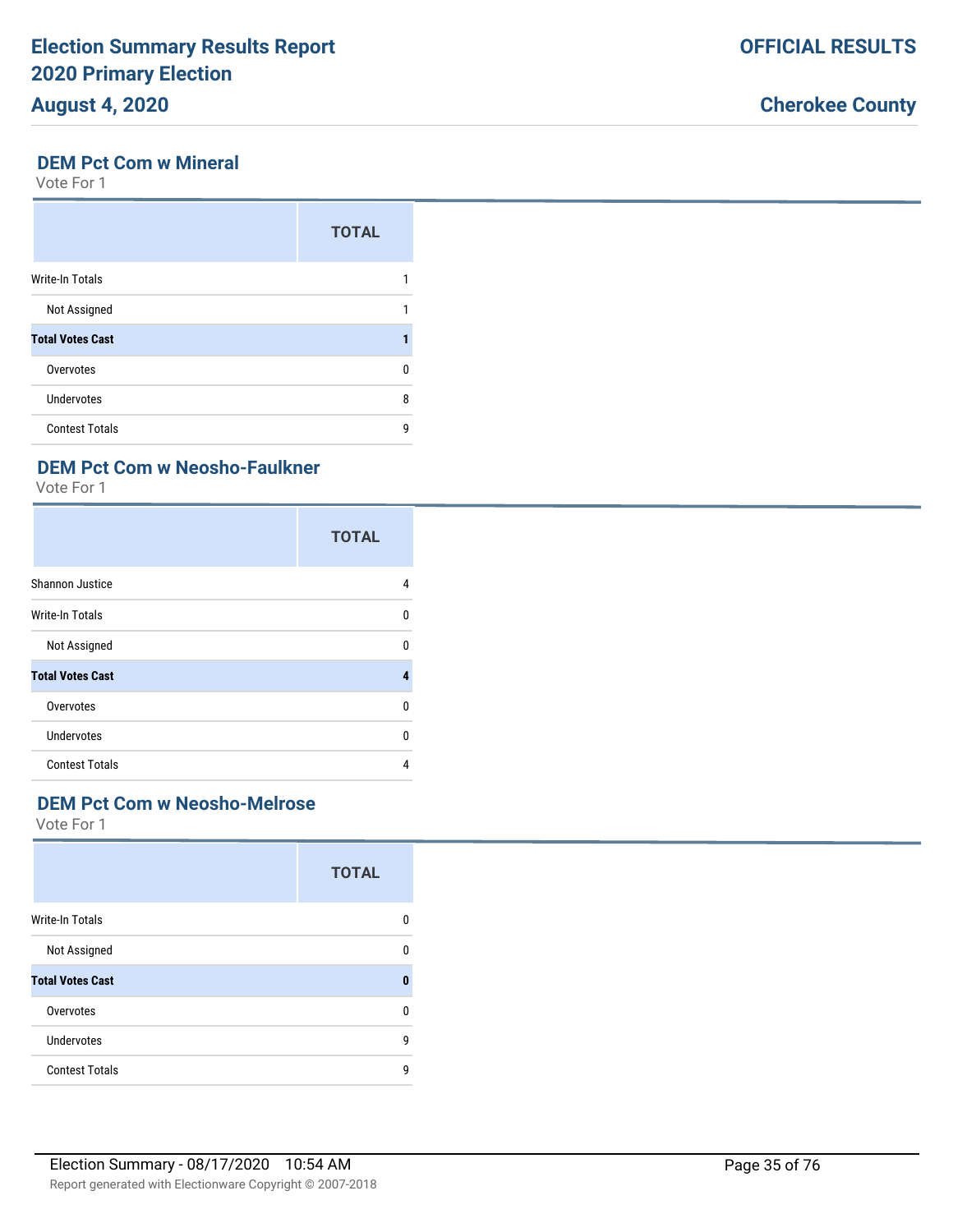## DEM Pct Com w Mineral

Vote For 1

| | TOTAL |
|---|---|
| Write-In Totals | 1 |
| Not Assigned | 1 |
| **Total Votes Cast** | **1** |
| Overvotes | 0 |
| Undervotes | 8 |
| Contest Totals | 9 |

## DEM Pct Com w Neosho-Faulkner

Vote For 1

| | TOTAL |
|---|---|
| Shannon Justice | 4 |
| Write-In Totals | 0 |
| Not Assigned | 0 |
| **Total Votes Cast** | **4** |
| Overvotes | 0 |
| Undervotes | 0 |
| Contest Totals | 4 |

## DEM Pct Com w Neosho-Melrose

Vote For 1

| | TOTAL |
|---|---|
| Write-In Totals | 0 |
| Not Assigned | 0 |
| **Total Votes Cast** | **0** |
| Overvotes | 0 |
| Undervotes | 9 |
| Contest Totals | 9 |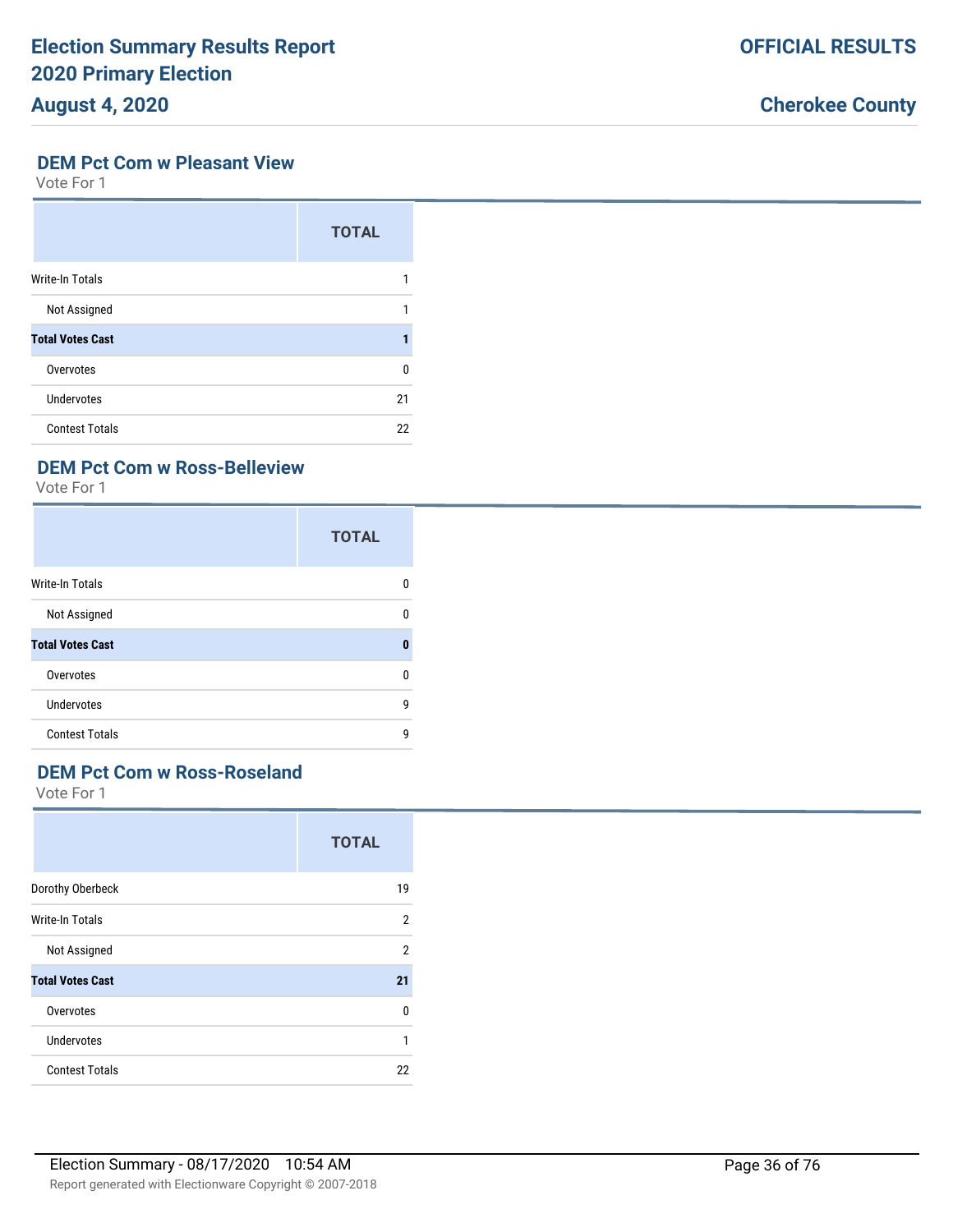## DEM Pct Com w Pleasant View

Vote For 1

| | TOTAL |
|---|---|
| Write-In Totals | 1 |
| Not Assigned | 1 |
| **Total Votes Cast** | **1** |
| Overvotes | 0 |
| Undervotes | 21 |
| Contest Totals | 22 |

## DEM Pct Com w Ross-Belleview

Vote For 1

| | TOTAL |
|---|---|
| Write-In Totals | 0 |
| Not Assigned | 0 |
| **Total Votes Cast** | **0** |
| Overvotes | 0 |
| Undervotes | 9 |
| Contest Totals | 9 |

## DEM Pct Com w Ross-Roseland

Vote For 1

| | TOTAL |
|---|---|
| Dorothy Oberbeck | 19 |
| Write-In Totals | 2 |
| Not Assigned | 2 |
| **Total Votes Cast** | **21** |
| Overvotes | 0 |
| Undervotes | 1 |
| Contest Totals | 22 |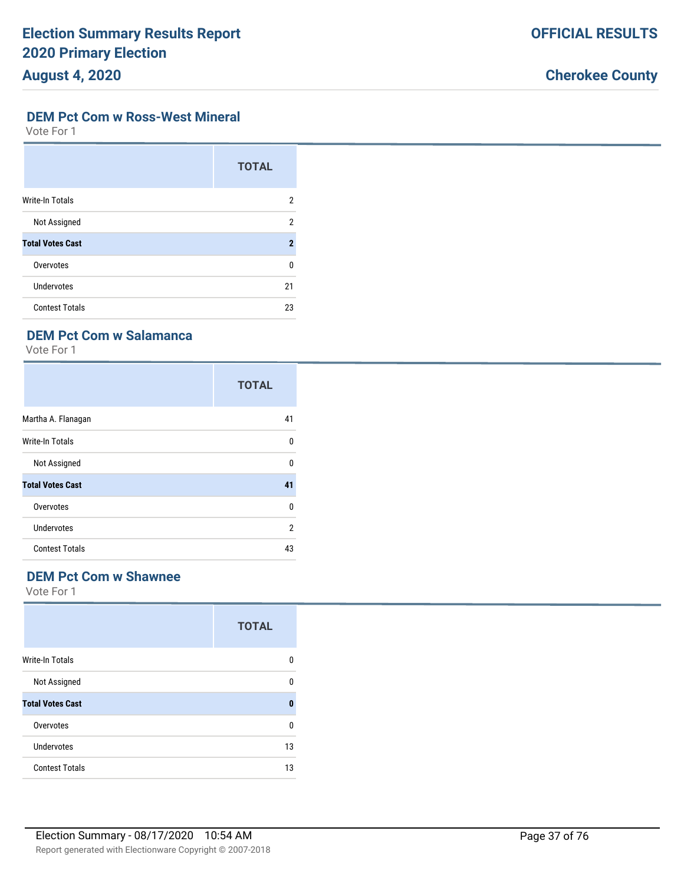## DEM Pct Com w Ross-West Mineral

Vote For 1

| | TOTAL |
|---|---|
| Write-In Totals | 2 |
| Not Assigned | 2 |
| **Total Votes Cast** | **2** |
| Overvotes | 0 |
| Undervotes | 21 |
| Contest Totals | 23 |

## DEM Pct Com w Salamanca

Vote For 1

| | TOTAL |
|---|---|
| Martha A. Flanagan | 41 |
| Write-In Totals | 0 |
| Not Assigned | 0 |
| **Total Votes Cast** | **41** |
| Overvotes | 0 |
| Undervotes | 2 |
| Contest Totals | 43 |

## DEM Pct Com w Shawnee

Vote For 1

| | TOTAL |
|---|---|
| Write-In Totals | 0 |
| Not Assigned | 0 |
| **Total Votes Cast** | **0** |
| Overvotes | 0 |
| Undervotes | 13 |
| Contest Totals | 13 |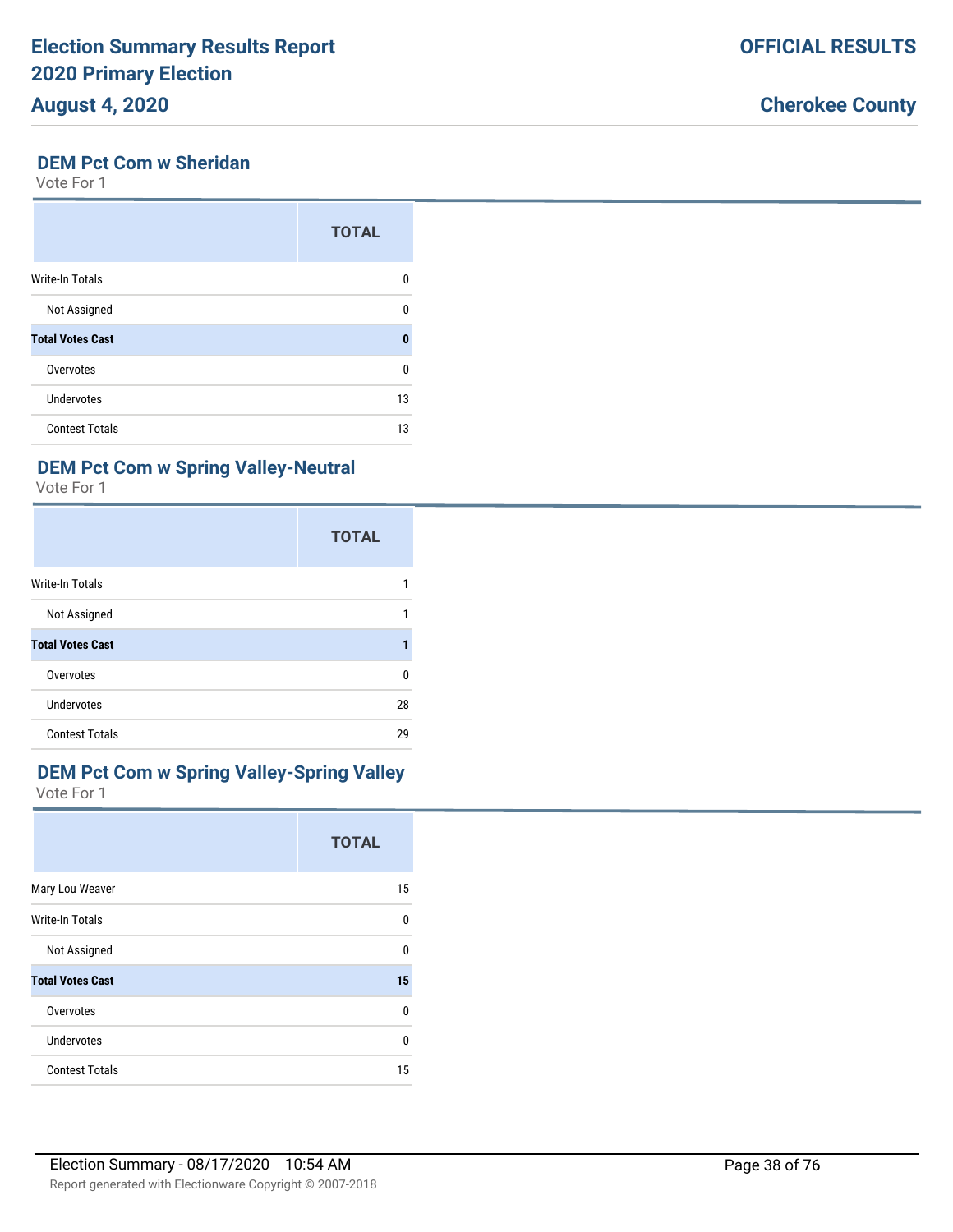## DEM Pct Com w Sheridan

Vote For 1

| | TOTAL |
|---|---|
| Write-In Totals | 0 |
| Not Assigned | 0 |
| **Total Votes Cast** | **0** |
| Overvotes | 0 |
| Undervotes | 13 |
| Contest Totals | 13 |

## DEM Pct Com w Spring Valley-Neutral

Vote For 1

| | TOTAL |
|---|---|
| Write-In Totals | 1 |
| Not Assigned | 1 |
| **Total Votes Cast** | **1** |
| Overvotes | 0 |
| Undervotes | 28 |
| Contest Totals | 29 |

## DEM Pct Com w Spring Valley-Spring Valley

Vote For 1

| | TOTAL |
|---|---|
| Mary Lou Weaver | 15 |
| Write-In Totals | 0 |
| Not Assigned | 0 |
| **Total Votes Cast** | **15** |
| Overvotes | 0 |
| Undervotes | 0 |
| Contest Totals | 15 |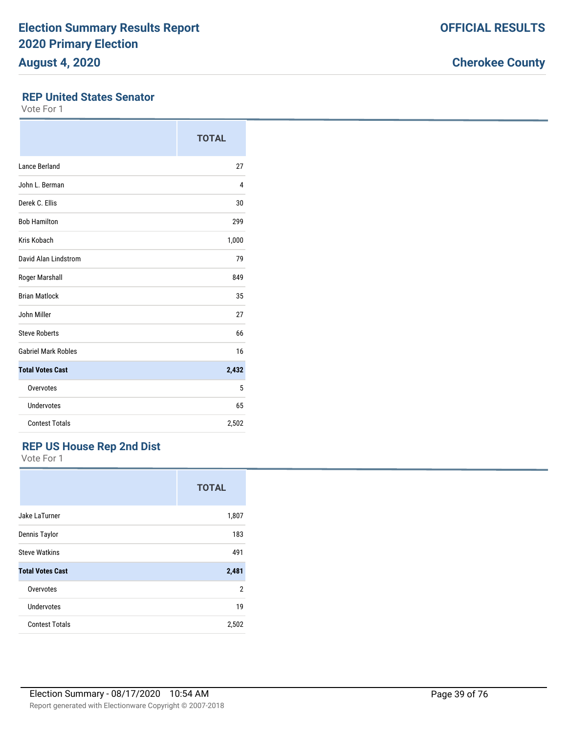# Election Summary Results Report
# 2020 Primary Election
# August 4, 2020

**OFFICIAL RESULTS**

**Cherokee County**

## REP United States Senator

Vote For 1

| | TOTAL |
|---|---|
| Lance Berland | 27 |
| John L. Berman | 4 |
| Derek C. Ellis | 30 |
| Bob Hamilton | 299 |
| Kris Kobach | 1,000 |
| David Alan Lindstrom | 79 |
| Roger Marshall | 849 |
| Brian Matlock | 35 |
| John Miller | 27 |
| Steve Roberts | 66 |
| Gabriel Mark Robles | 16 |
| **Total Votes Cast** | **2,432** |
| Overvotes | 5 |
| Undervotes | 65 |
| Contest Totals | 2,502 |

## REP US House Rep 2nd Dist

Vote For 1

| | TOTAL |
|---|---|
| Jake LaTurner | 1,807 |
| Dennis Taylor | 183 |
| Steve Watkins | 491 |
| **Total Votes Cast** | **2,481** |
| Overvotes | 2 |
| Undervotes | 19 |
| Contest Totals | 2,502 |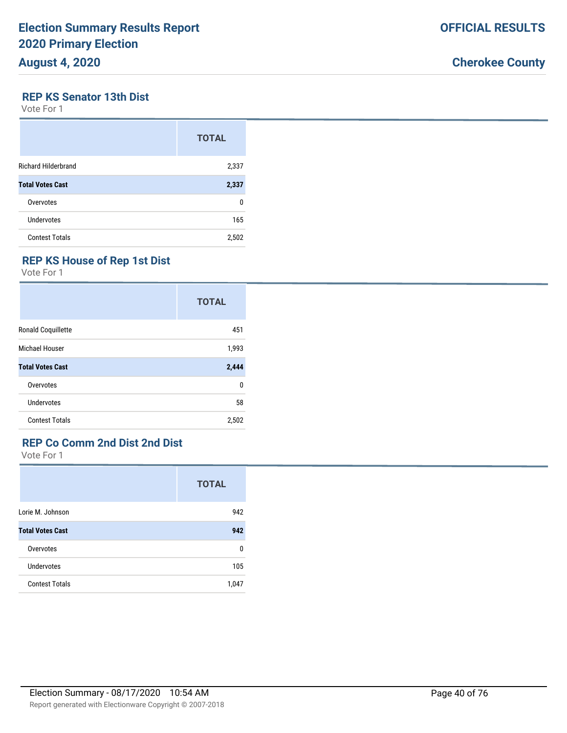## REP KS Senator 13th Dist

Vote For 1

| | TOTAL |
|---|---|
| Richard Hilderbrand | 2,337 |
| **Total Votes Cast** | **2,337** |
| Overvotes | 0 |
| Undervotes | 165 |
| Contest Totals | 2,502 |

## REP KS House of Rep 1st Dist

Vote For 1

| | TOTAL |
|---|---|
| Ronald Coquillette | 451 |
| Michael Houser | 1,993 |
| **Total Votes Cast** | **2,444** |
| Overvotes | 0 |
| Undervotes | 58 |
| Contest Totals | 2,502 |

## REP Co Comm 2nd Dist 2nd Dist

Vote For 1

| | TOTAL |
|---|---|
| Lorie M. Johnson | 942 |
| **Total Votes Cast** | **942** |
| Overvotes | 0 |
| Undervotes | 105 |
| Contest Totals | 1,047 |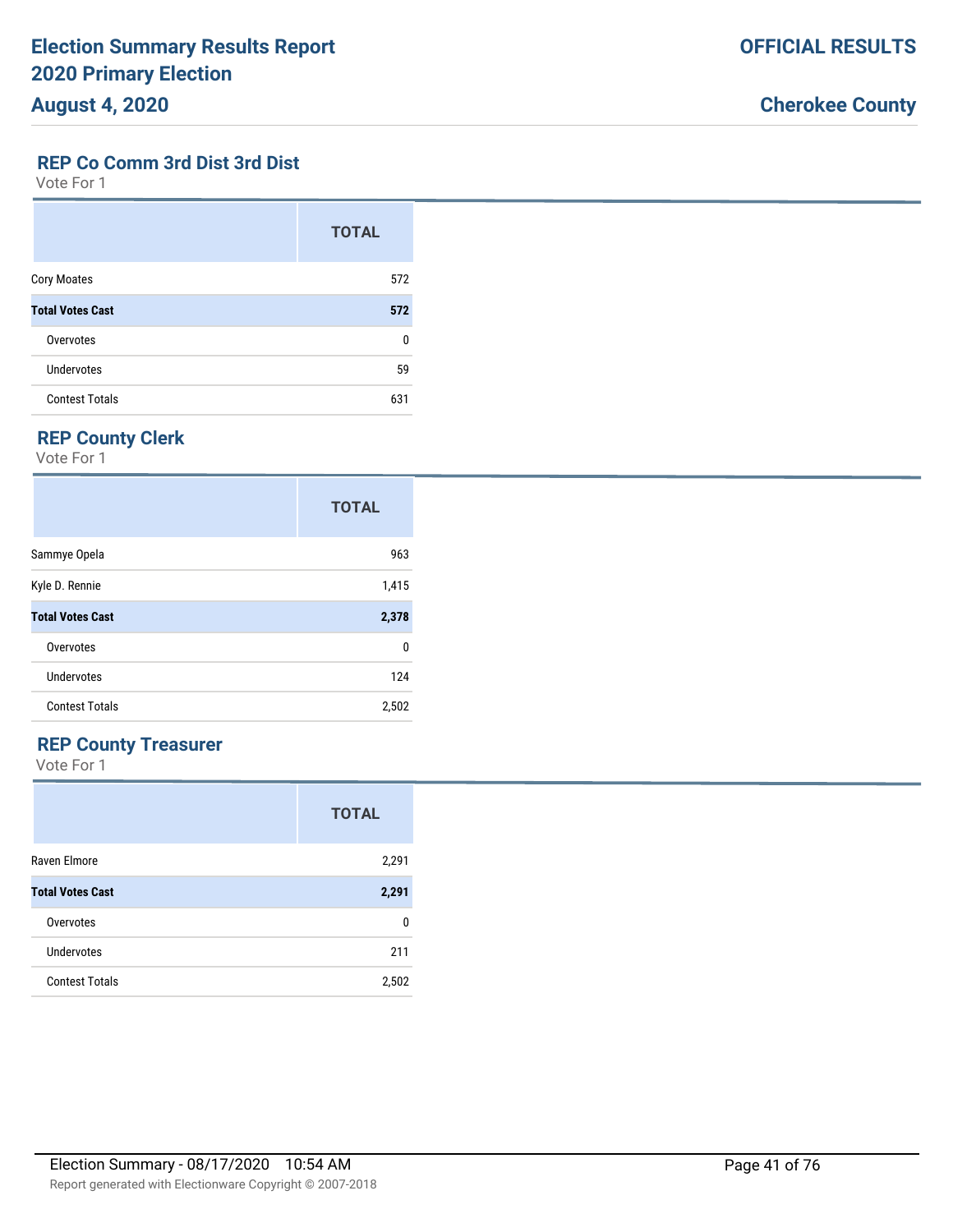## REP Co Comm 3rd Dist 3rd Dist

Vote For 1

| | TOTAL |
|---|---|
| Cory Moates | 572 |
| **Total Votes Cast** | **572** |
| Overvotes | 0 |
| Undervotes | 59 |
| Contest Totals | 631 |

## REP County Clerk

Vote For 1

| | TOTAL |
|---|---|
| Sammye Opela | 963 |
| Kyle D. Rennie | 1,415 |
| **Total Votes Cast** | **2,378** |
| Overvotes | 0 |
| Undervotes | 124 |
| Contest Totals | 2,502 |

## REP County Treasurer

Vote For 1

| | TOTAL |
|---|---|
| Raven Elmore | 2,291 |
| **Total Votes Cast** | **2,291** |
| Overvotes | 0 |
| Undervotes | 211 |
| Contest Totals | 2,502 |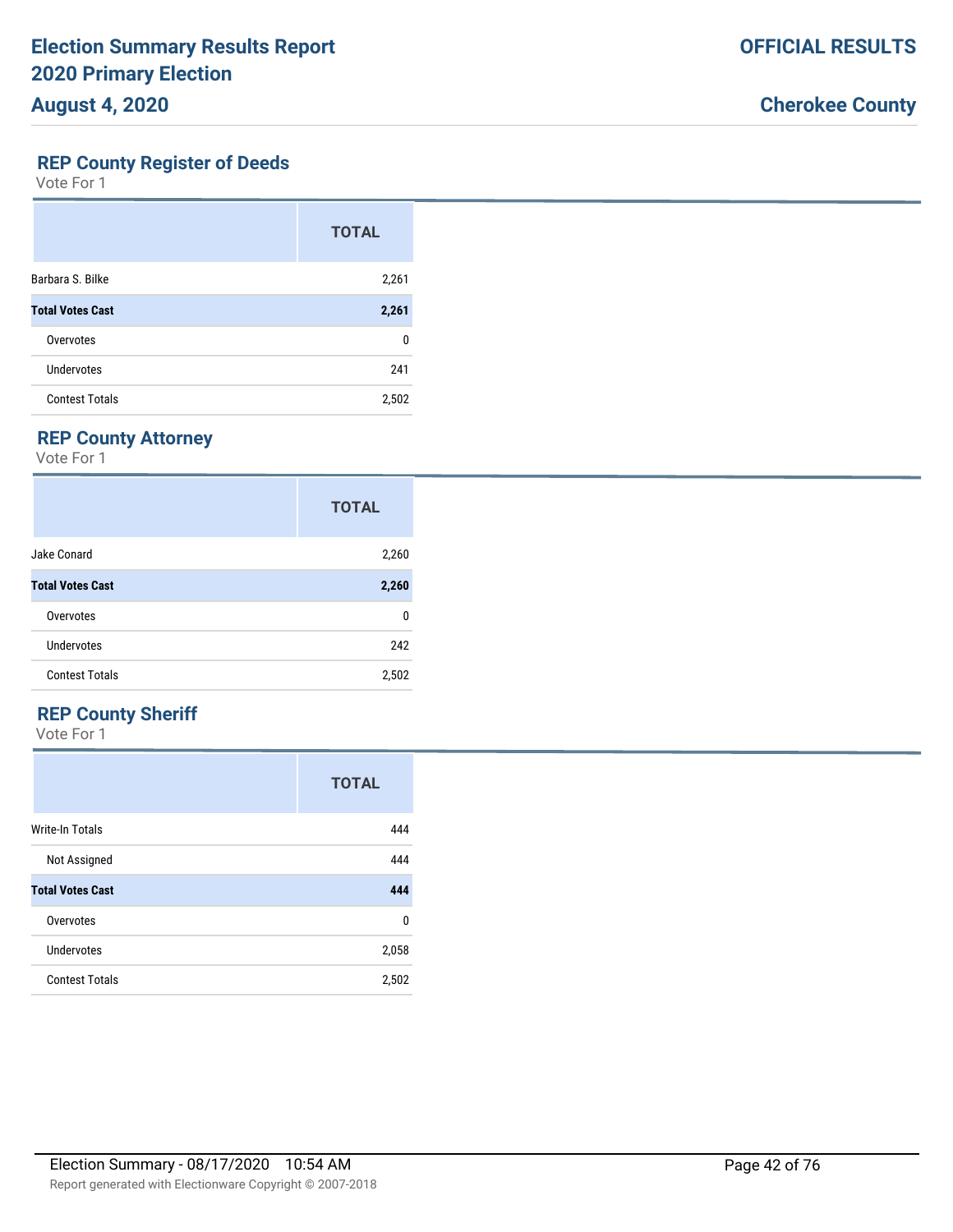## REP County Register of Deeds

Vote For 1

| | TOTAL |
|---|---|
| Barbara S. Bilke | 2,261 |
| **Total Votes Cast** | **2,261** |
| Overvotes | 0 |
| Undervotes | 241 |
| Contest Totals | 2,502 |

## REP County Attorney

Vote For 1

| | TOTAL |
|---|---|
| Jake Conard | 2,260 |
| **Total Votes Cast** | **2,260** |
| Overvotes | 0 |
| Undervotes | 242 |
| Contest Totals | 2,502 |

## REP County Sheriff

Vote For 1

| | TOTAL |
|---|---|
| Write-In Totals | 444 |
| Not Assigned | 444 |
| **Total Votes Cast** | **444** |
| Overvotes | 0 |
| Undervotes | 2,058 |
| Contest Totals | 2,502 |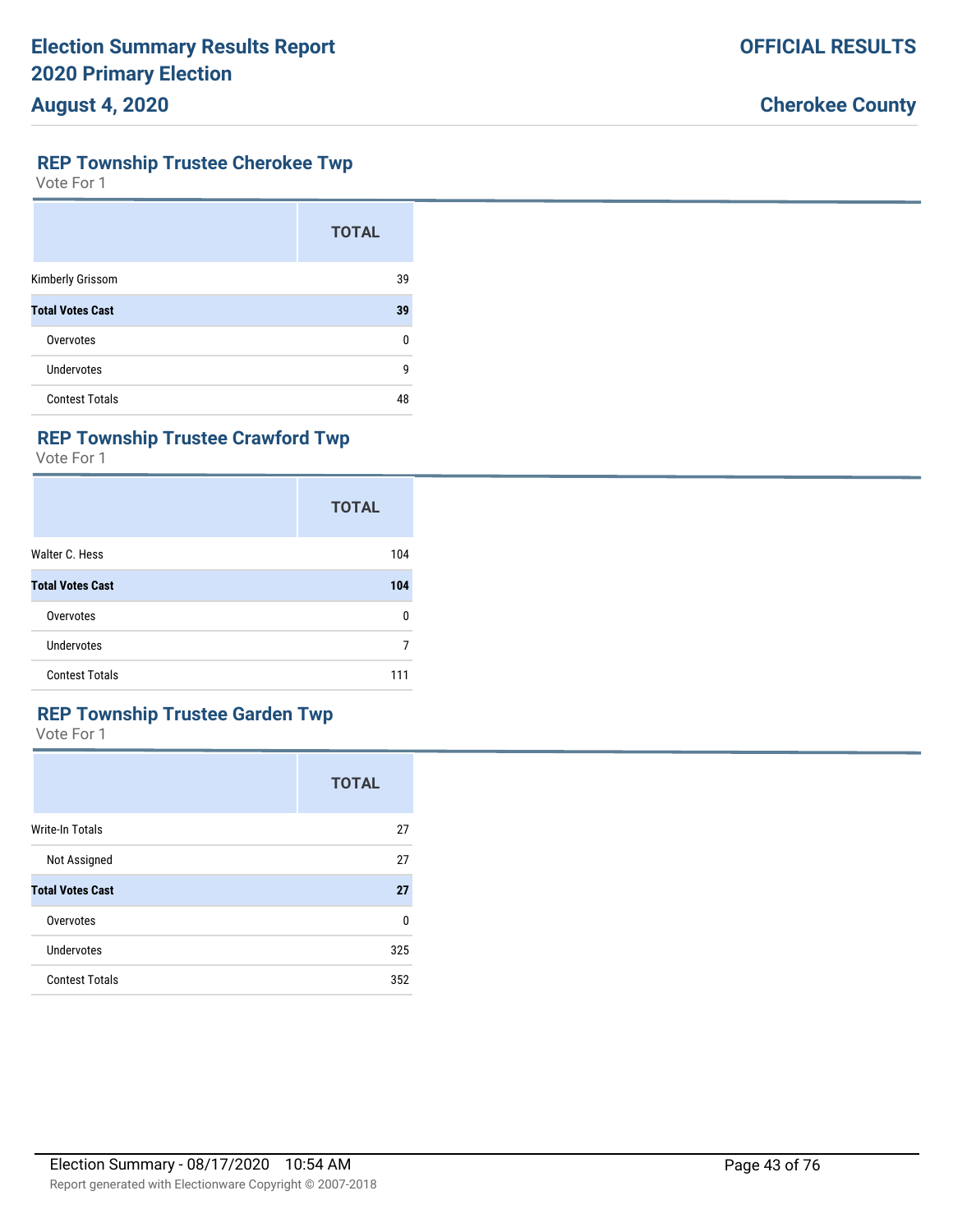## REP Township Trustee Cherokee Twp

Vote For 1

| | TOTAL |
|---|---|
| Kimberly Grissom | 39 |
| **Total Votes Cast** | **39** |
| Overvotes | 0 |
| Undervotes | 9 |
| Contest Totals | 48 |

## REP Township Trustee Crawford Twp

Vote For 1

| | TOTAL |
|---|---|
| Walter C. Hess | 104 |
| **Total Votes Cast** | **104** |
| Overvotes | 0 |
| Undervotes | 7 |
| Contest Totals | 111 |

## REP Township Trustee Garden Twp

Vote For 1

| | TOTAL |
|---|---|
| Write-In Totals | 27 |
| Not Assigned | 27 |
| **Total Votes Cast** | **27** |
| Overvotes | 0 |
| Undervotes | 325 |
| Contest Totals | 352 |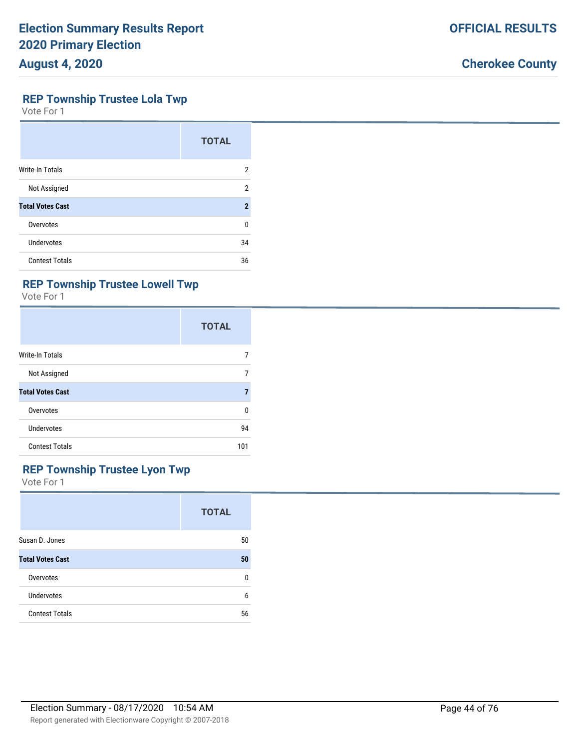## REP Township Trustee Lola Twp

Vote For 1

| | TOTAL |
|---|---|
| Write-In Totals | 2 |
| Not Assigned | 2 |
| **Total Votes Cast** | **2** |
| Overvotes | 0 |
| Undervotes | 34 |
| Contest Totals | 36 |

## REP Township Trustee Lowell Twp

Vote For 1

| | TOTAL |
|---|---|
| Write-In Totals | 7 |
| Not Assigned | 7 |
| **Total Votes Cast** | **7** |
| Overvotes | 0 |
| Undervotes | 94 |
| Contest Totals | 101 |

## REP Township Trustee Lyon Twp

Vote For 1

| | TOTAL |
|---|---|
| Susan D. Jones | 50 |
| **Total Votes Cast** | **50** |
| Overvotes | 0 |
| Undervotes | 6 |
| Contest Totals | 56 |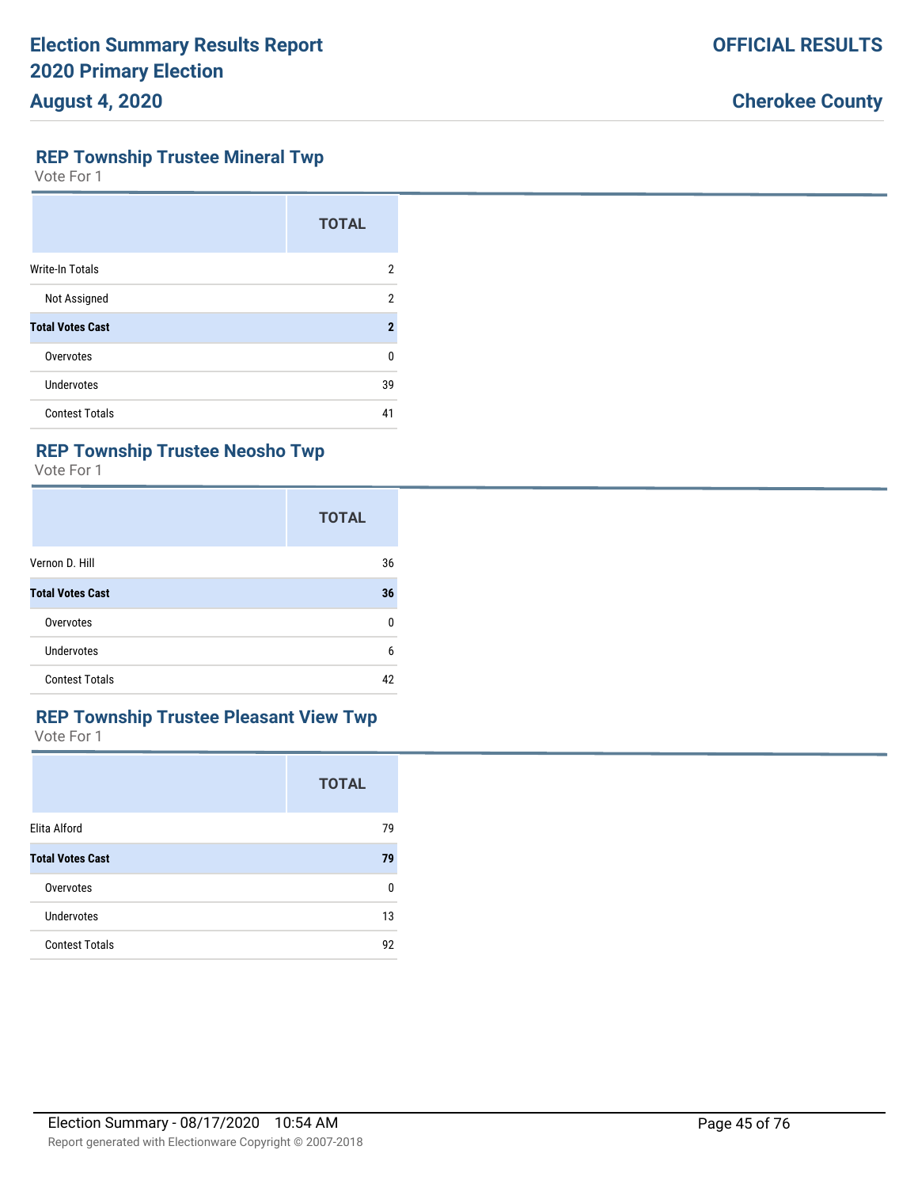## REP Township Trustee Mineral Twp

Vote For 1

| | TOTAL |
|---|---|
| Write-In Totals | 2 |
| Not Assigned | 2 |
| **Total Votes Cast** | **2** |
| Overvotes | 0 |
| Undervotes | 39 |
| Contest Totals | 41 |

## REP Township Trustee Neosho Twp

Vote For 1

| | TOTAL |
|---|---|
| Vernon D. Hill | 36 |
| **Total Votes Cast** | **36** |
| Overvotes | 0 |
| Undervotes | 6 |
| Contest Totals | 42 |

## REP Township Trustee Pleasant View Twp

Vote For 1

| | TOTAL |
|---|---|
| Elita Alford | 79 |
| **Total Votes Cast** | **79** |
| Overvotes | 0 |
| Undervotes | 13 |
| Contest Totals | 92 |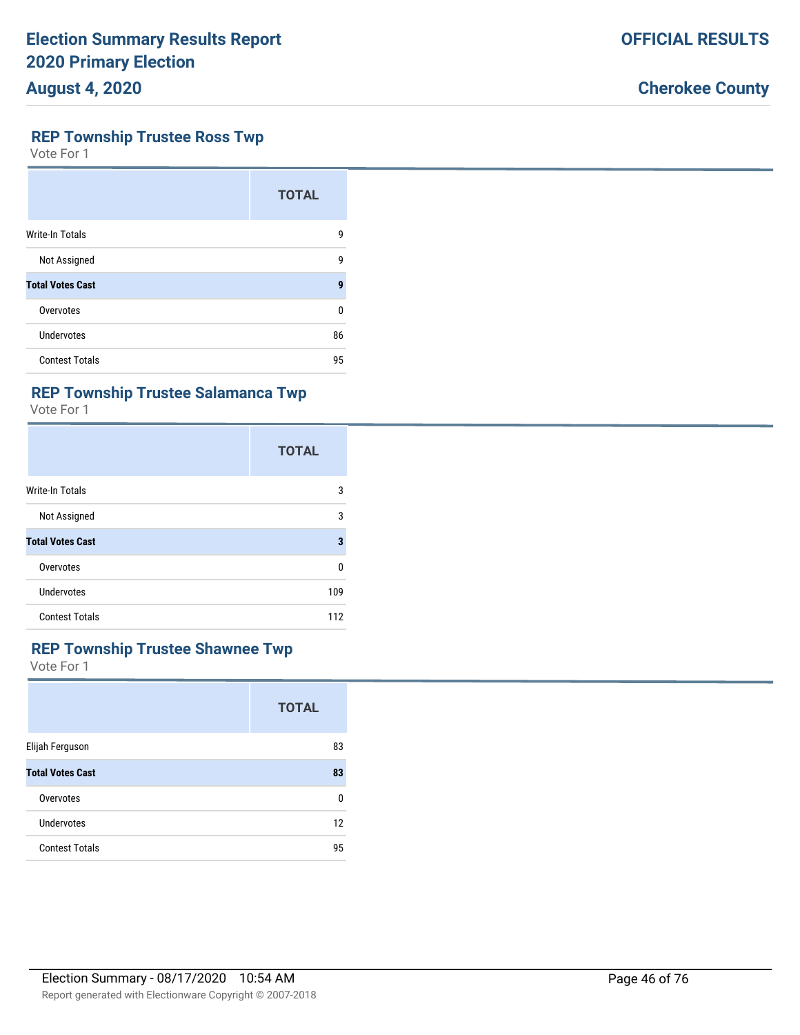## REP Township Trustee Ross Twp

Vote For 1

| | TOTAL |
|---|---|
| Write-In Totals | 9 |
| Not Assigned | 9 |
| **Total Votes Cast** | **9** |
| Overvotes | 0 |
| Undervotes | 86 |
| Contest Totals | 95 |

## REP Township Trustee Salamanca Twp

Vote For 1

| | TOTAL |
|---|---|
| Write-In Totals | 3 |
| Not Assigned | 3 |
| **Total Votes Cast** | **3** |
| Overvotes | 0 |
| Undervotes | 109 |
| Contest Totals | 112 |

## REP Township Trustee Shawnee Twp

Vote For 1

| | TOTAL |
|---|---|
| Elijah Ferguson | 83 |
| **Total Votes Cast** | **83** |
| Overvotes | 0 |
| Undervotes | 12 |
| Contest Totals | 95 |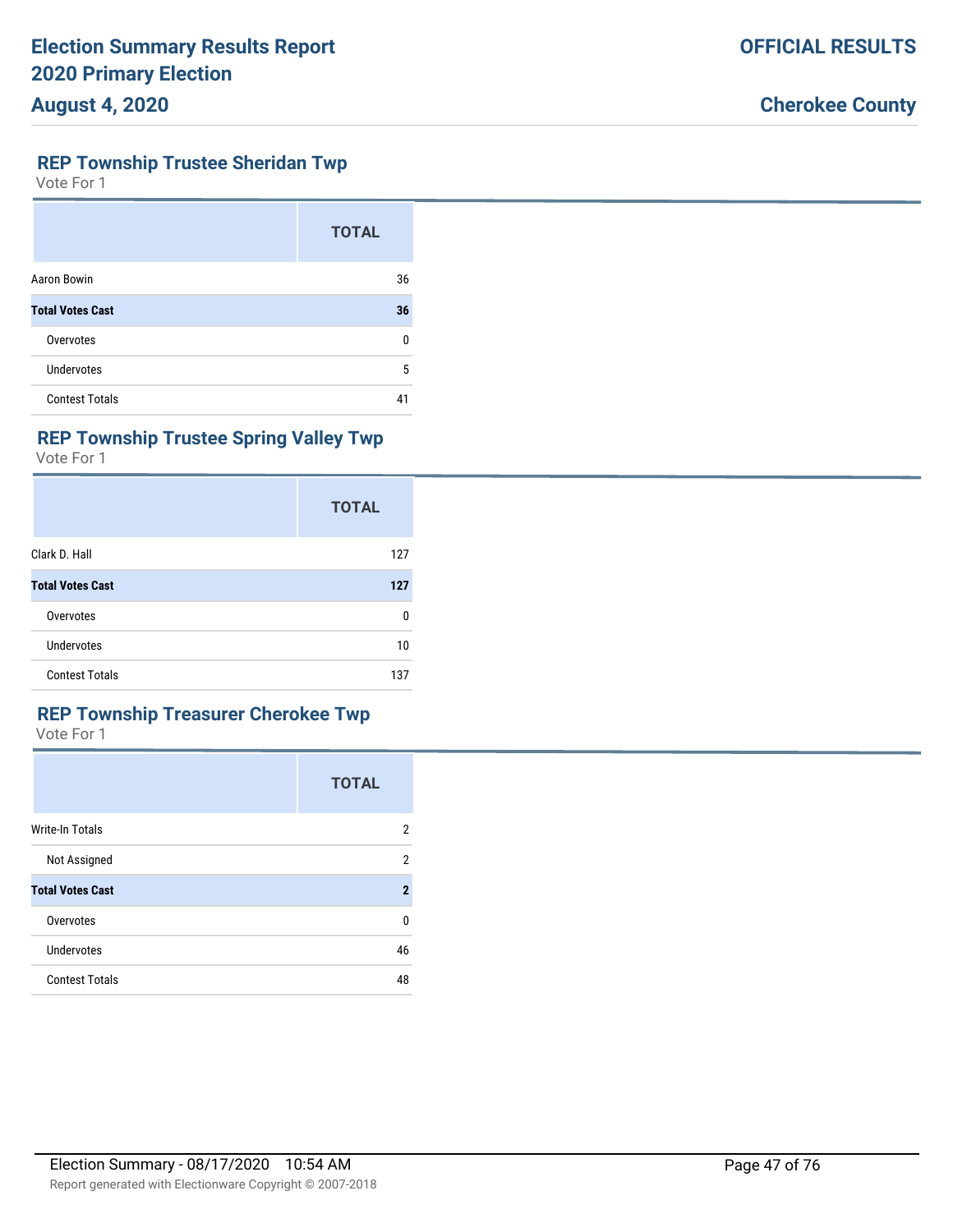## REP Township Trustee Sheridan Twp

Vote For 1

| | TOTAL |
|---|---|
| Aaron Bowin | 36 |
| **Total Votes Cast** | **36** |
| Overvotes | 0 |
| Undervotes | 5 |
| Contest Totals | 41 |

## REP Township Trustee Spring Valley Twp

Vote For 1

| | TOTAL |
|---|---|
| Clark D. Hall | 127 |
| **Total Votes Cast** | **127** |
| Overvotes | 0 |
| Undervotes | 10 |
| Contest Totals | 137 |

## REP Township Treasurer Cherokee Twp

Vote For 1

| | TOTAL |
|---|---|
| Write-In Totals | 2 |
| Not Assigned | 2 |
| **Total Votes Cast** | **2** |
| Overvotes | 0 |
| Undervotes | 46 |
| Contest Totals | 48 |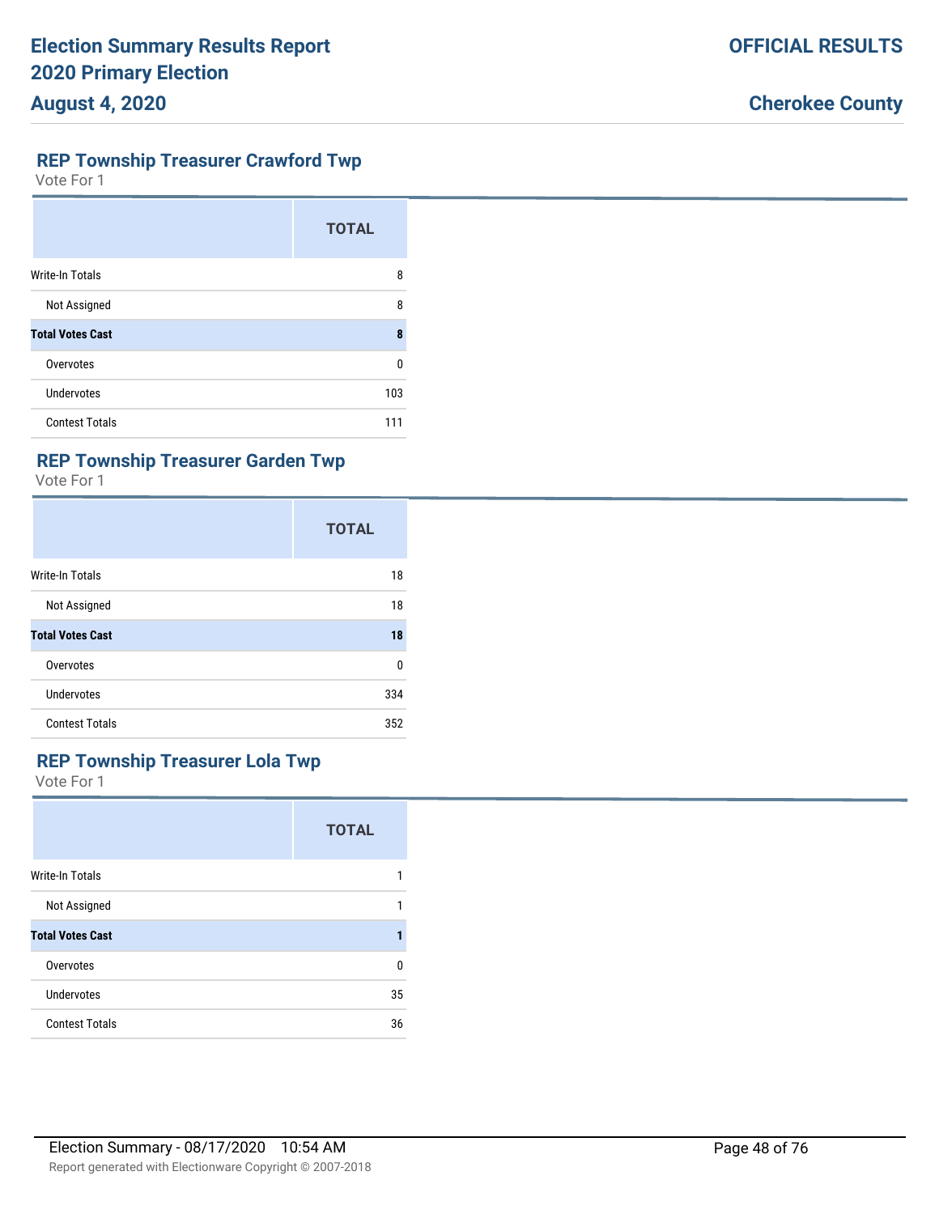## REP Township Treasurer Crawford Twp

Vote For 1

| | TOTAL |
|---|---|
| Write-In Totals | 8 |
| Not Assigned | 8 |
| **Total Votes Cast** | **8** |
| Overvotes | 0 |
| Undervotes | 103 |
| Contest Totals | 111 |

## REP Township Treasurer Garden Twp

Vote For 1

| | TOTAL |
|---|---|
| Write-In Totals | 18 |
| Not Assigned | 18 |
| **Total Votes Cast** | **18** |
| Overvotes | 0 |
| Undervotes | 334 |
| Contest Totals | 352 |

## REP Township Treasurer Lola Twp

Vote For 1

| | TOTAL |
|---|---|
| Write-In Totals | 1 |
| Not Assigned | 1 |
| **Total Votes Cast** | **1** |
| Overvotes | 0 |
| Undervotes | 35 |
| Contest Totals | 36 |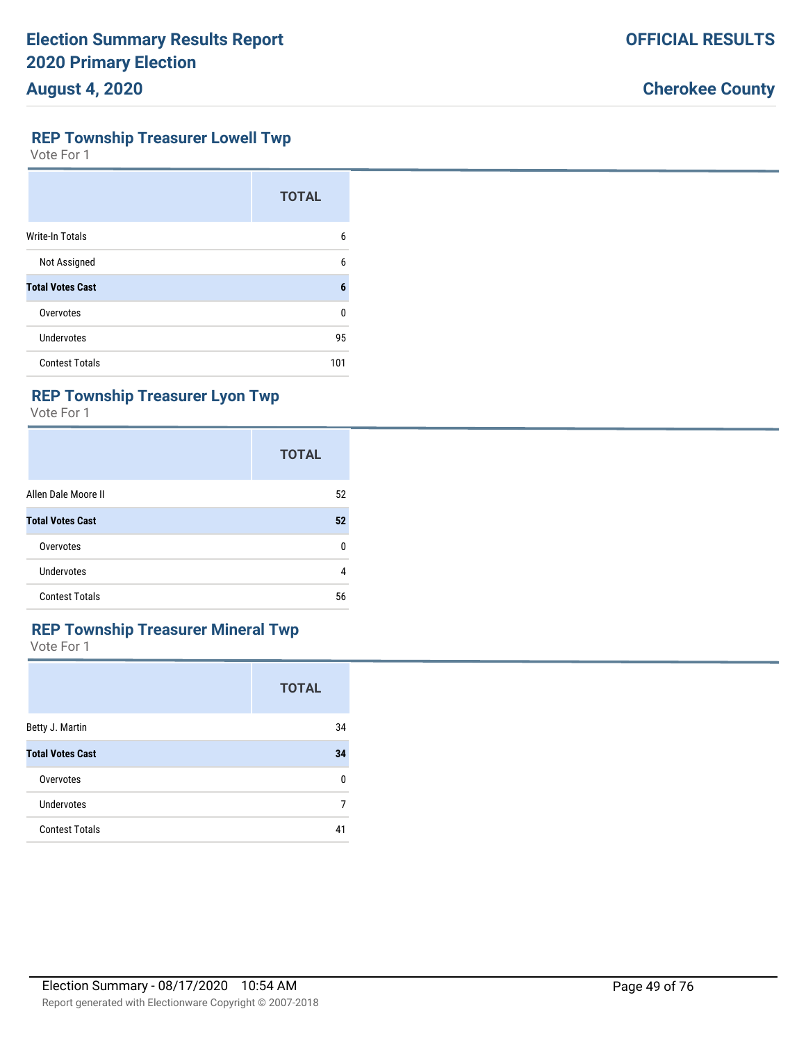## REP Township Treasurer Lowell Twp

Vote For 1

| | TOTAL |
|---|---|
| Write-In Totals | 6 |
| Not Assigned | 6 |
| **Total Votes Cast** | **6** |
| Overvotes | 0 |
| Undervotes | 95 |
| Contest Totals | 101 |

## REP Township Treasurer Lyon Twp

Vote For 1

| | TOTAL |
|---|---|
| Allen Dale Moore II | 52 |
| **Total Votes Cast** | **52** |
| Overvotes | 0 |
| Undervotes | 4 |
| Contest Totals | 56 |

## REP Township Treasurer Mineral Twp

Vote For 1

| | TOTAL |
|---|---|
| Betty J. Martin | 34 |
| **Total Votes Cast** | **34** |
| Overvotes | 0 |
| Undervotes | 7 |
| Contest Totals | 41 |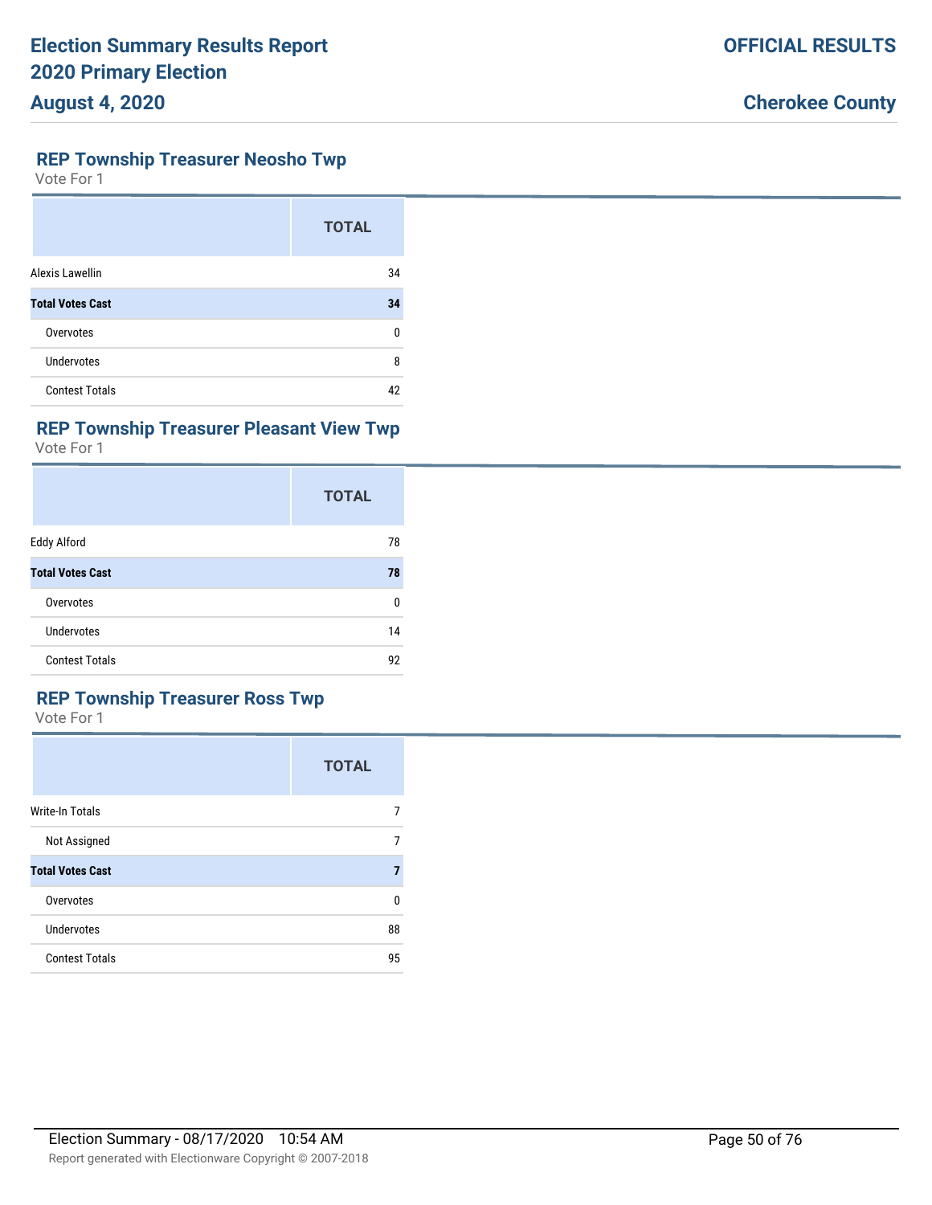## REP Township Treasurer Neosho Twp

Vote For 1

| | TOTAL |
|---|---|
| Alexis Lawellin | 34 |
| **Total Votes Cast** | **34** |
| Overvotes | 0 |
| Undervotes | 8 |
| Contest Totals | 42 |

## REP Township Treasurer Pleasant View Twp

Vote For 1

| | TOTAL |
|---|---|
| Eddy Alford | 78 |
| **Total Votes Cast** | **78** |
| Overvotes | 0 |
| Undervotes | 14 |
| Contest Totals | 92 |

## REP Township Treasurer Ross Twp

Vote For 1

| | TOTAL |
|---|---|
| Write-In Totals | 7 |
| Not Assigned | 7 |
| **Total Votes Cast** | **7** |
| Overvotes | 0 |
| Undervotes | 88 |
| Contest Totals | 95 |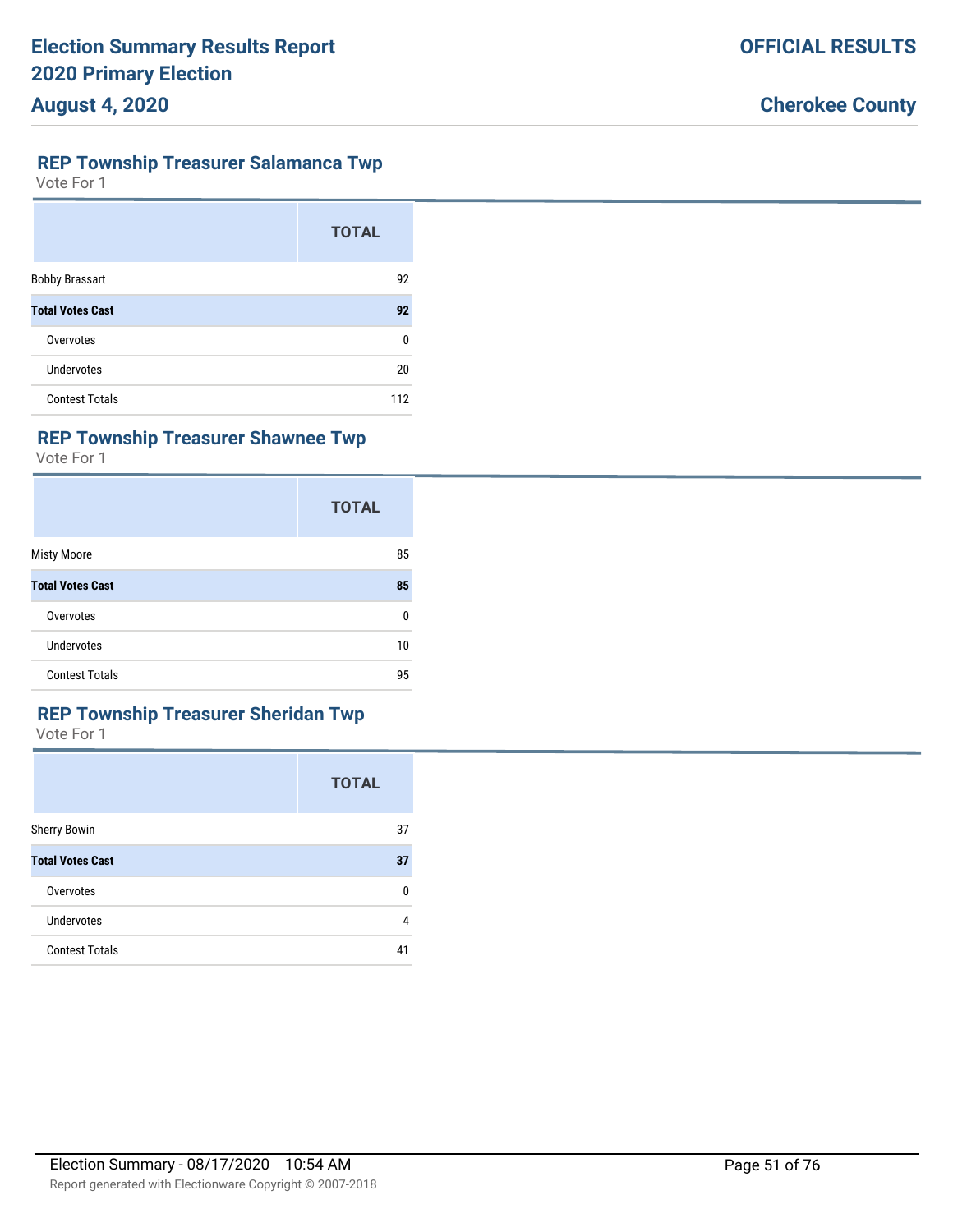## REP Township Treasurer Salamanca Twp

Vote For 1

| | TOTAL |
|---|---|
| Bobby Brassart | 92 |
| **Total Votes Cast** | **92** |
| Overvotes | 0 |
| Undervotes | 20 |
| Contest Totals | 112 |

## REP Township Treasurer Shawnee Twp

Vote For 1

| | TOTAL |
|---|---|
| Misty Moore | 85 |
| **Total Votes Cast** | **85** |
| Overvotes | 0 |
| Undervotes | 10 |
| Contest Totals | 95 |

## REP Township Treasurer Sheridan Twp

Vote For 1

| | TOTAL |
|---|---|
| Sherry Bowin | 37 |
| **Total Votes Cast** | **37** |
| Overvotes | 0 |
| Undervotes | 4 |
| Contest Totals | 41 |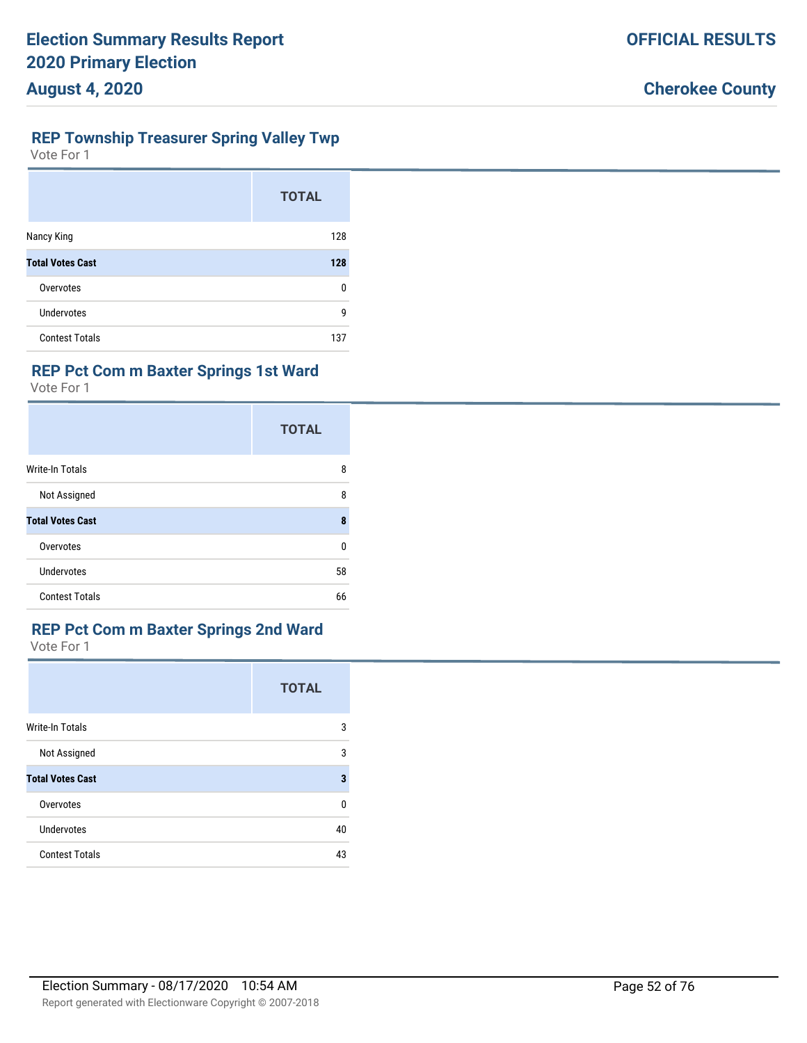## REP Township Treasurer Spring Valley Twp

Vote For 1

| | TOTAL |
|---|---|
| Nancy King | 128 |
| **Total Votes Cast** | **128** |
| Overvotes | 0 |
| Undervotes | 9 |
| Contest Totals | 137 |

## REP Pct Com m Baxter Springs 1st Ward

Vote For 1

| | TOTAL |
|---|---|
| Write-In Totals | 8 |
| Not Assigned | 8 |
| **Total Votes Cast** | **8** |
| Overvotes | 0 |
| Undervotes | 58 |
| Contest Totals | 66 |

## REP Pct Com m Baxter Springs 2nd Ward

Vote For 1

| | TOTAL |
|---|---|
| Write-In Totals | 3 |
| Not Assigned | 3 |
| **Total Votes Cast** | **3** |
| Overvotes | 0 |
| Undervotes | 40 |
| Contest Totals | 43 |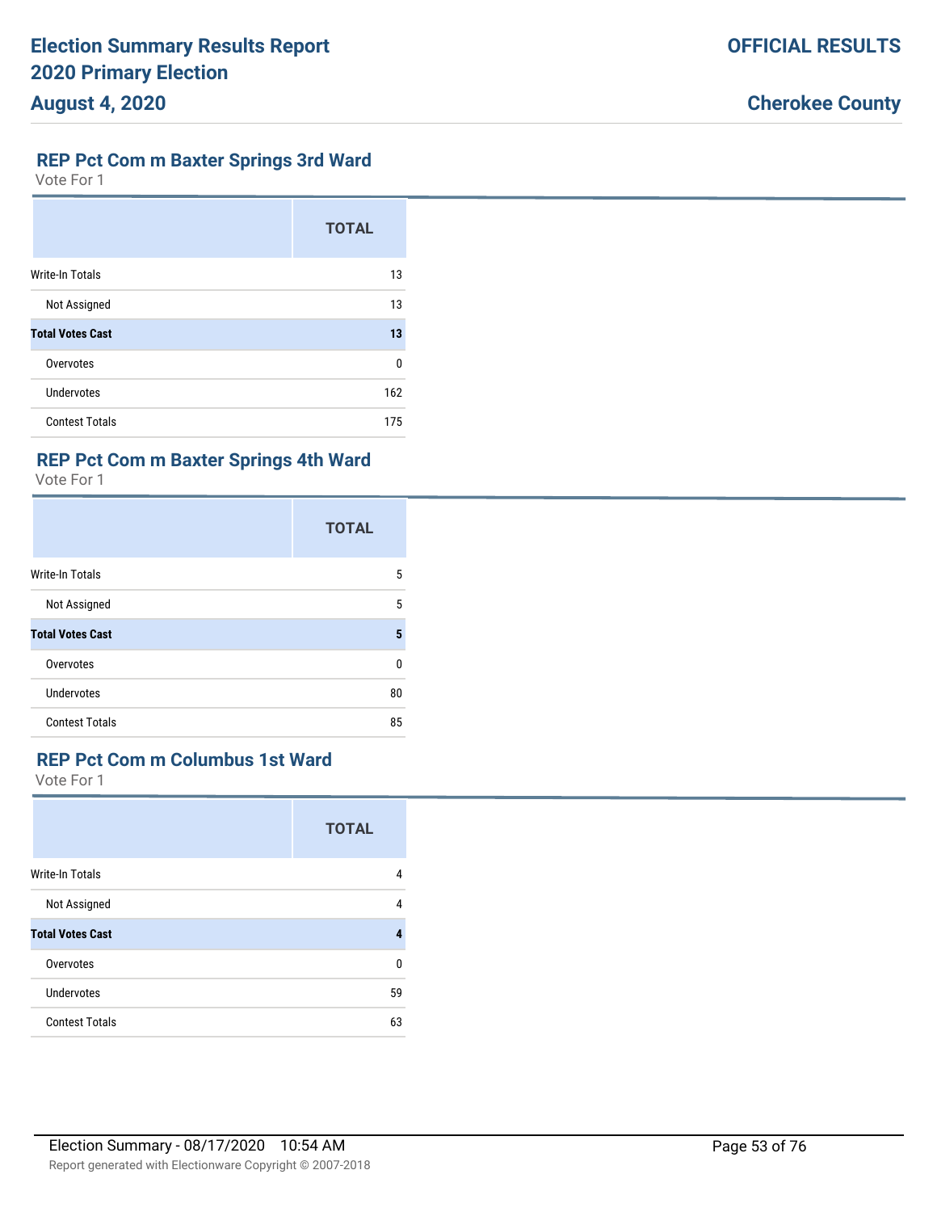## REP Pct Com m Baxter Springs 3rd Ward

Vote For 1

| | TOTAL |
|---|---|
| Write-In Totals | 13 |
| Not Assigned | 13 |
| **Total Votes Cast** | **13** |
| Overvotes | 0 |
| Undervotes | 162 |
| Contest Totals | 175 |

## REP Pct Com m Baxter Springs 4th Ward

Vote For 1

| | TOTAL |
|---|---|
| Write-In Totals | 5 |
| Not Assigned | 5 |
| **Total Votes Cast** | **5** |
| Overvotes | 0 |
| Undervotes | 80 |
| Contest Totals | 85 |

## REP Pct Com m Columbus 1st Ward

Vote For 1

| | TOTAL |
|---|---|
| Write-In Totals | 4 |
| Not Assigned | 4 |
| **Total Votes Cast** | **4** |
| Overvotes | 0 |
| Undervotes | 59 |
| Contest Totals | 63 |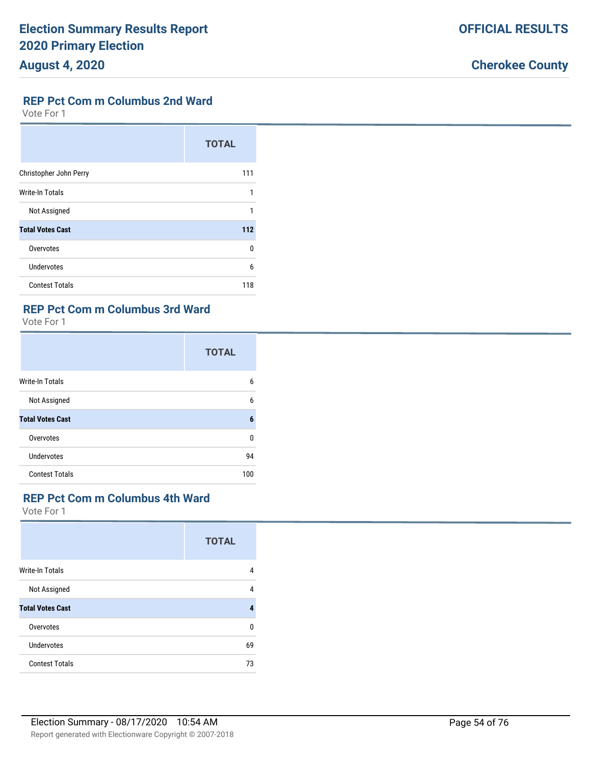## REP Pct Com m Columbus 2nd Ward

Vote For 1

| | TOTAL |
|---|---|
| Christopher John Perry | 111 |
| Write-In Totals | 1 |
| Not Assigned | 1 |
| **Total Votes Cast** | **112** |
| Overvotes | 0 |
| Undervotes | 6 |
| Contest Totals | 118 |

## REP Pct Com m Columbus 3rd Ward

Vote For 1

| | TOTAL |
|---|---|
| Write-In Totals | 6 |
| Not Assigned | 6 |
| **Total Votes Cast** | **6** |
| Overvotes | 0 |
| Undervotes | 94 |
| Contest Totals | 100 |

## REP Pct Com m Columbus 4th Ward

Vote For 1

| | TOTAL |
|---|---|
| Write-In Totals | 4 |
| Not Assigned | 4 |
| **Total Votes Cast** | **4** |
| Overvotes | 0 |
| Undervotes | 69 |
| Contest Totals | 73 |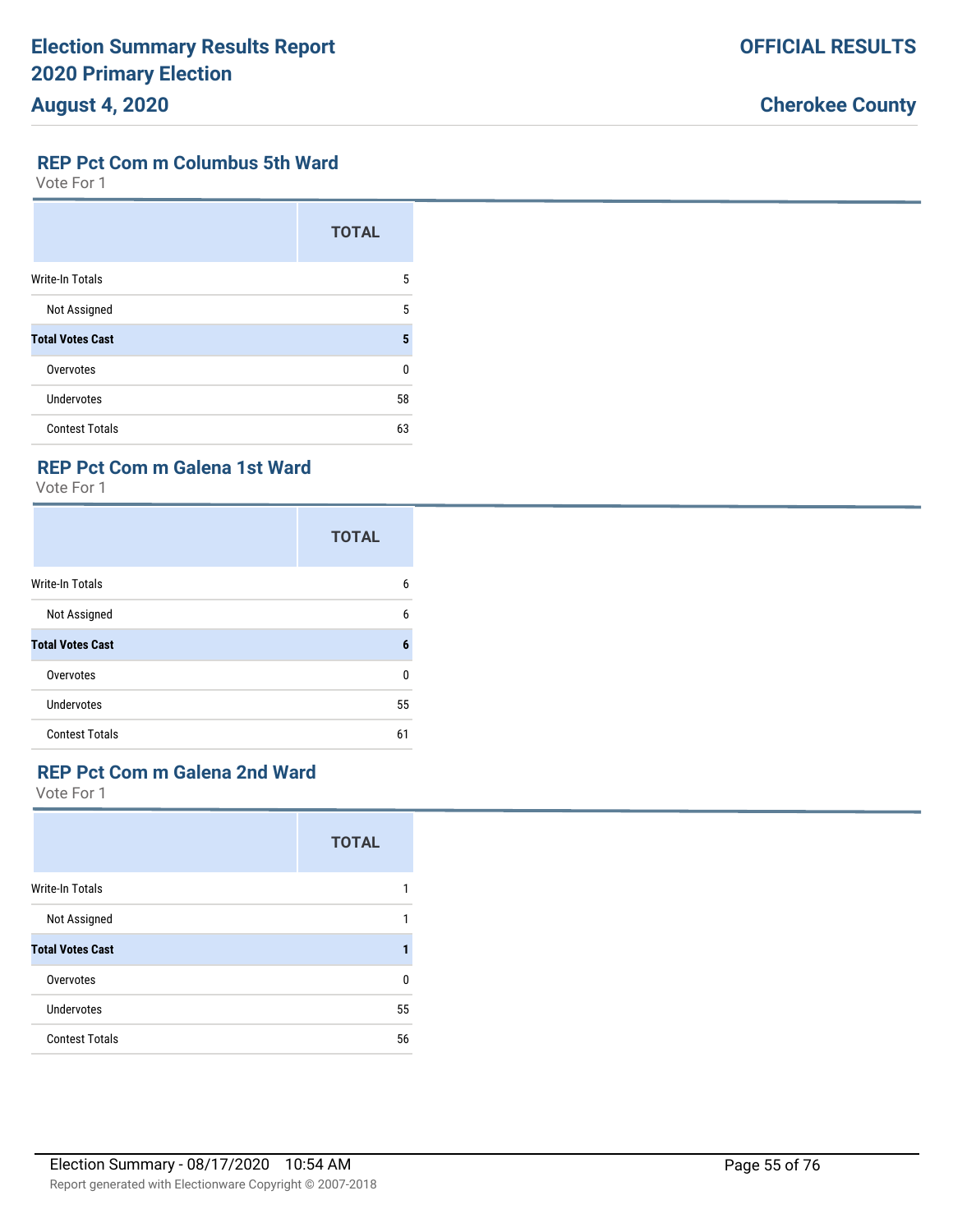## REP Pct Com m Columbus 5th Ward

Vote For 1

| | TOTAL |
|---|---|
| Write-In Totals | 5 |
| Not Assigned | 5 |
| **Total Votes Cast** | **5** |
| Overvotes | 0 |
| Undervotes | 58 |
| Contest Totals | 63 |

## REP Pct Com m Galena 1st Ward

Vote For 1

| | TOTAL |
|---|---|
| Write-In Totals | 6 |
| Not Assigned | 6 |
| **Total Votes Cast** | **6** |
| Overvotes | 0 |
| Undervotes | 55 |
| Contest Totals | 61 |

## REP Pct Com m Galena 2nd Ward

Vote For 1

| | TOTAL |
|---|---|
| Write-In Totals | 1 |
| Not Assigned | 1 |
| **Total Votes Cast** | **1** |
| Overvotes | 0 |
| Undervotes | 55 |
| Contest Totals | 56 |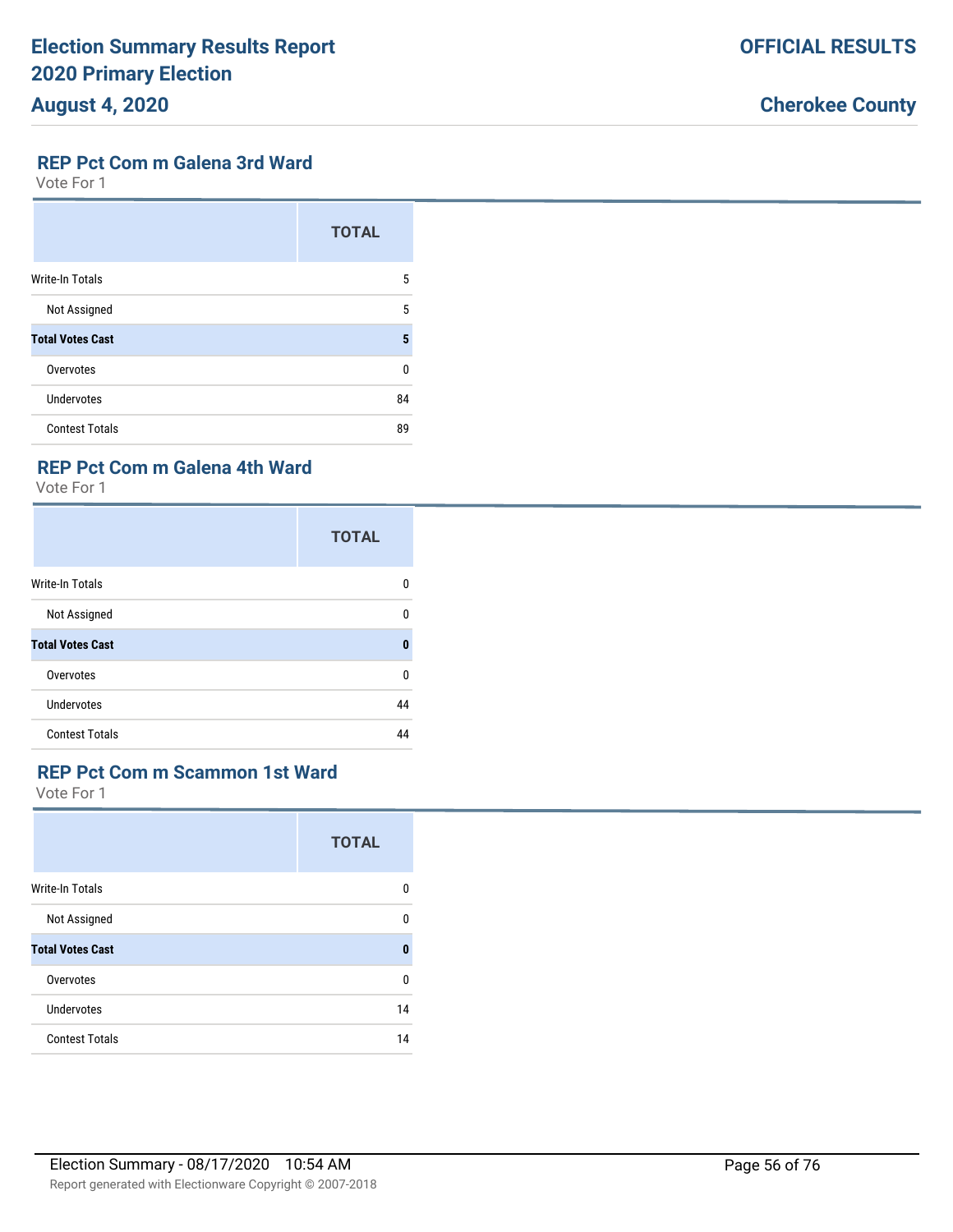## REP Pct Com m Galena 3rd Ward

Vote For 1

| | TOTAL |
|---|---|
| Write-In Totals | 5 |
| Not Assigned | 5 |
| **Total Votes Cast** | **5** |
| Overvotes | 0 |
| Undervotes | 84 |
| Contest Totals | 89 |

## REP Pct Com m Galena 4th Ward

Vote For 1

| | TOTAL |
|---|---|
| Write-In Totals | 0 |
| Not Assigned | 0 |
| **Total Votes Cast** | **0** |
| Overvotes | 0 |
| Undervotes | 44 |
| Contest Totals | 44 |

## REP Pct Com m Scammon 1st Ward

Vote For 1

| | TOTAL |
|---|---|
| Write-In Totals | 0 |
| Not Assigned | 0 |
| **Total Votes Cast** | **0** |
| Overvotes | 0 |
| Undervotes | 14 |
| Contest Totals | 14 |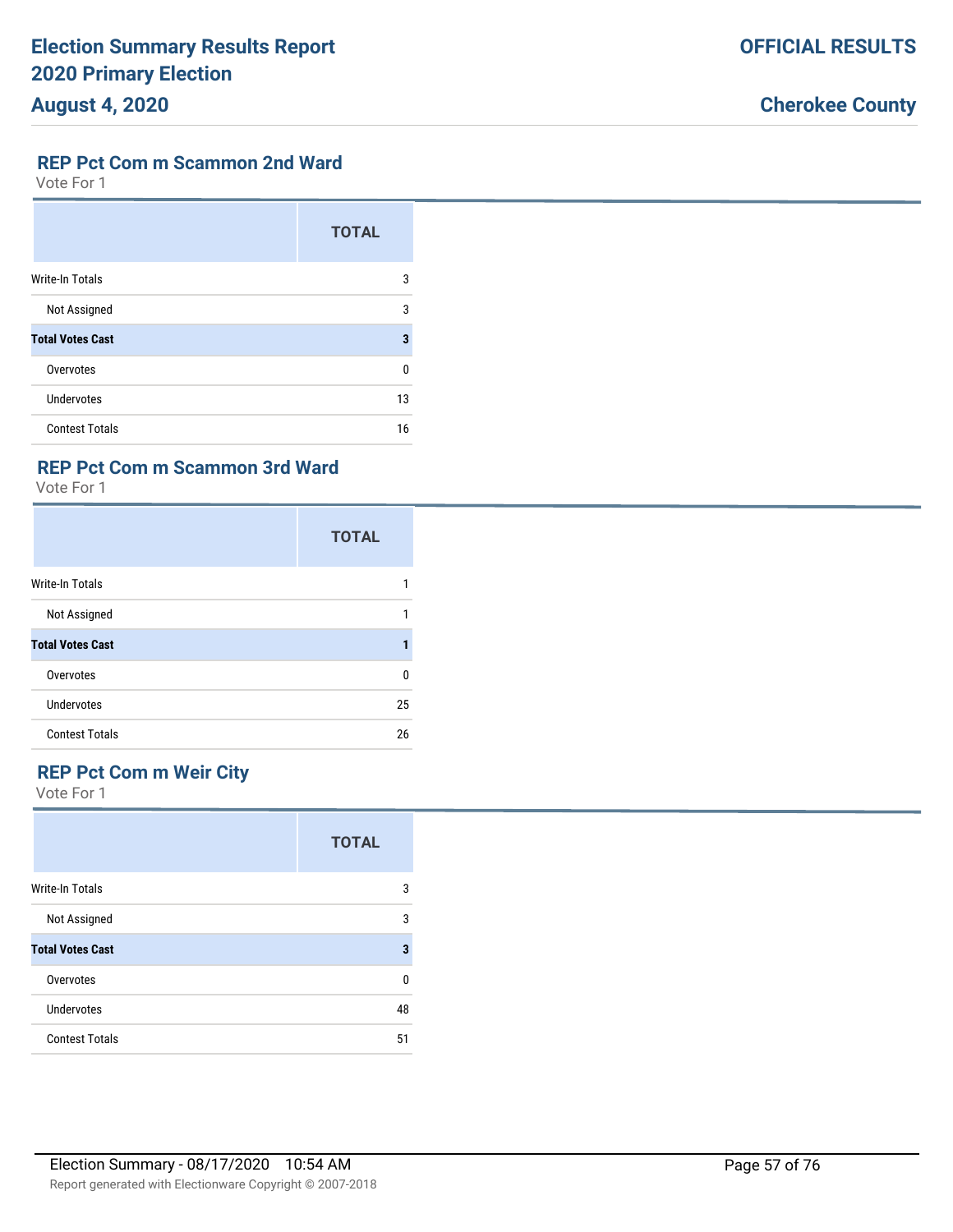## REP Pct Com m Scammon 2nd Ward

Vote For 1

| | TOTAL |
|---|---|
| Write-In Totals | 3 |
| Not Assigned | 3 |
| **Total Votes Cast** | **3** |
| Overvotes | 0 |
| Undervotes | 13 |
| Contest Totals | 16 |

## REP Pct Com m Scammon 3rd Ward

Vote For 1

| | TOTAL |
|---|---|
| Write-In Totals | 1 |
| Not Assigned | 1 |
| **Total Votes Cast** | **1** |
| Overvotes | 0 |
| Undervotes | 25 |
| Contest Totals | 26 |

## REP Pct Com m Weir City

Vote For 1

| | TOTAL |
|---|---|
| Write-In Totals | 3 |
| Not Assigned | 3 |
| **Total Votes Cast** | **3** |
| Overvotes | 0 |
| Undervotes | 48 |
| Contest Totals | 51 |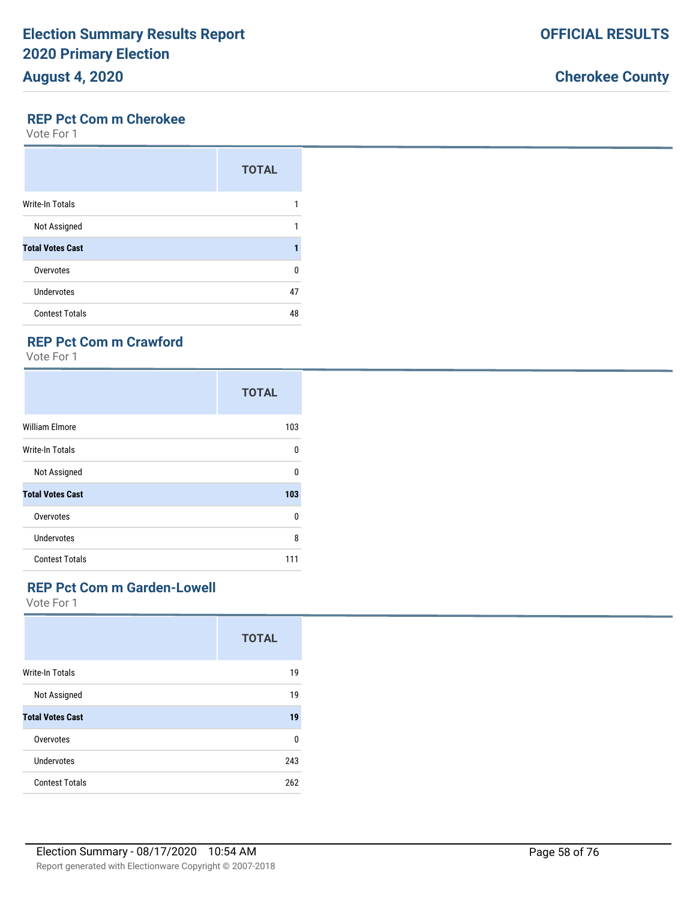## REP Pct Com m Cherokee

Vote For 1

| | TOTAL |
|---|---|
| Write-In Totals | 1 |
| Not Assigned | 1 |
| **Total Votes Cast** | **1** |
| Overvotes | 0 |
| Undervotes | 47 |
| Contest Totals | 48 |

## REP Pct Com m Crawford

Vote For 1

| | TOTAL |
|---|---|
| William Elmore | 103 |
| Write-In Totals | 0 |
| Not Assigned | 0 |
| **Total Votes Cast** | **103** |
| Overvotes | 0 |
| Undervotes | 8 |
| Contest Totals | 111 |

## REP Pct Com m Garden-Lowell

Vote For 1

| | TOTAL |
|---|---|
| Write-In Totals | 19 |
| Not Assigned | 19 |
| **Total Votes Cast** | **19** |
| Overvotes | 0 |
| Undervotes | 243 |
| Contest Totals | 262 |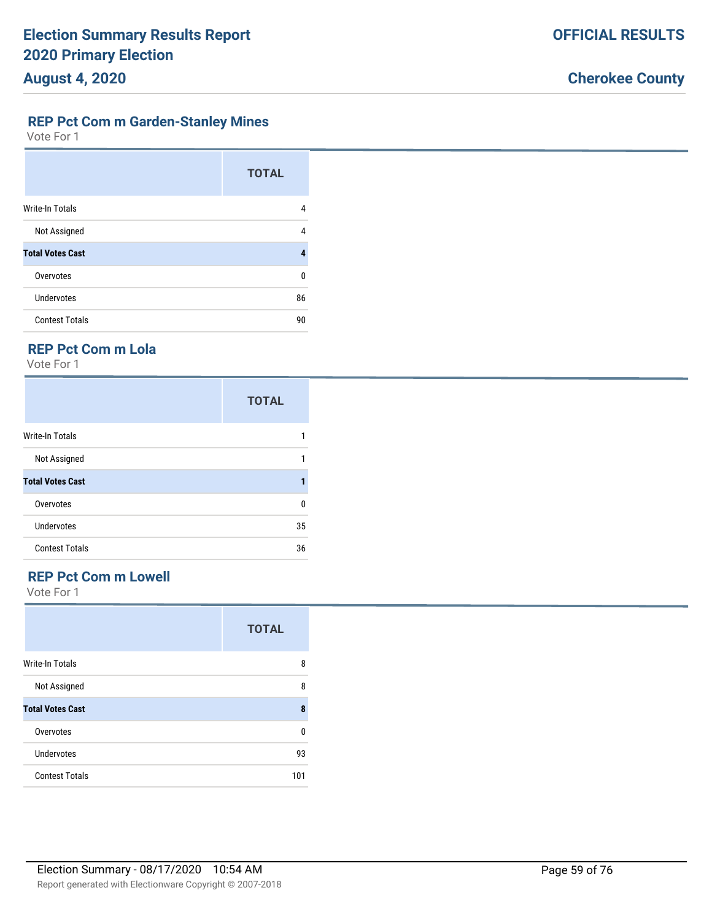## REP Pct Com m Garden-Stanley Mines

Vote For 1

| | TOTAL |
|---|---|
| Write-In Totals | 4 |
| Not Assigned | 4 |
| **Total Votes Cast** | **4** |
| Overvotes | 0 |
| Undervotes | 86 |
| Contest Totals | 90 |

## REP Pct Com m Lola

Vote For 1

| | TOTAL |
|---|---|
| Write-In Totals | 1 |
| Not Assigned | 1 |
| **Total Votes Cast** | **1** |
| Overvotes | 0 |
| Undervotes | 35 |
| Contest Totals | 36 |

## REP Pct Com m Lowell

Vote For 1

| | TOTAL |
|---|---|
| Write-In Totals | 8 |
| Not Assigned | 8 |
| **Total Votes Cast** | **8** |
| Overvotes | 0 |
| Undervotes | 93 |
| Contest Totals | 101 |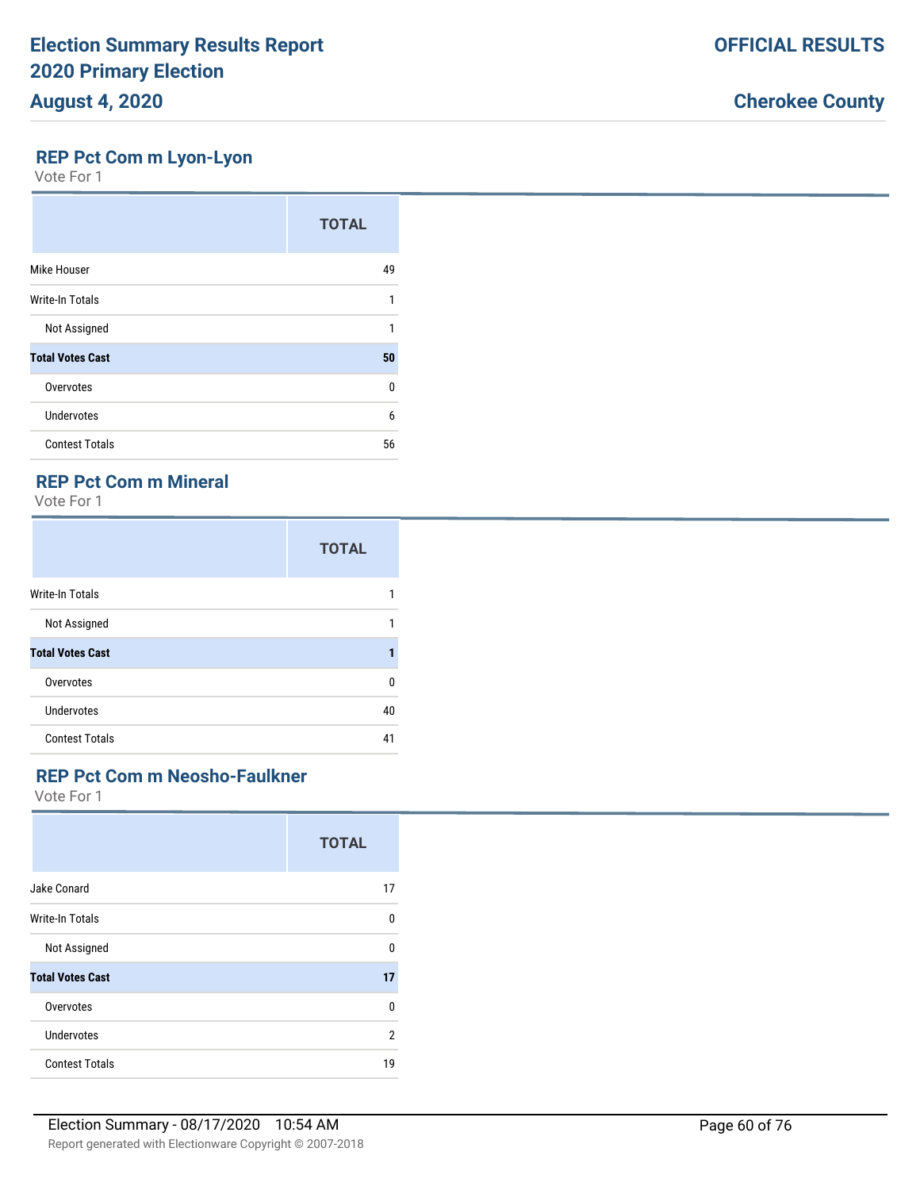## REP Pct Com m Lyon-Lyon

Vote For 1

| | TOTAL |
|---|---|
| Mike Houser | 49 |
| Write-In Totals | 1 |
| Not Assigned | 1 |
| **Total Votes Cast** | **50** |
| Overvotes | 0 |
| Undervotes | 6 |
| Contest Totals | 56 |

## REP Pct Com m Mineral

Vote For 1

| | TOTAL |
|---|---|
| Write-In Totals | 1 |
| Not Assigned | 1 |
| **Total Votes Cast** | **1** |
| Overvotes | 0 |
| Undervotes | 40 |
| Contest Totals | 41 |

## REP Pct Com m Neosho-Faulkner

Vote For 1

| | TOTAL |
|---|---|
| Jake Conard | 17 |
| Write-In Totals | 0 |
| Not Assigned | 0 |
| **Total Votes Cast** | **17** |
| Overvotes | 0 |
| Undervotes | 2 |
| Contest Totals | 19 |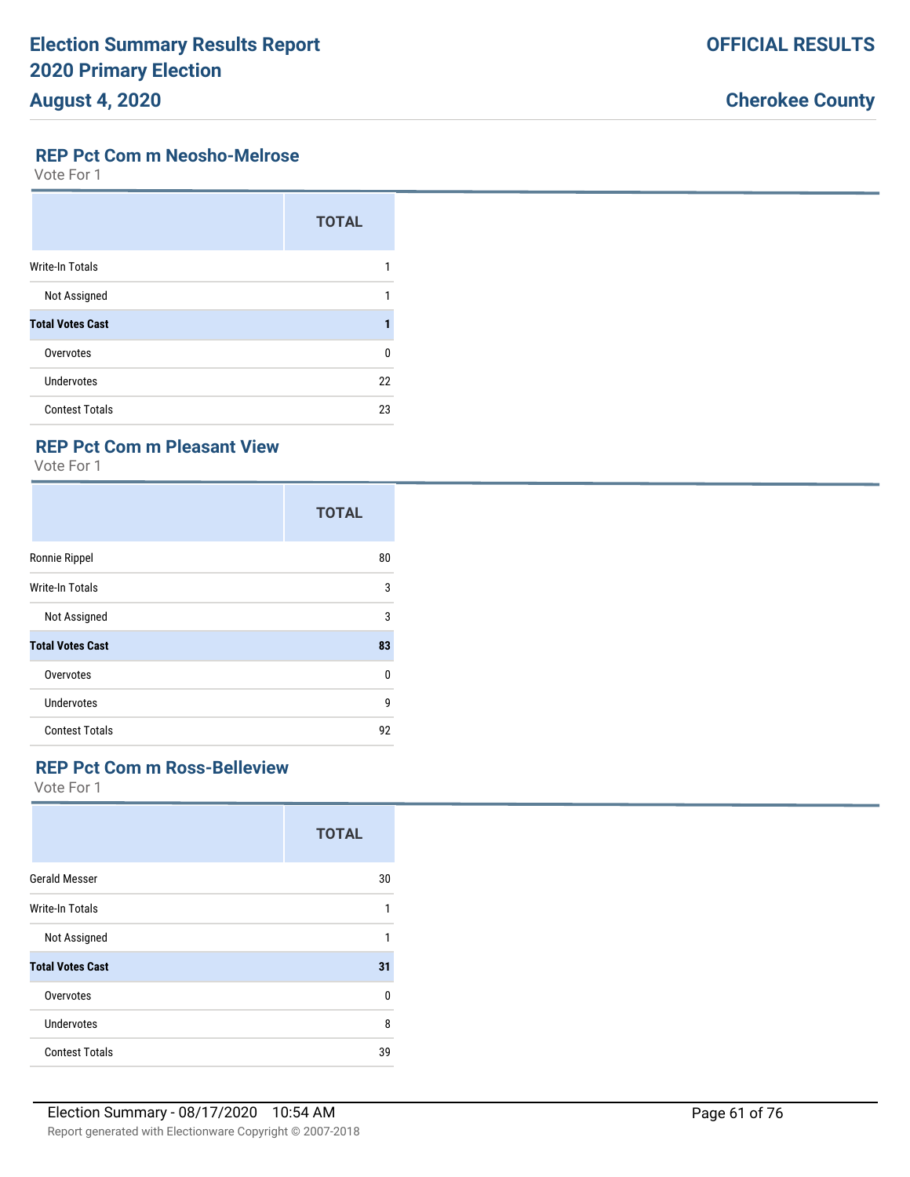## REP Pct Com m Neosho-Melrose

Vote For 1

| | TOTAL |
|---|---|
| Write-In Totals | 1 |
| Not Assigned | 1 |
| **Total Votes Cast** | **1** |
| Overvotes | 0 |
| Undervotes | 22 |
| Contest Totals | 23 |

## REP Pct Com m Pleasant View

Vote For 1

| | TOTAL |
|---|---|
| Ronnie Rippel | 80 |
| Write-In Totals | 3 |
| Not Assigned | 3 |
| **Total Votes Cast** | **83** |
| Overvotes | 0 |
| Undervotes | 9 |
| Contest Totals | 92 |

## REP Pct Com m Ross-Belleview

Vote For 1

| | TOTAL |
|---|---|
| Gerald Messer | 30 |
| Write-In Totals | 1 |
| Not Assigned | 1 |
| **Total Votes Cast** | **31** |
| Overvotes | 0 |
| Undervotes | 8 |
| Contest Totals | 39 |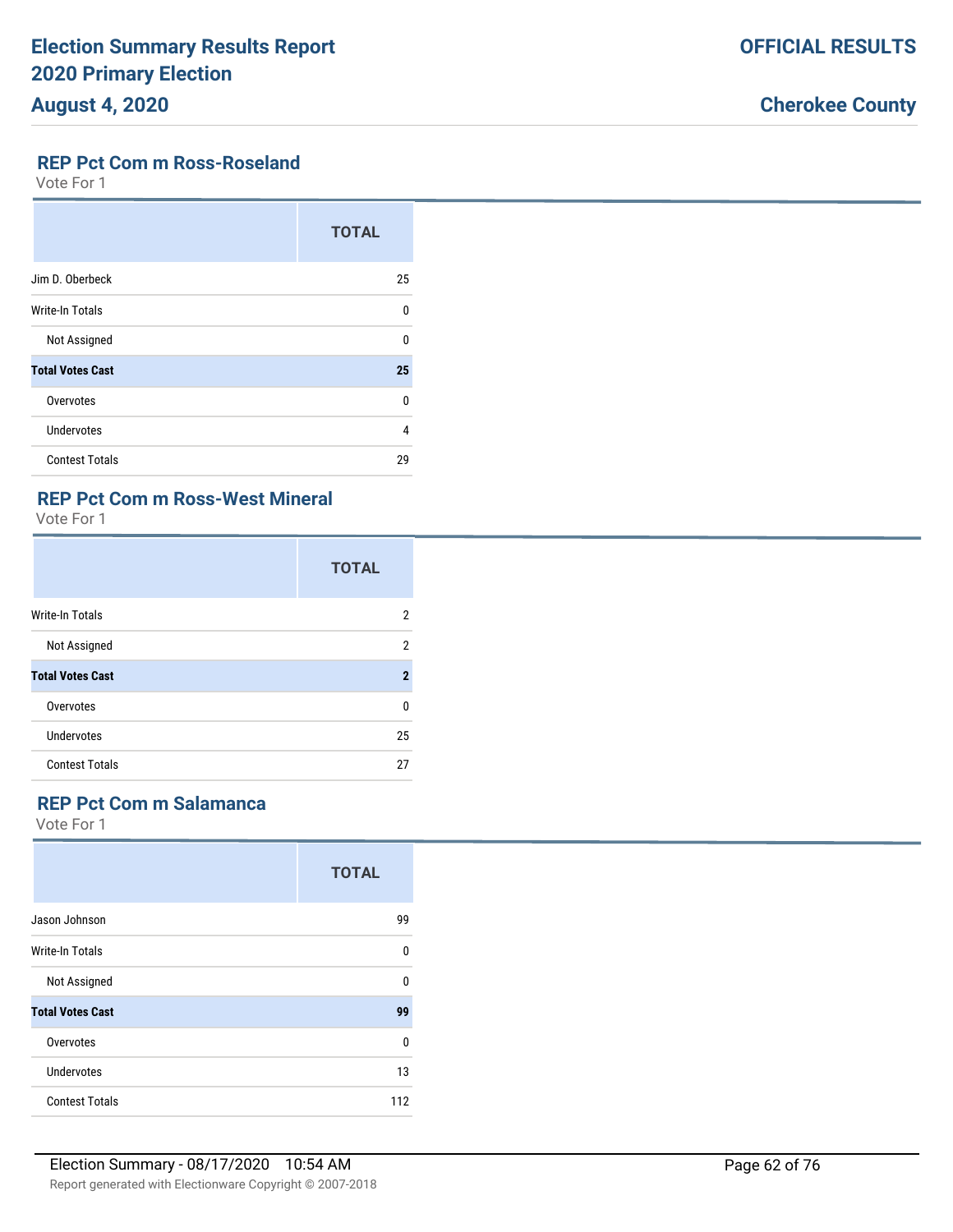## REP Pct Com m Ross-Roseland

Vote For 1

| | TOTAL |
|---|---|
| Jim D. Oberbeck | 25 |
| Write-In Totals | 0 |
| Not Assigned | 0 |
| **Total Votes Cast** | **25** |
| Overvotes | 0 |
| Undervotes | 4 |
| Contest Totals | 29 |

## REP Pct Com m Ross-West Mineral

Vote For 1

| | TOTAL |
|---|---|
| Write-In Totals | 2 |
| Not Assigned | 2 |
| **Total Votes Cast** | **2** |
| Overvotes | 0 |
| Undervotes | 25 |
| Contest Totals | 27 |

## REP Pct Com m Salamanca

Vote For 1

| | TOTAL |
|---|---|
| Jason Johnson | 99 |
| Write-In Totals | 0 |
| Not Assigned | 0 |
| **Total Votes Cast** | **99** |
| Overvotes | 0 |
| Undervotes | 13 |
| Contest Totals | 112 |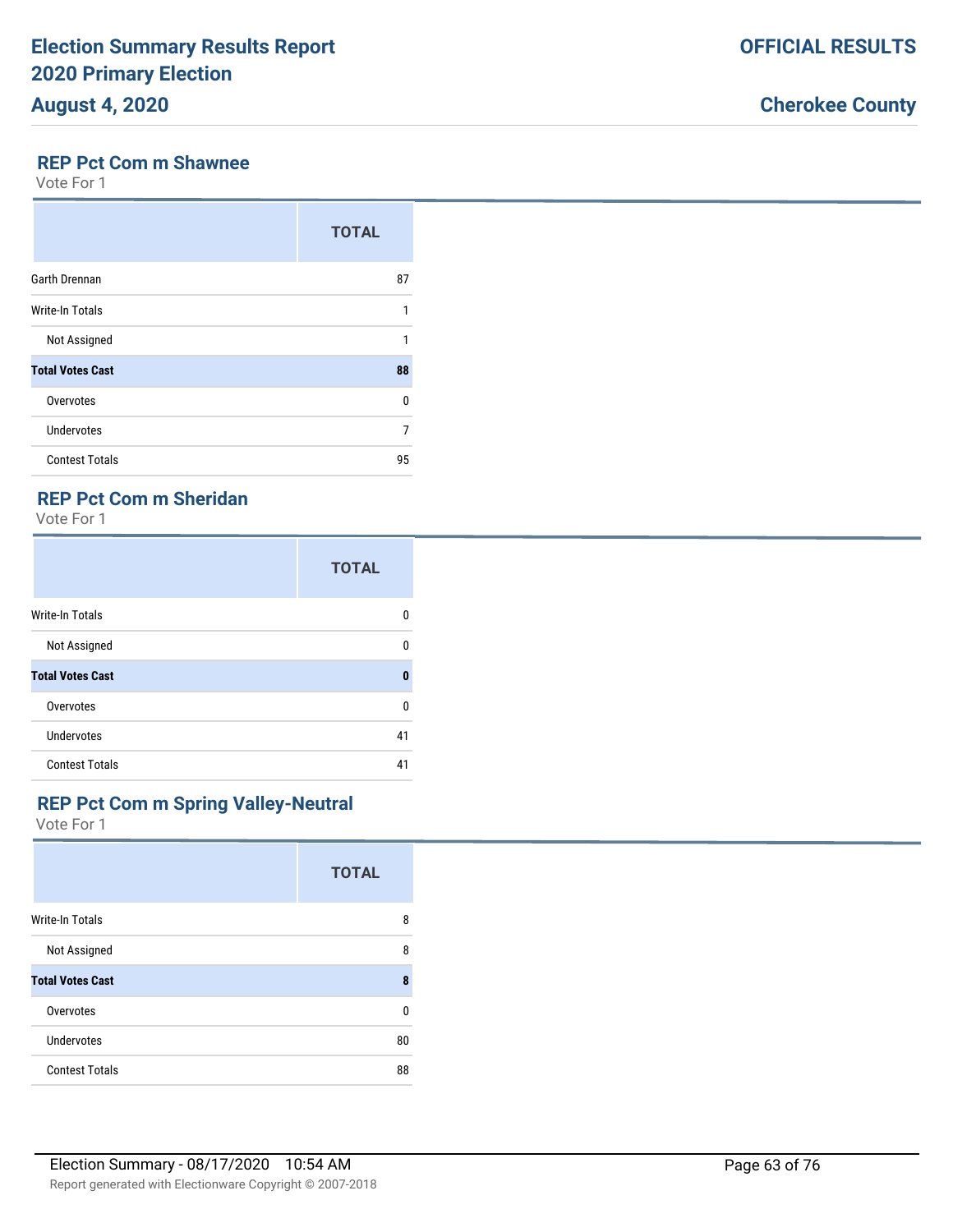### REP Pct Com m Shawnee

Vote For 1

| | TOTAL |
|---|---|
| Garth Drennan | 87 |
| Write-In Totals | 1 |
| Not Assigned | 1 |
| **Total Votes Cast** | **88** |
| Overvotes | 0 |
| Undervotes | 7 |
| Contest Totals | 95 |

### REP Pct Com m Sheridan

Vote For 1

| | TOTAL |
|---|---|
| Write-In Totals | 0 |
| Not Assigned | 0 |
| **Total Votes Cast** | **0** |
| Overvotes | 0 |
| Undervotes | 41 |
| Contest Totals | 41 |

### REP Pct Com m Spring Valley-Neutral

Vote For 1

| | TOTAL |
|---|---|
| Write-In Totals | 8 |
| Not Assigned | 8 |
| **Total Votes Cast** | **8** |
| Overvotes | 0 |
| Undervotes | 80 |
| Contest Totals | 88 |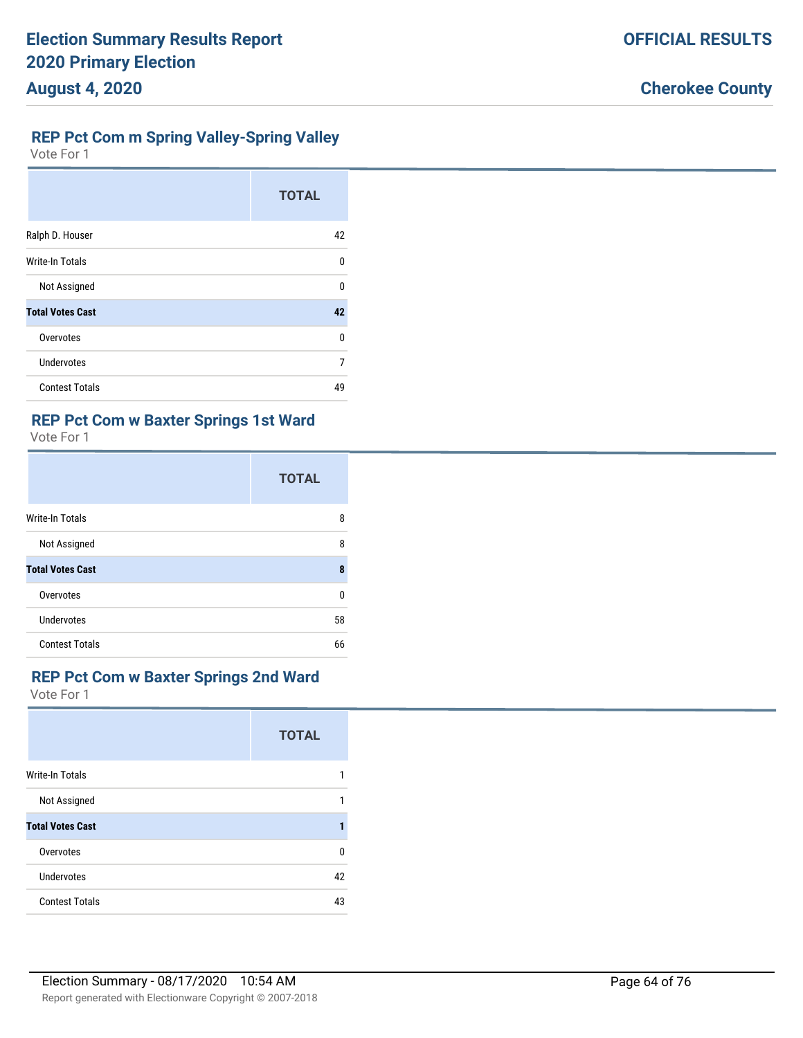## REP Pct Com m Spring Valley-Spring Valley

Vote For 1

| | TOTAL |
|---|---|
| Ralph D. Houser | 42 |
| Write-In Totals | 0 |
| Not Assigned | 0 |
| **Total Votes Cast** | **42** |
| Overvotes | 0 |
| Undervotes | 7 |
| Contest Totals | 49 |

## REP Pct Com w Baxter Springs 1st Ward

Vote For 1

| | TOTAL |
|---|---|
| Write-In Totals | 8 |
| Not Assigned | 8 |
| **Total Votes Cast** | **8** |
| Overvotes | 0 |
| Undervotes | 58 |
| Contest Totals | 66 |

## REP Pct Com w Baxter Springs 2nd Ward

Vote For 1

| | TOTAL |
|---|---|
| Write-In Totals | 1 |
| Not Assigned | 1 |
| **Total Votes Cast** | **1** |
| Overvotes | 0 |
| Undervotes | 42 |
| Contest Totals | 43 |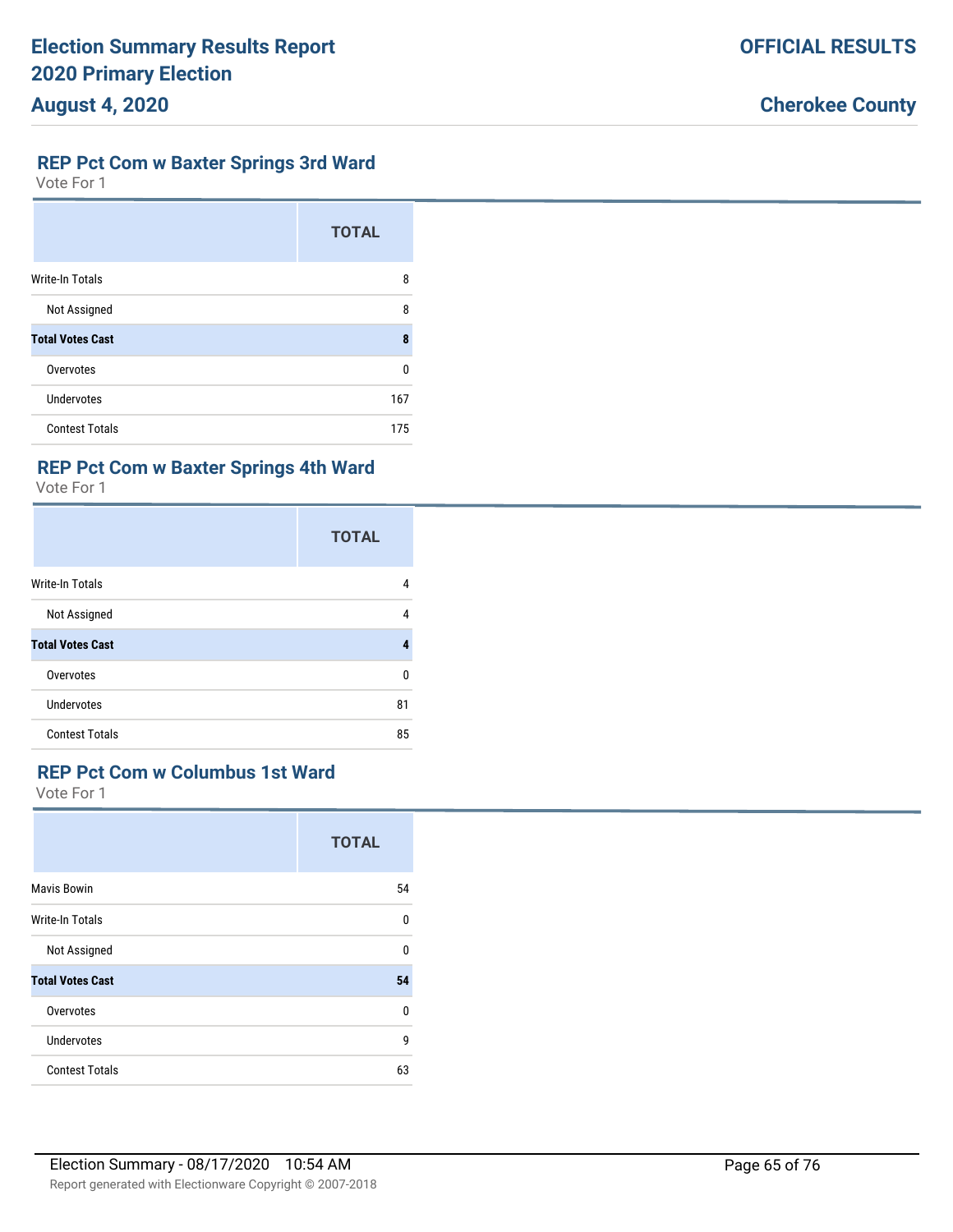## REP Pct Com w Baxter Springs 3rd Ward

Vote For 1

| | TOTAL |
|---|---|
| Write-In Totals | 8 |
| Not Assigned | 8 |
| **Total Votes Cast** | **8** |
| Overvotes | 0 |
| Undervotes | 167 |
| Contest Totals | 175 |

## REP Pct Com w Baxter Springs 4th Ward

Vote For 1

| | TOTAL |
|---|---|
| Write-In Totals | 4 |
| Not Assigned | 4 |
| **Total Votes Cast** | **4** |
| Overvotes | 0 |
| Undervotes | 81 |
| Contest Totals | 85 |

## REP Pct Com w Columbus 1st Ward

Vote For 1

| | TOTAL |
|---|---|
| Mavis Bowin | 54 |
| Write-In Totals | 0 |
| Not Assigned | 0 |
| **Total Votes Cast** | **54** |
| Overvotes | 0 |
| Undervotes | 9 |
| Contest Totals | 63 |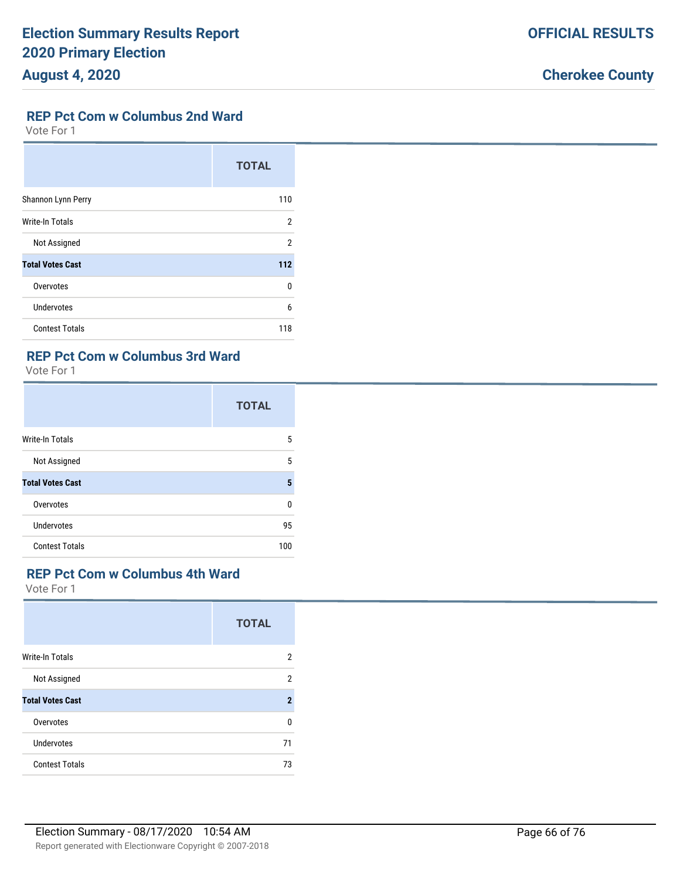## REP Pct Com w Columbus 2nd Ward

Vote For 1

| | TOTAL |
|---|---|
| Shannon Lynn Perry | 110 |
| Write-In Totals | 2 |
| Not Assigned | 2 |
| **Total Votes Cast** | **112** |
| Overvotes | 0 |
| Undervotes | 6 |
| Contest Totals | 118 |

## REP Pct Com w Columbus 3rd Ward

Vote For 1

| | TOTAL |
|---|---|
| Write-In Totals | 5 |
| Not Assigned | 5 |
| **Total Votes Cast** | **5** |
| Overvotes | 0 |
| Undervotes | 95 |
| Contest Totals | 100 |

## REP Pct Com w Columbus 4th Ward

Vote For 1

| | TOTAL |
|---|---|
| Write-In Totals | 2 |
| Not Assigned | 2 |
| **Total Votes Cast** | **2** |
| Overvotes | 0 |
| Undervotes | 71 |
| Contest Totals | 73 |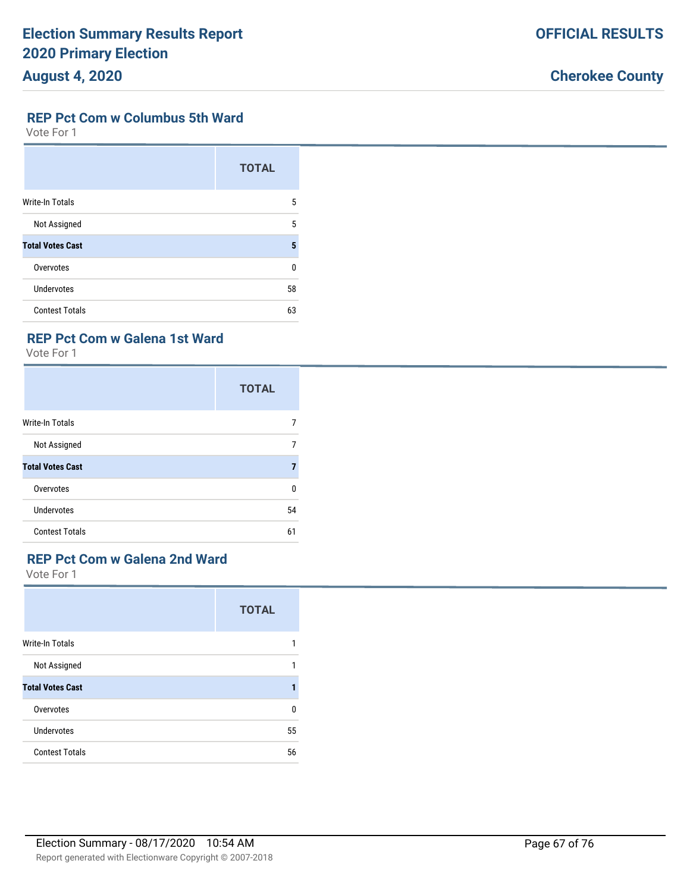## REP Pct Com w Columbus 5th Ward

Vote For 1

| | TOTAL |
|---|---|
| Write-In Totals | 5 |
| Not Assigned | 5 |
| **Total Votes Cast** | **5** |
| Overvotes | 0 |
| Undervotes | 58 |
| Contest Totals | 63 |

## REP Pct Com w Galena 1st Ward

Vote For 1

| | TOTAL |
|---|---|
| Write-In Totals | 7 |
| Not Assigned | 7 |
| **Total Votes Cast** | **7** |
| Overvotes | 0 |
| Undervotes | 54 |
| Contest Totals | 61 |

## REP Pct Com w Galena 2nd Ward

Vote For 1

| | TOTAL |
|---|---|
| Write-In Totals | 1 |
| Not Assigned | 1 |
| **Total Votes Cast** | **1** |
| Overvotes | 0 |
| Undervotes | 55 |
| Contest Totals | 56 |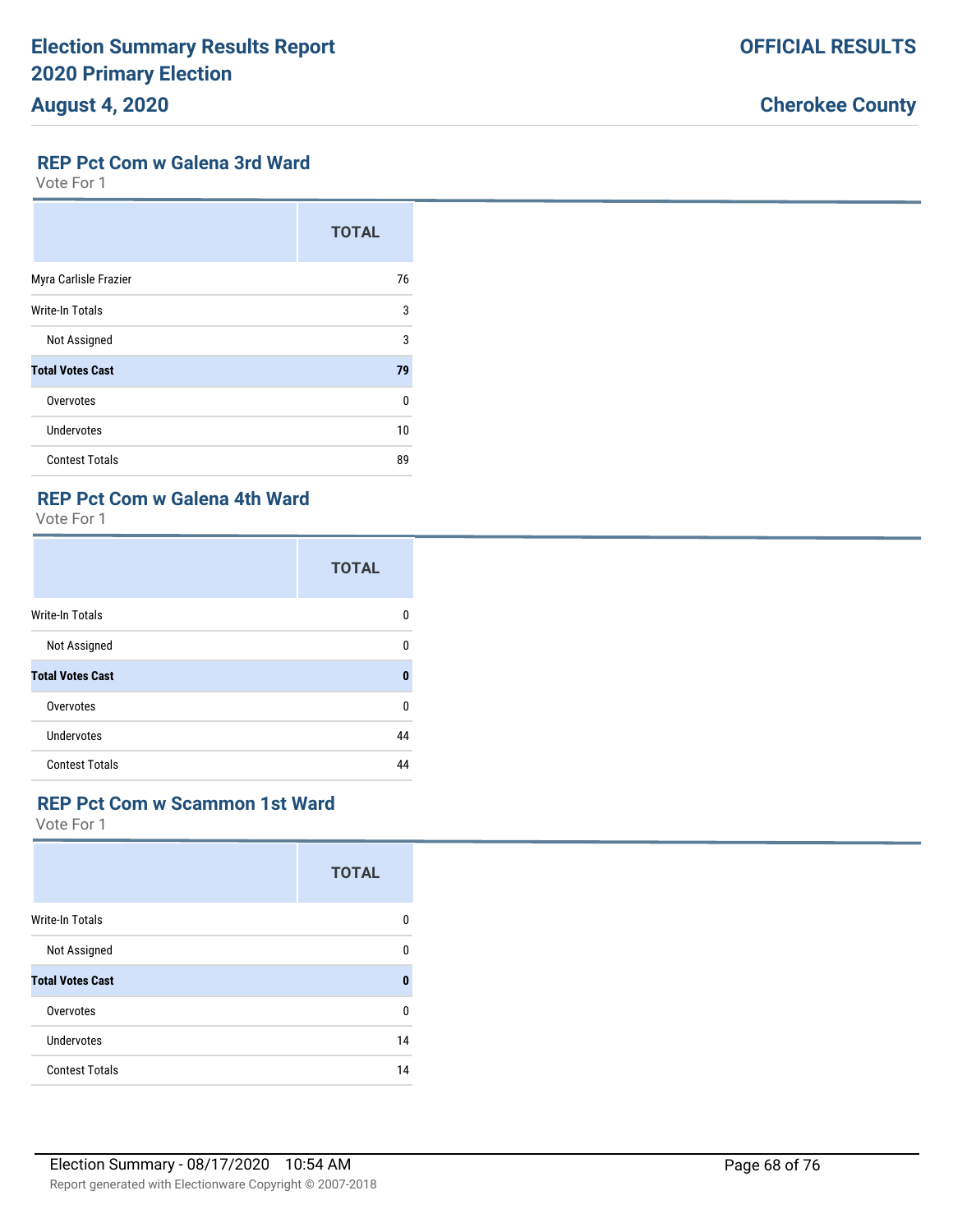## REP Pct Com w Galena 3rd Ward

Vote For 1

| | TOTAL |
|---|---|
| Myra Carlisle Frazier | 76 |
| Write-In Totals | 3 |
| Not Assigned | 3 |
| **Total Votes Cast** | **79** |
| Overvotes | 0 |
| Undervotes | 10 |
| Contest Totals | 89 |

## REP Pct Com w Galena 4th Ward

Vote For 1

| | TOTAL |
|---|---|
| Write-In Totals | 0 |
| Not Assigned | 0 |
| **Total Votes Cast** | **0** |
| Overvotes | 0 |
| Undervotes | 44 |
| Contest Totals | 44 |

## REP Pct Com w Scammon 1st Ward

Vote For 1

| | TOTAL |
|---|---|
| Write-In Totals | 0 |
| Not Assigned | 0 |
| **Total Votes Cast** | **0** |
| Overvotes | 0 |
| Undervotes | 14 |
| Contest Totals | 14 |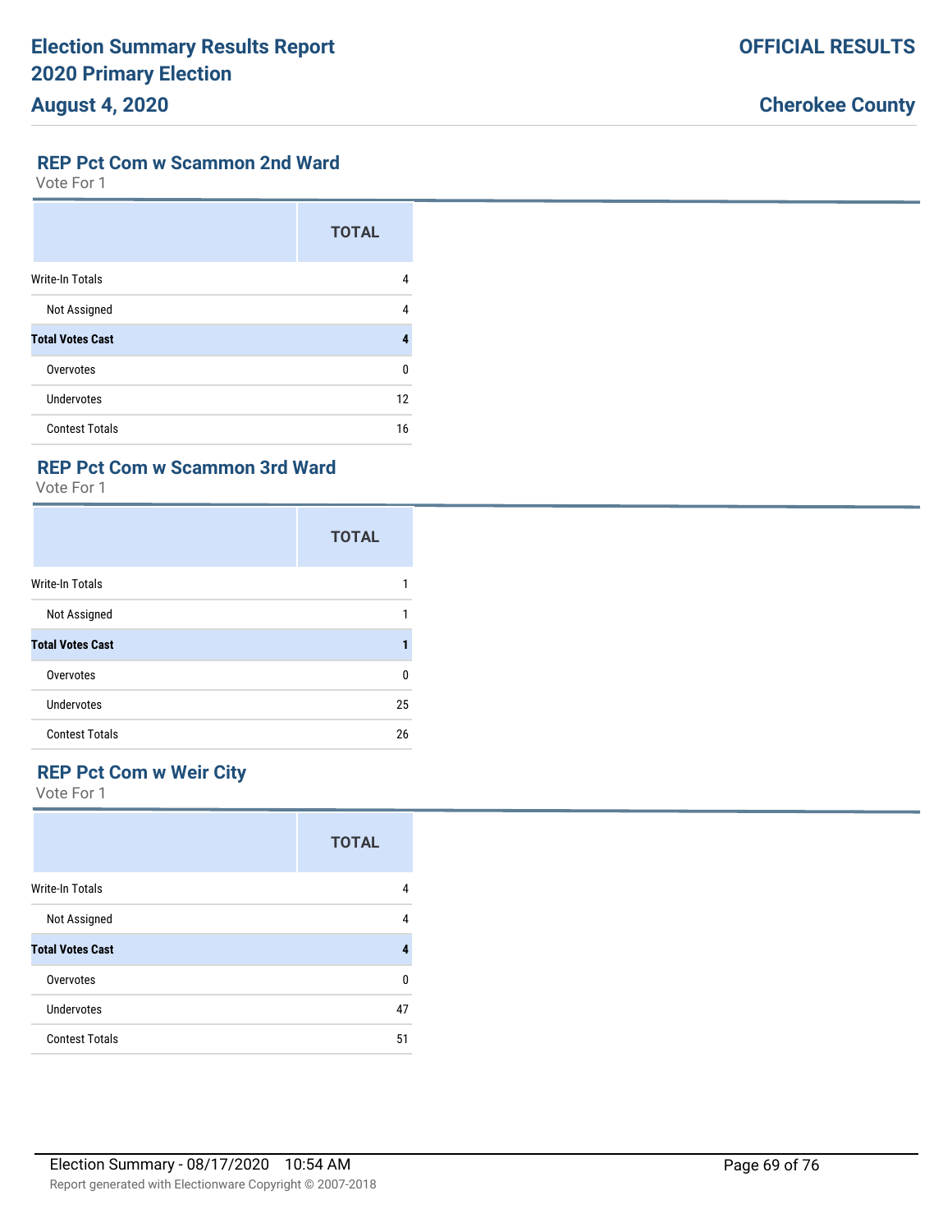## REP Pct Com w Scammon 2nd Ward

Vote For 1

| | TOTAL |
|---|---|
| Write-In Totals | 4 |
| Not Assigned | 4 |
| **Total Votes Cast** | **4** |
| Overvotes | 0 |
| Undervotes | 12 |
| Contest Totals | 16 |

## REP Pct Com w Scammon 3rd Ward

Vote For 1

| | TOTAL |
|---|---|
| Write-In Totals | 1 |
| Not Assigned | 1 |
| **Total Votes Cast** | **1** |
| Overvotes | 0 |
| Undervotes | 25 |
| Contest Totals | 26 |

## REP Pct Com w Weir City

Vote For 1

| | TOTAL |
|---|---|
| Write-In Totals | 4 |
| Not Assigned | 4 |
| **Total Votes Cast** | **4** |
| Overvotes | 0 |
| Undervotes | 47 |
| Contest Totals | 51 |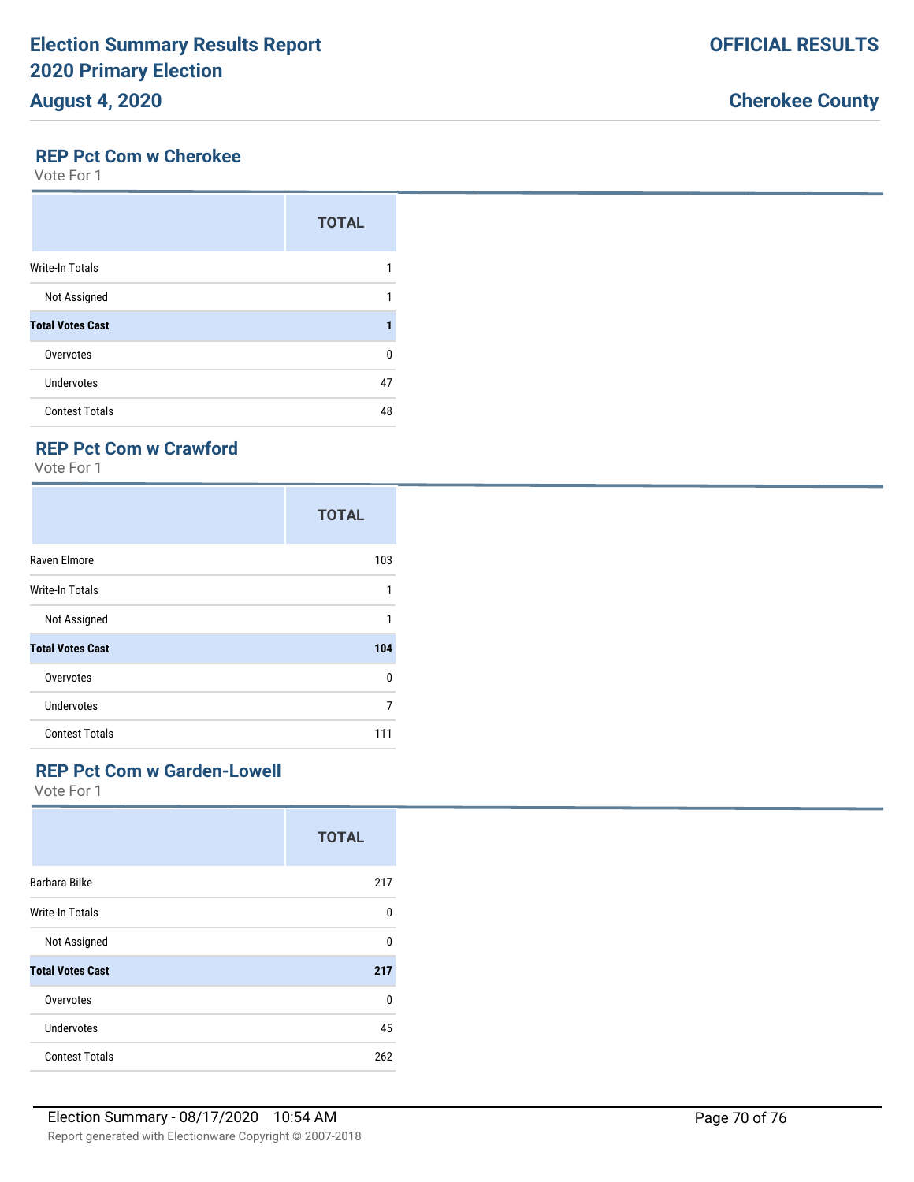## REP Pct Com w Cherokee

Vote For 1

| | TOTAL |
|---|---|
| Write-In Totals | 1 |
| Not Assigned | 1 |
| **Total Votes Cast** | **1** |
| Overvotes | 0 |
| Undervotes | 47 |
| Contest Totals | 48 |

## REP Pct Com w Crawford

Vote For 1

| | TOTAL |
|---|---|
| Raven Elmore | 103 |
| Write-In Totals | 1 |
| Not Assigned | 1 |
| **Total Votes Cast** | **104** |
| Overvotes | 0 |
| Undervotes | 7 |
| Contest Totals | 111 |

## REP Pct Com w Garden-Lowell

Vote For 1

| | TOTAL |
|---|---|
| Barbara Bilke | 217 |
| Write-In Totals | 0 |
| Not Assigned | 0 |
| **Total Votes Cast** | **217** |
| Overvotes | 0 |
| Undervotes | 45 |
| Contest Totals | 262 |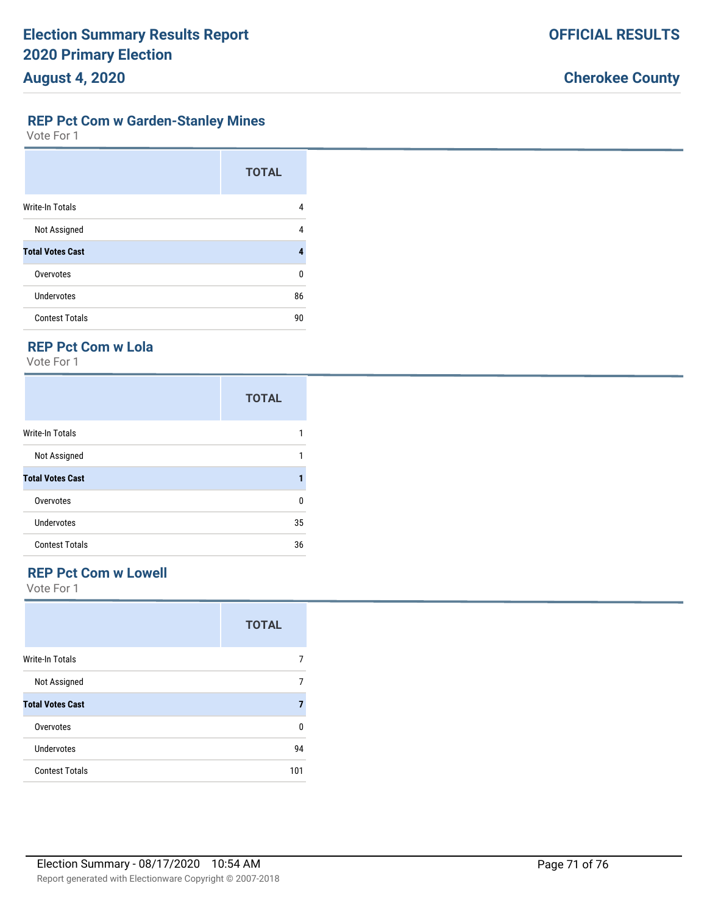## REP Pct Com w Garden-Stanley Mines

Vote For 1

| | TOTAL |
|---|---|
| Write-In Totals | 4 |
| Not Assigned | 4 |
| **Total Votes Cast** | **4** |
| Overvotes | 0 |
| Undervotes | 86 |
| Contest Totals | 90 |

## REP Pct Com w Lola

Vote For 1

| | TOTAL |
|---|---|
| Write-In Totals | 1 |
| Not Assigned | 1 |
| **Total Votes Cast** | **1** |
| Overvotes | 0 |
| Undervotes | 35 |
| Contest Totals | 36 |

## REP Pct Com w Lowell

Vote For 1

| | TOTAL |
|---|---|
| Write-In Totals | 7 |
| Not Assigned | 7 |
| **Total Votes Cast** | **7** |
| Overvotes | 0 |
| Undervotes | 94 |
| Contest Totals | 101 |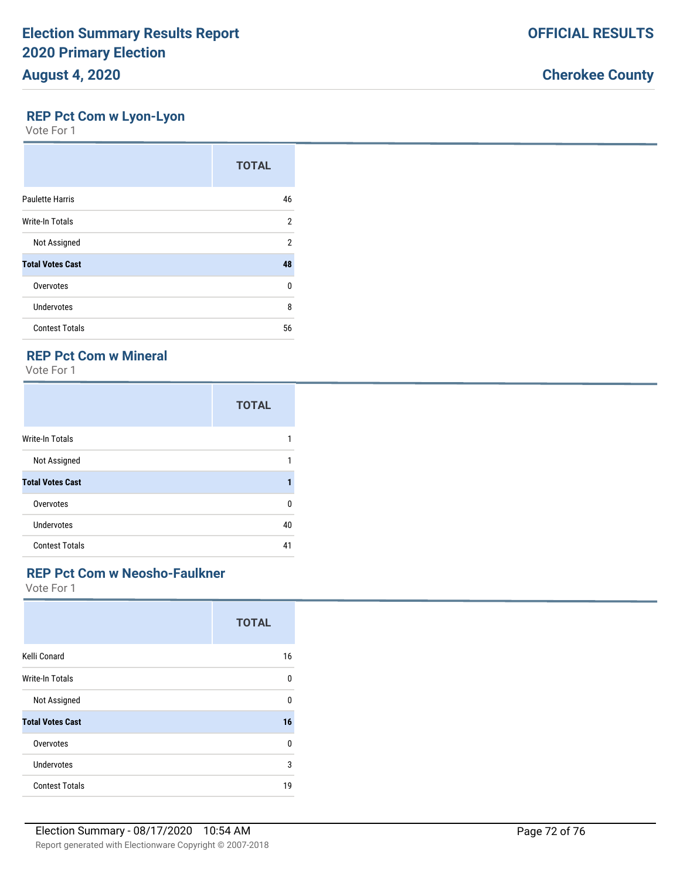## REP Pct Com w Lyon-Lyon

Vote For 1

| | TOTAL |
|---|---|
| Paulette Harris | 46 |
| Write-In Totals | 2 |
| Not Assigned | 2 |
| **Total Votes Cast** | **48** |
| Overvotes | 0 |
| Undervotes | 8 |
| Contest Totals | 56 |

## REP Pct Com w Mineral

Vote For 1

| | TOTAL |
|---|---|
| Write-In Totals | 1 |
| Not Assigned | 1 |
| **Total Votes Cast** | **1** |
| Overvotes | 0 |
| Undervotes | 40 |
| Contest Totals | 41 |

## REP Pct Com w Neosho-Faulkner

Vote For 1

| | TOTAL |
|---|---|
| Kelli Conard | 16 |
| Write-In Totals | 0 |
| Not Assigned | 0 |
| **Total Votes Cast** | **16** |
| Overvotes | 0 |
| Undervotes | 3 |
| Contest Totals | 19 |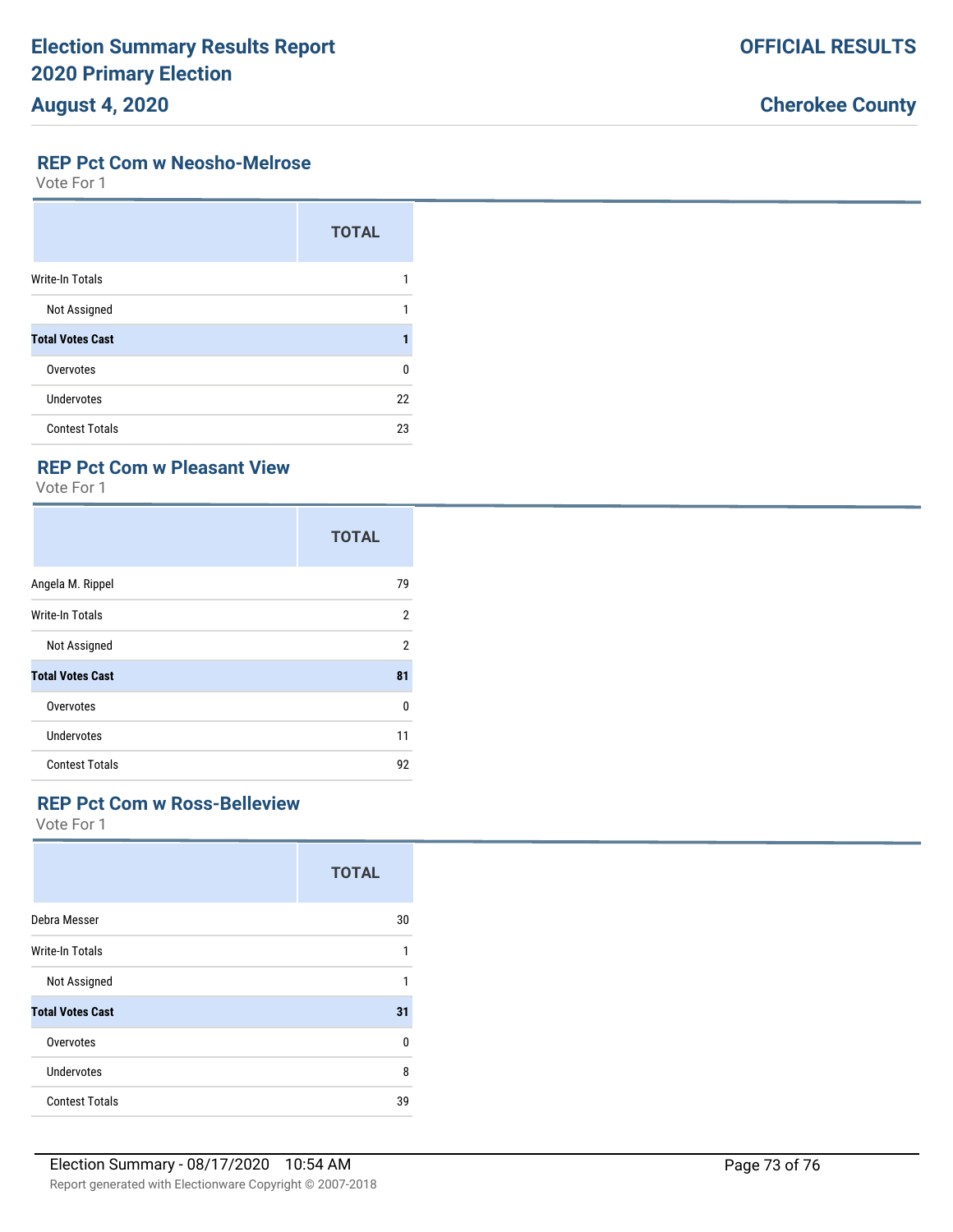## REP Pct Com w Neosho-Melrose

Vote For 1

| | TOTAL |
|---|---|
| Write-In Totals | 1 |
| Not Assigned | 1 |
| **Total Votes Cast** | **1** |
| Overvotes | 0 |
| Undervotes | 22 |
| Contest Totals | 23 |

## REP Pct Com w Pleasant View

Vote For 1

| | TOTAL |
|---|---|
| Angela M. Rippel | 79 |
| Write-In Totals | 2 |
| Not Assigned | 2 |
| **Total Votes Cast** | **81** |
| Overvotes | 0 |
| Undervotes | 11 |
| Contest Totals | 92 |

## REP Pct Com w Ross-Belleview

Vote For 1

| | TOTAL |
|---|---|
| Debra Messer | 30 |
| Write-In Totals | 1 |
| Not Assigned | 1 |
| **Total Votes Cast** | **31** |
| Overvotes | 0 |
| Undervotes | 8 |
| Contest Totals | 39 |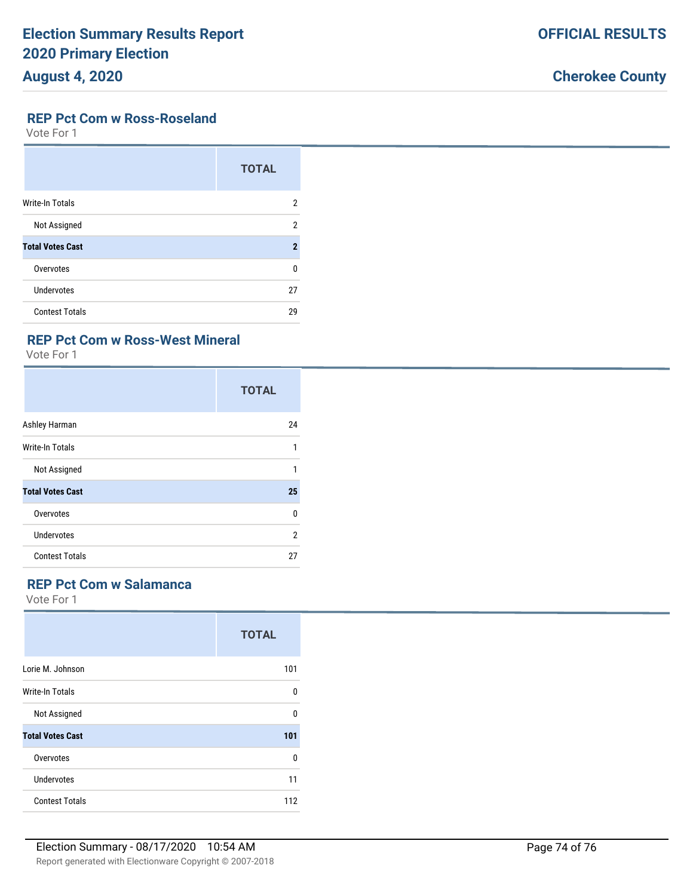## REP Pct Com w Ross-Roseland

Vote For 1

| | TOTAL |
|---|---|
| Write-In Totals | 2 |
| Not Assigned | 2 |
| **Total Votes Cast** | **2** |
| Overvotes | 0 |
| Undervotes | 27 |
| Contest Totals | 29 |

## REP Pct Com w Ross-West Mineral

Vote For 1

| | TOTAL |
|---|---|
| Ashley Harman | 24 |
| Write-In Totals | 1 |
| Not Assigned | 1 |
| **Total Votes Cast** | **25** |
| Overvotes | 0 |
| Undervotes | 2 |
| Contest Totals | 27 |

## REP Pct Com w Salamanca

Vote For 1

| | TOTAL |
|---|---|
| Lorie M. Johnson | 101 |
| Write-In Totals | 0 |
| Not Assigned | 0 |
| **Total Votes Cast** | **101** |
| Overvotes | 0 |
| Undervotes | 11 |
| Contest Totals | 112 |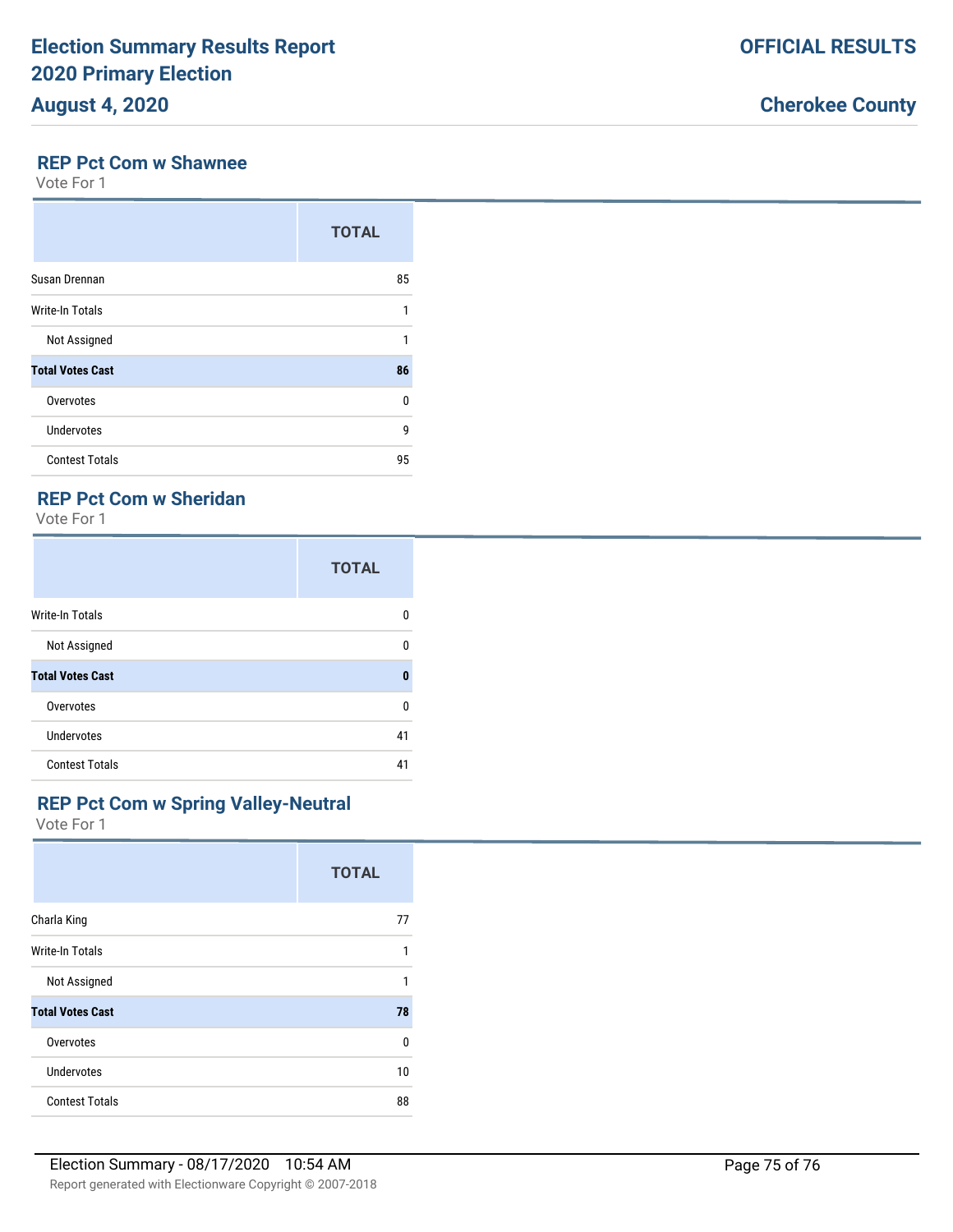## REP Pct Com w Shawnee

Vote For 1

| | TOTAL |
|---|---|
| Susan Drennan | 85 |
| Write-In Totals | 1 |
| Not Assigned | 1 |
| **Total Votes Cast** | **86** |
| Overvotes | 0 |
| Undervotes | 9 |
| Contest Totals | 95 |

## REP Pct Com w Sheridan

Vote For 1

| | TOTAL |
|---|---|
| Write-In Totals | 0 |
| Not Assigned | 0 |
| **Total Votes Cast** | **0** |
| Overvotes | 0 |
| Undervotes | 41 |
| Contest Totals | 41 |

## REP Pct Com w Spring Valley-Neutral

Vote For 1

| | TOTAL |
|---|---|
| Charla King | 77 |
| Write-In Totals | 1 |
| Not Assigned | 1 |
| **Total Votes Cast** | **78** |
| Overvotes | 0 |
| Undervotes | 10 |
| Contest Totals | 88 |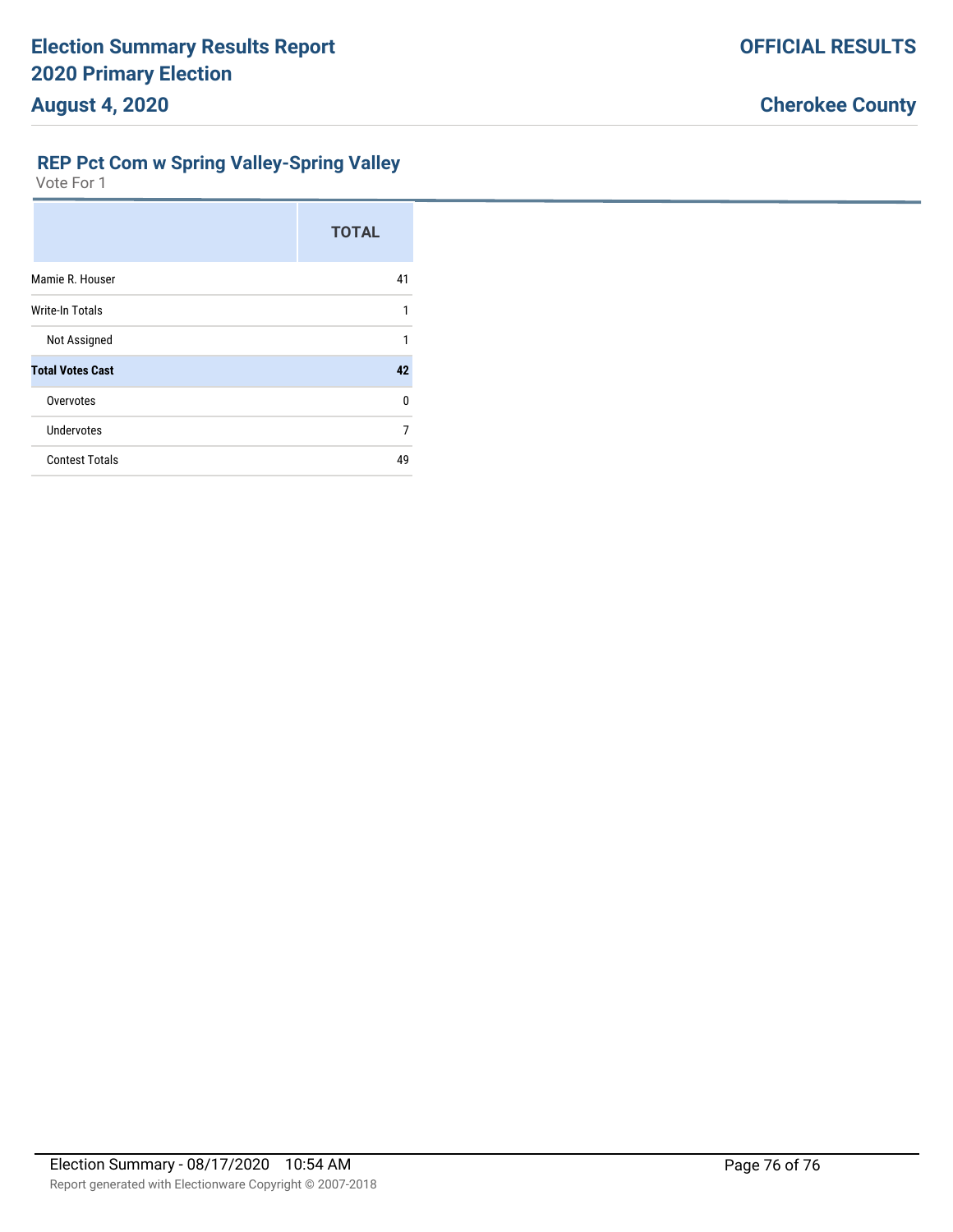## REP Pct Com w Spring Valley-Spring Valley

Vote For 1

| | TOTAL |
|---|---|
| Mamie R. Houser | 41 |
| Write-In Totals | 1 |
| Not Assigned | 1 |
| **Total Votes Cast** | **42** |
| Overvotes | 0 |
| Undervotes | 7 |
| Contest Totals | 49 |